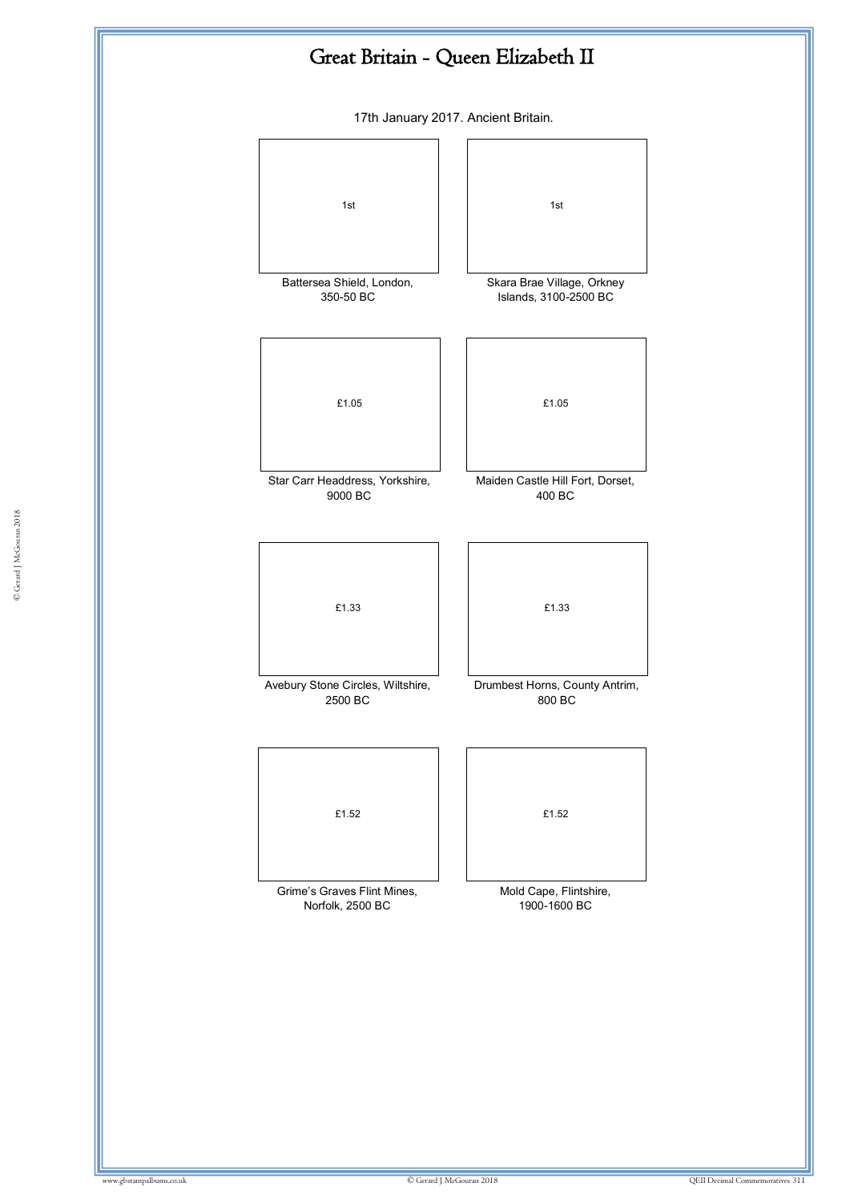# Great Britain - Queen Elizabeth II

17th January 2017. Ancient Britain.

1st

Battersea Shield, London, 350-50 BC

1st

Skara Brae Village, Orkney Islands, 3100-2500 BC

£1.05

Star Carr Headdress, Yorkshire, 9000 BC

£1.05

Maiden Castle Hill Fort, Dorset, 400 BC

£1.33

Avebury Stone Circles, Wiltshire, 2500 BC

£1.33

Drumbest Horns, County Antrim, 800 BC

£1.52

Grime's Graves Flint Mines, Norfolk, 2500 BC

£1.52

Mold Cape, Flintshire, 1900-1600 BC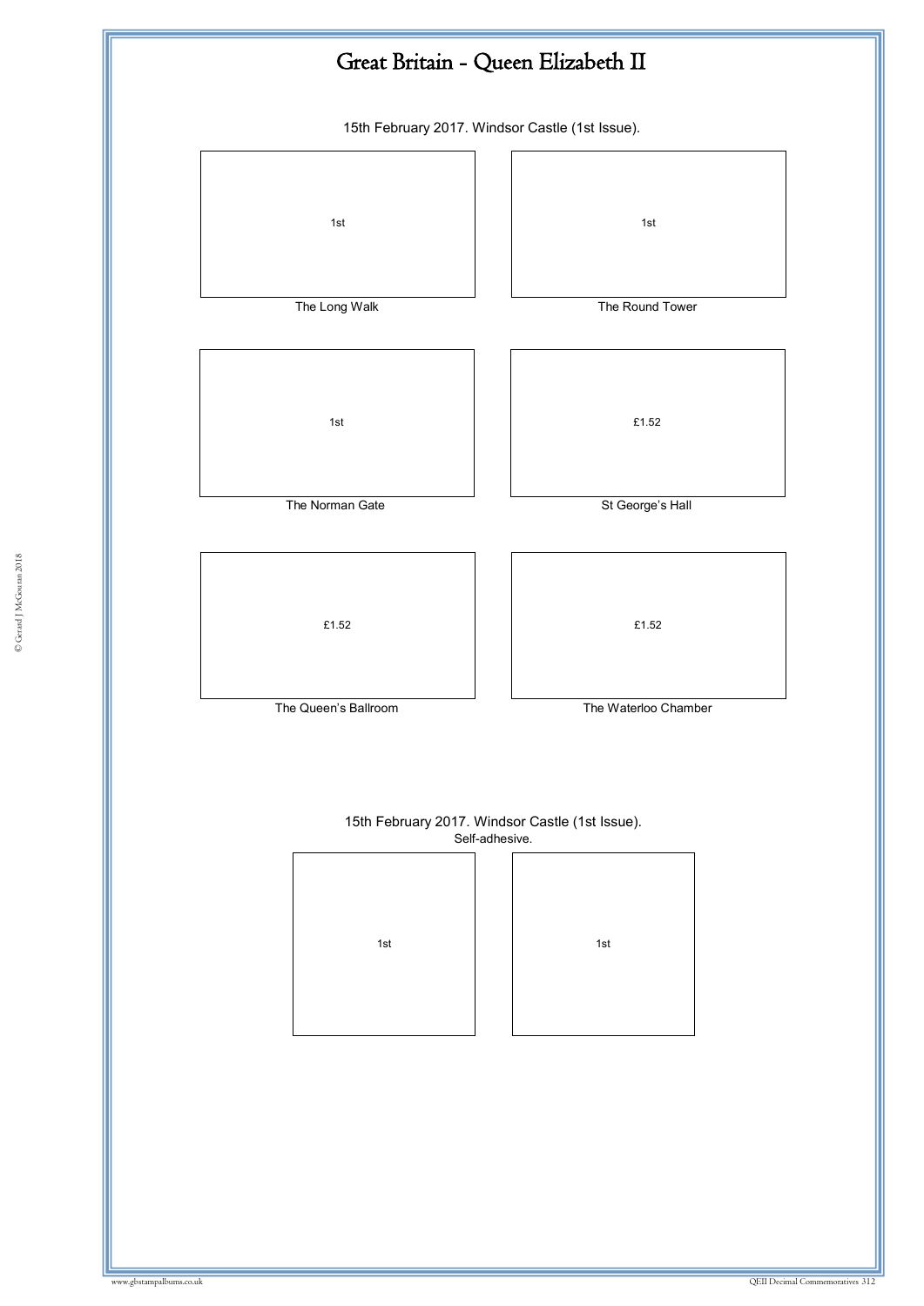# Great Britain - Queen Elizabeth II

15th February 2017. Windsor Castle (1st Issue).

| 1st | 1st |
|---|---|
| The Long Walk | The Round Tower |

| 1st | £1.52 |
|---|---|
| The Norman Gate | St George's Hall |

| £1.52 | £1.52 |
|---|---|
| The Queen's Ballroom | The Waterloo Chamber |

15th February 2017. Windsor Castle (1st Issue).
Self-adhesive.

| 1st | 1st |
|---|---|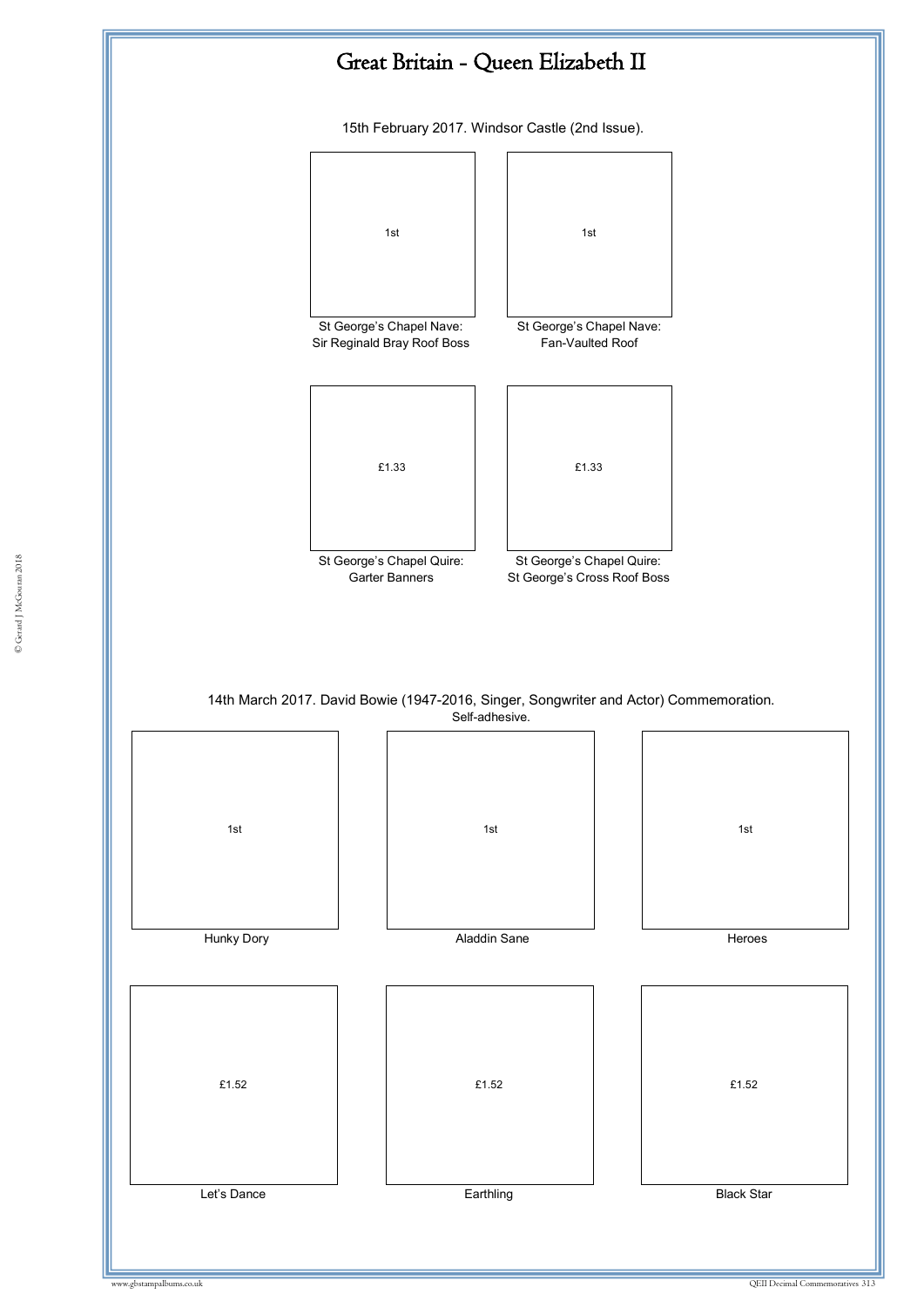# Great Britain - Queen Elizabeth II

15th February 2017. Windsor Castle (2nd Issue).

| 1st | 1st |
|---|---|
| St George's Chapel Nave: Sir Reginald Bray Roof Boss | St George's Chapel Nave: Fan-Vaulted Roof |
| £1.33 | £1.33 |
| St George's Chapel Quire: Garter Banners | St George's Chapel Quire: St George's Cross Roof Boss |

14th March 2017. David Bowie (1947-2016, Singer, Songwriter and Actor) Commemoration.
Self-adhesive.

| 1st | 1st | 1st |
|---|---|---|
| Hunky Dory | Aladdin Sane | Heroes |
| £1.52 | £1.52 | £1.52 |
| Let's Dance | Earthling | Black Star |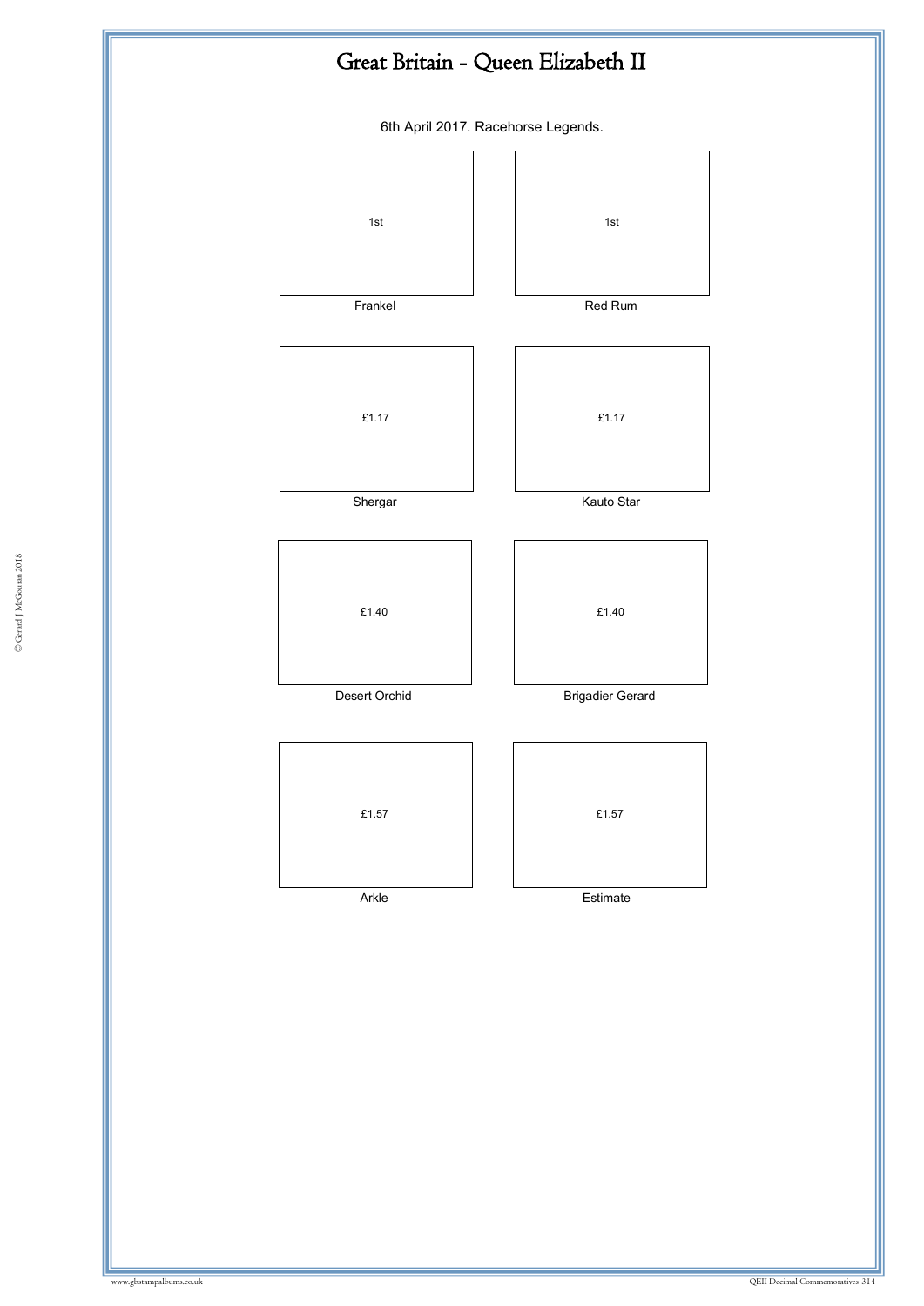# Great Britain - Queen Elizabeth II

6th April 2017. Racehorse Legends.

| 1st | 1st |
|---|---|
| Frankel | Red Rum |
| £1.17 | £1.17 |
| Shergar | Kauto Star |
| £1.40 | £1.40 |
| Desert Orchid | Brigadier Gerard |
| £1.57 | £1.57 |
| Arkle | Estimate |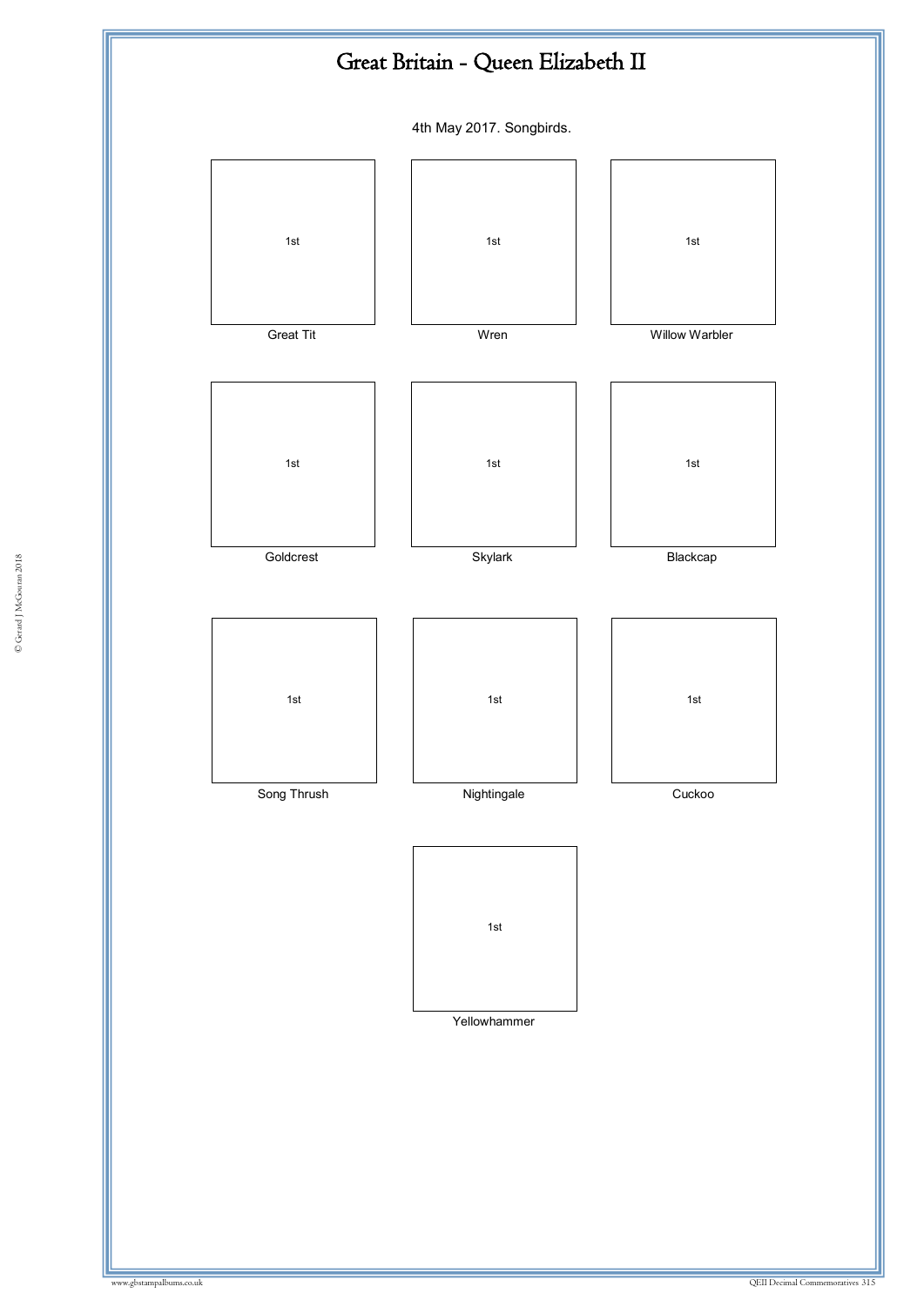# Great Britain - Queen Elizabeth II

4th May 2017. Songbirds.

| 1st | 1st | 1st |
|---|---|---|
| Great Tit | Wren | Willow Warbler |
| 1st | 1st | 1st |
| Goldcrest | Skylark | Blackcap |
| 1st | 1st | 1st |
| Song Thrush | Nightingale | Cuckoo |
| | 1st | |
| | Yellowhammer | |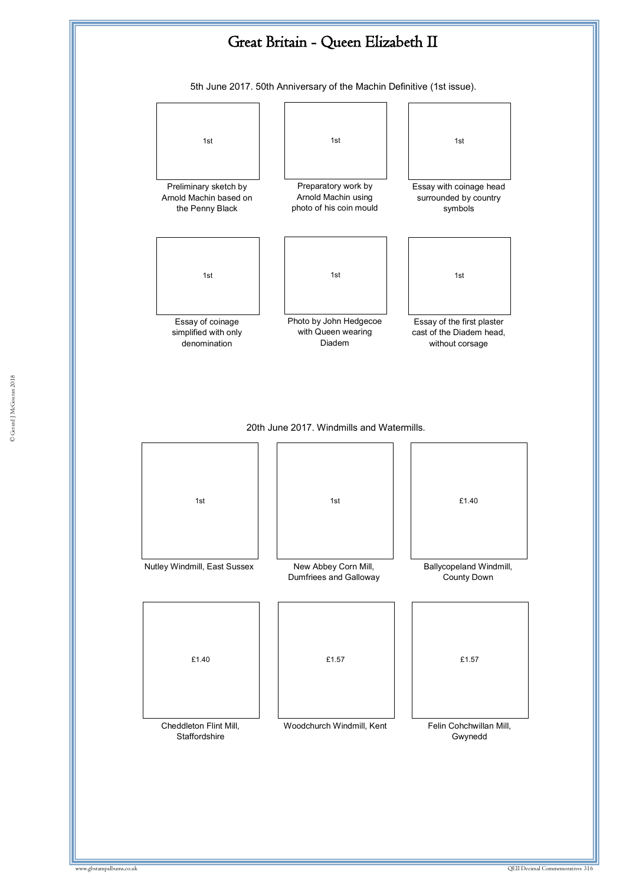# Great Britain - Queen Elizabeth II

5th June 2017. 50th Anniversary of the Machin Definitive (1st issue).

1st

Preliminary sketch by Arnold Machin based on the Penny Black

1st

Preparatory work by Arnold Machin using photo of his coin mould

1st

Essay with coinage head surrounded by country symbols

1st

Essay of coinage simplified with only denomination

1st

Photo by John Hedgecoe with Queen wearing Diadem

1st

Essay of the first plaster cast of the Diadem head, without corsage

20th June 2017. Windmills and Watermills.

1st

Nutley Windmill, East Sussex

1st

New Abbey Corn Mill, Dumfriees and Galloway

£1.40

Ballycopeland Windmill, County Down

£1.40

Cheddleton Flint Mill, Staffordshire

£1.57

Woodchurch Windmill, Kent

£1.57

Felin Cohchwillan Mill, Gwynedd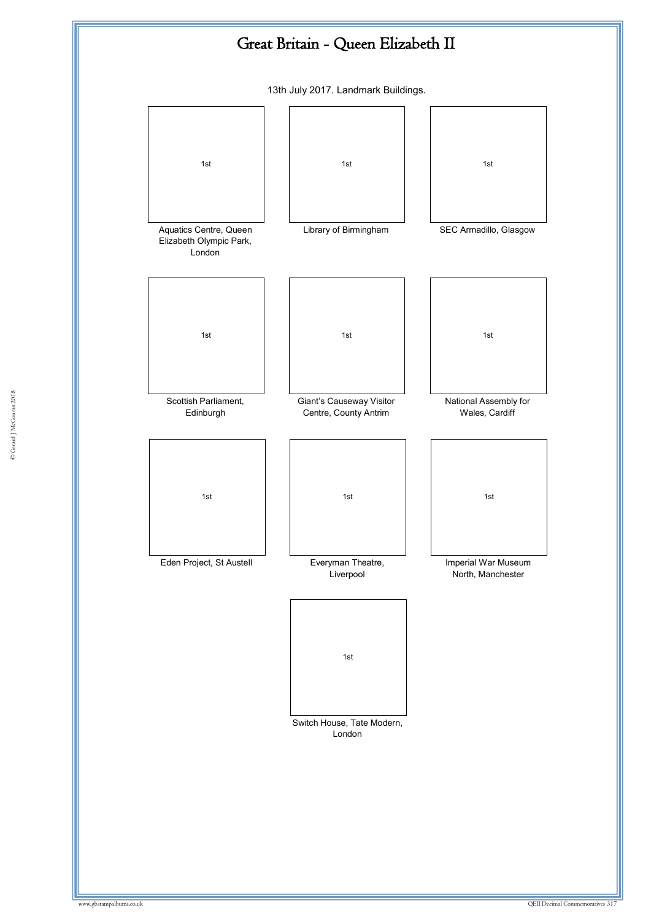# Great Britain - Queen Elizabeth II

13th July 2017. Landmark Buildings.

| 1st | 1st | 1st |
|---|---|---|
| Aquatics Centre, Queen Elizabeth Olympic Park, London | Library of Birmingham | SEC Armadillo, Glasgow |
| 1st | 1st | 1st |
| Scottish Parliament, Edinburgh | Giant's Causeway Visitor Centre, County Antrim | National Assembly for Wales, Cardiff |
| 1st | 1st | 1st |
| Eden Project, St Austell | Everyman Theatre, Liverpool | Imperial War Museum North, Manchester |
| | 1st | |
| | Switch House, Tate Modern, London | |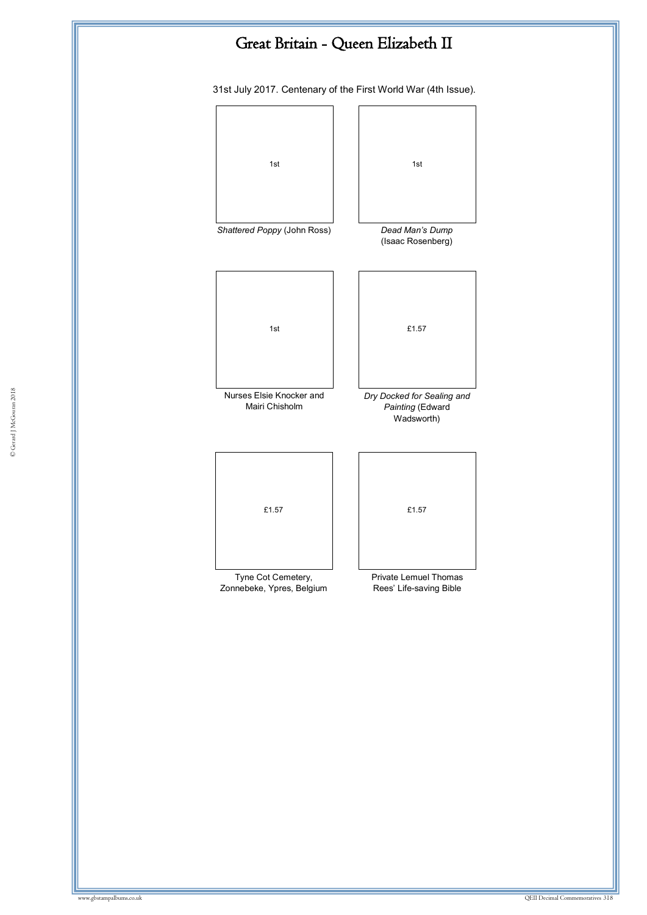# Great Britain - Queen Elizabeth II

31st July 2017. Centenary of the First World War (4th Issue).

| 1st | 1st |
| --- | --- |
| *Shattered Poppy* (John Ross) | *Dead Man's Dump* (Isaac Rosenberg) |

| 1st | £1.57 |
| --- | --- |
| Nurses Elsie Knocker and Mairi Chisholm | *Dry Docked for Sealing and Painting* (Edward Wadsworth) |

| £1.57 | £1.57 |
| --- | --- |
| Tyne Cot Cemetery, Zonnebeke, Ypres, Belgium | Private Lemuel Thomas Rees' Life-saving Bible |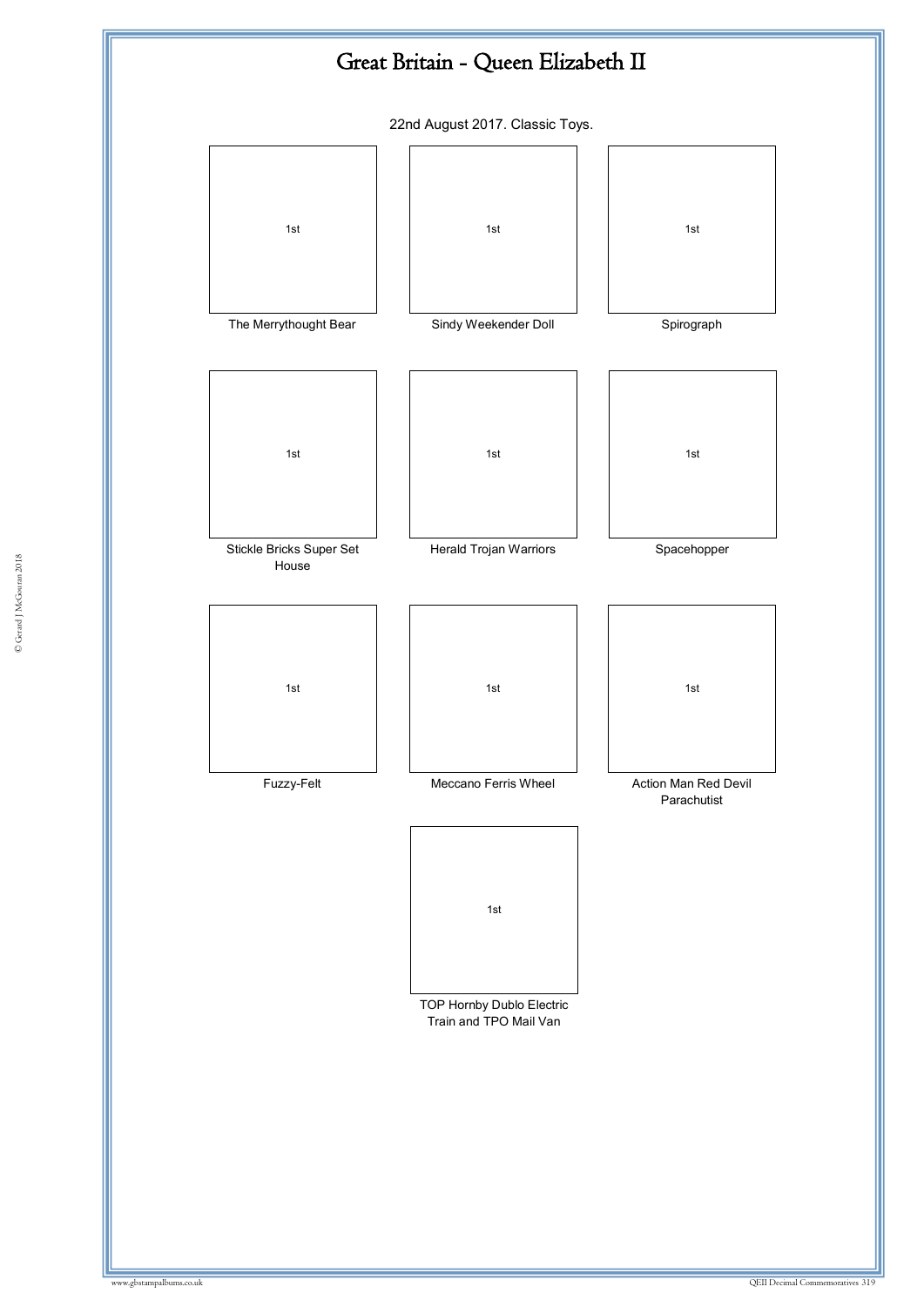# Great Britain - Queen Elizabeth II

22nd August 2017. Classic Toys.

| 1st | 1st | 1st |
|---|---|---|
| The Merrythought Bear | Sindy Weekender Doll | Spirograph |

| 1st | 1st | 1st |
|---|---|---|
| Stickle Bricks Super Set House | Herald Trojan Warriors | Spacehopper |

| 1st | 1st | 1st |
|---|---|---|
| Fuzzy-Felt | Meccano Ferris Wheel | Action Man Red Devil Parachutist |

| 1st |
|---|
| TOP Hornby Dublo Electric Train and TPO Mail Van |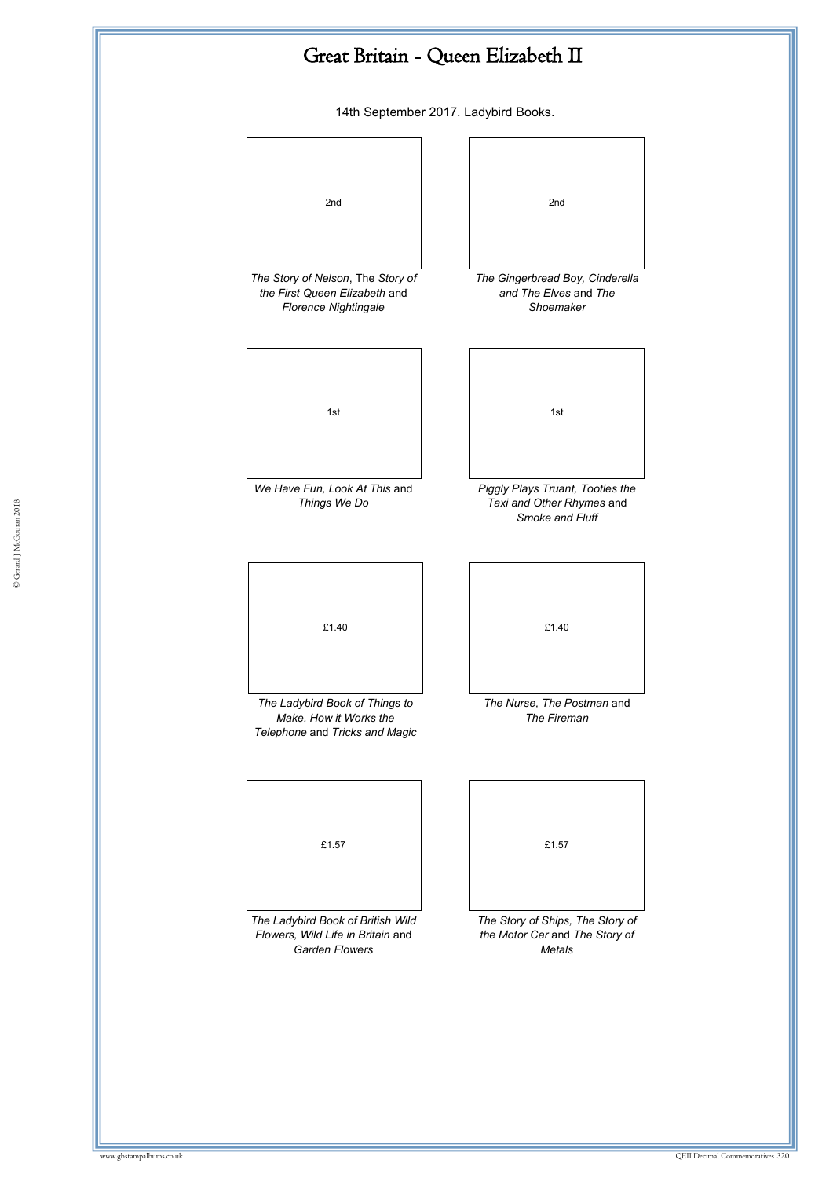# Great Britain - Queen Elizabeth II

14th September 2017. Ladybird Books.

2nd

*The Story of Nelson*, The *Story of the First Queen Elizabeth* and *Florence Nightingale*

2nd

*The Gingerbread Boy, Cinderella and The Elves* and *The Shoemaker*

1st

*We Have Fun, Look At This* and *Things We Do*

1st

*Piggly Plays Truant, Tootles the Taxi and Other Rhymes* and *Smoke and Fluff*

£1.40

*The Ladybird Book of Things to Make, How it Works the Telephone* and *Tricks and Magic*

£1.40

*The Nurse, The Postman* and *The Fireman*

£1.57

*The Ladybird Book of British Wild Flowers, Wild Life in Britain* and *Garden Flowers*

£1.57

*The Story of Ships, The Story of the Motor Car* and *The Story of Metals*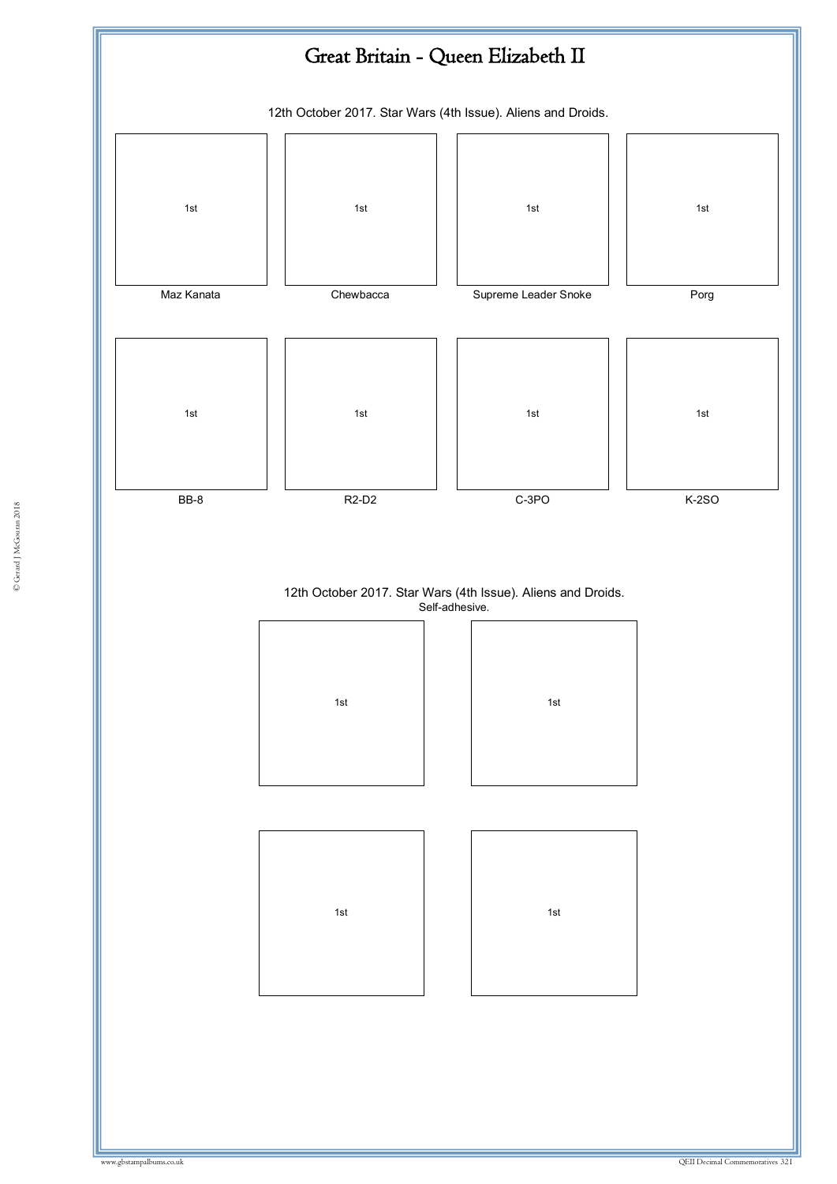# Great Britain - Queen Elizabeth II

12th October 2017. Star Wars (4th Issue). Aliens and Droids.

| 1st | 1st | 1st | 1st |
| --- | --- | --- | --- |
| Maz Kanata | Chewbacca | Supreme Leader Snoke | Porg |

| 1st | 1st | 1st | 1st |
| --- | --- | --- | --- |
| BB-8 | R2-D2 | C-3PO | K-2SO |

12th October 2017. Star Wars (4th Issue). Aliens and Droids.
Self-adhesive.

| 1st | 1st |
| --- | --- |
| 1st | 1st |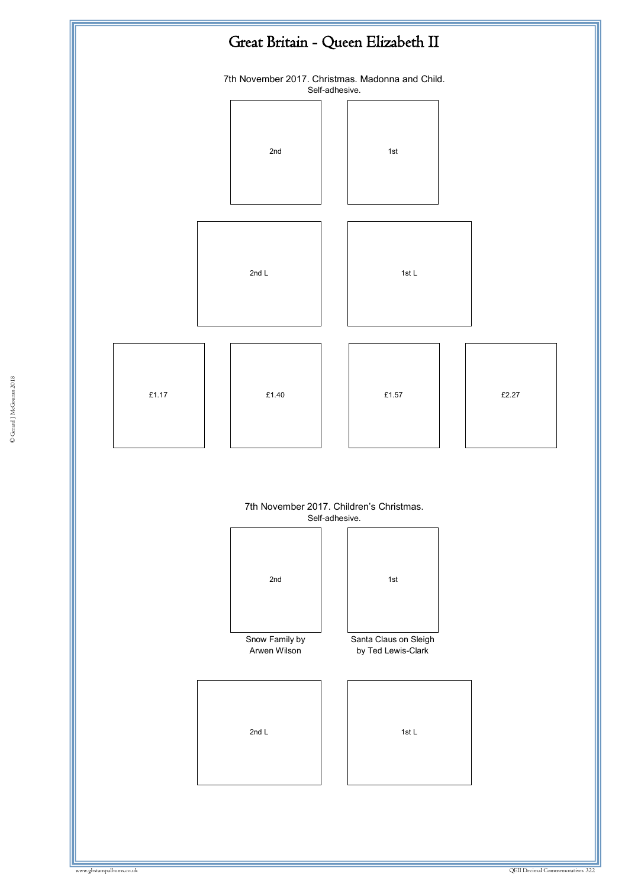# Great Britain - Queen Elizabeth II

7th November 2017. Christmas. Madonna and Child.
Self-adhesive.

2nd

1st

2nd L

1st L

£1.17

£1.40

£1.57

£2.27

7th November 2017. Children's Christmas.
Self-adhesive.

2nd

Snow Family by
Arwen Wilson

1st

Santa Claus on Sleigh
by Ted Lewis-Clark

2nd L

1st L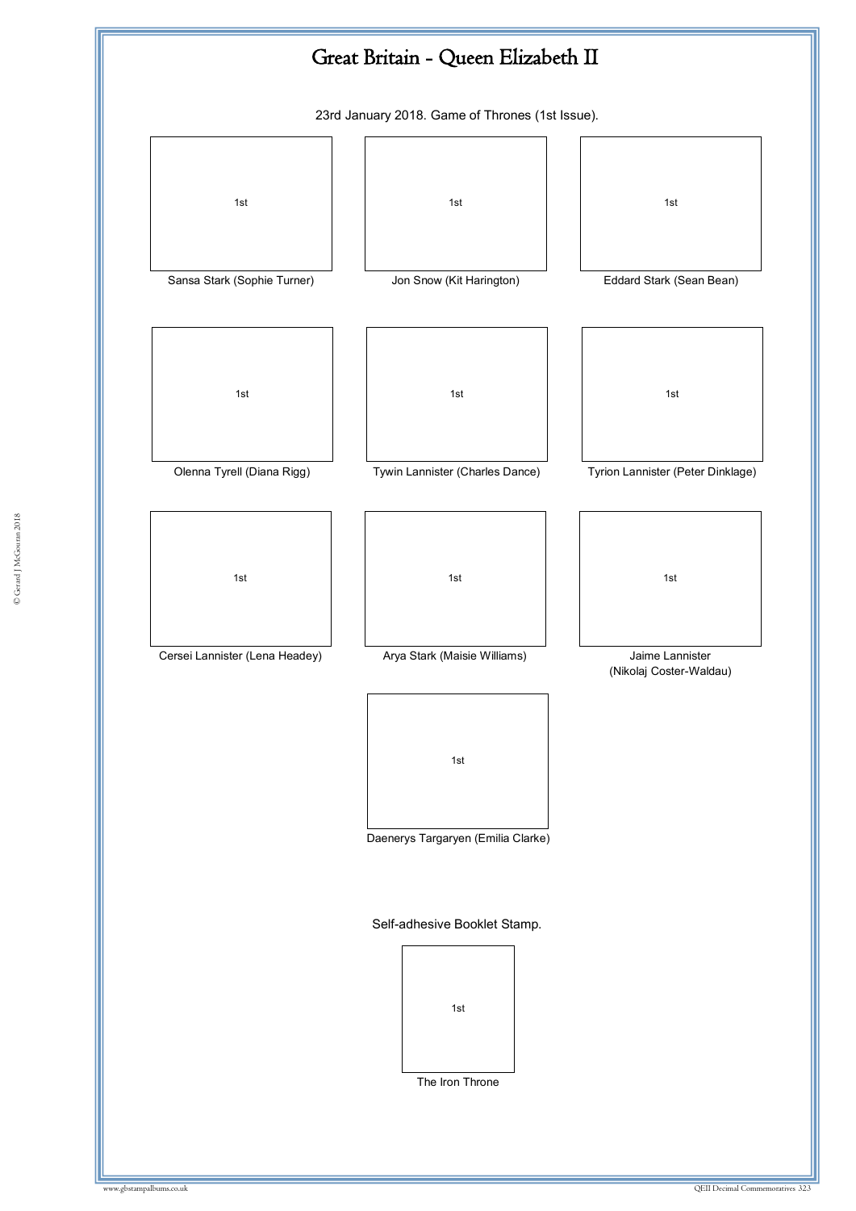# Great Britain - Queen Elizabeth II

23rd January 2018. Game of Thrones (1st Issue).

1st

Sansa Stark (Sophie Turner)

1st

Jon Snow (Kit Harington)

1st

Eddard Stark (Sean Bean)

1st

Olenna Tyrell (Diana Rigg)

1st

Tywin Lannister (Charles Dance)

1st

Tyrion Lannister (Peter Dinklage)

1st

Cersei Lannister (Lena Headey)

1st

Arya Stark (Maisie Williams)

1st

Jaime Lannister
(Nikolaj Coster-Waldau)

1st

Daenerys Targaryen (Emilia Clarke)

Self-adhesive Booklet Stamp.

1st

The Iron Throne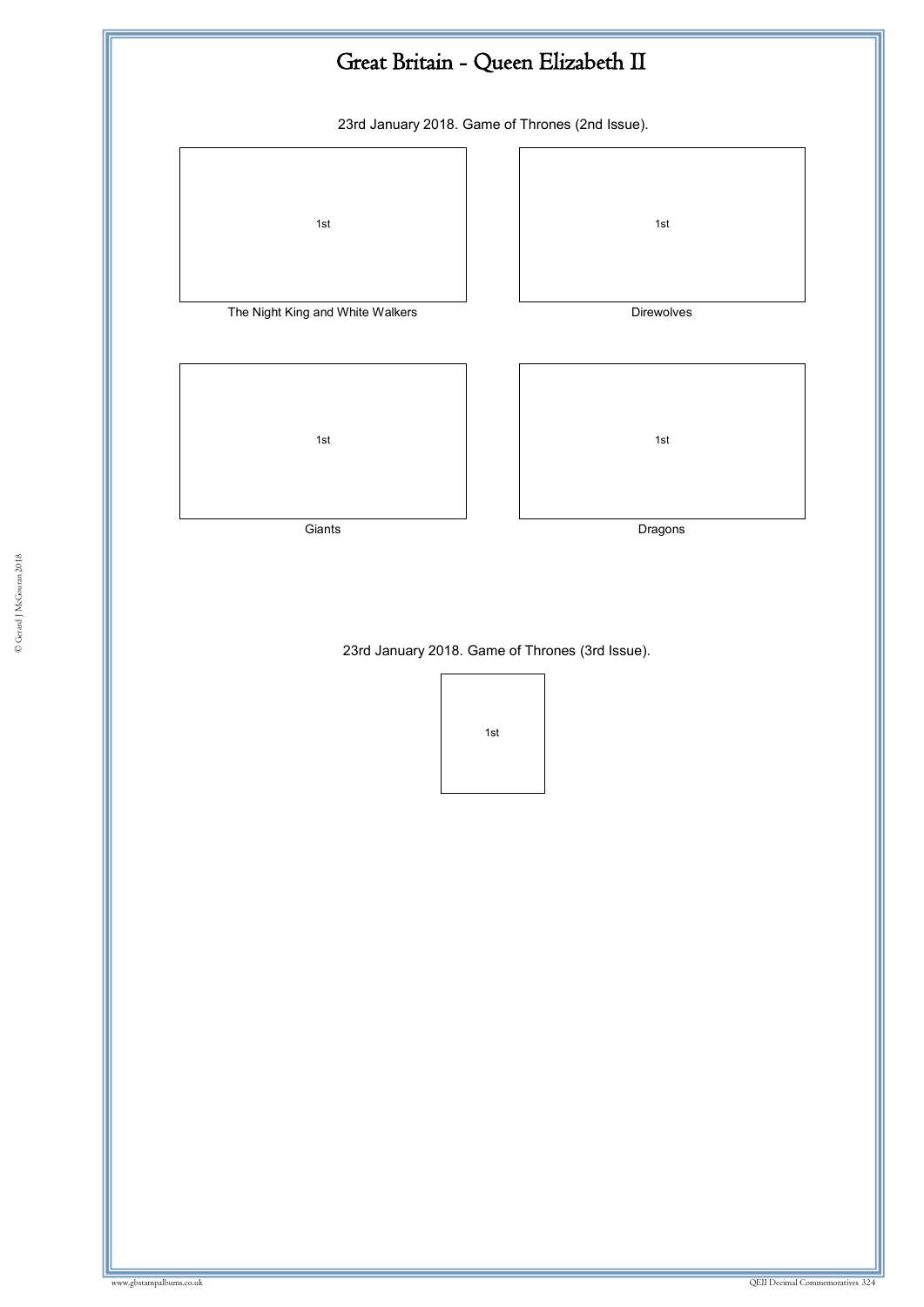# Great Britain - Queen Elizabeth II

23rd January 2018. Game of Thrones (2nd Issue).

1st

The Night King and White Walkers

1st

Direwolves

1st

Giants

1st

Dragons

23rd January 2018. Game of Thrones (3rd Issue).

1st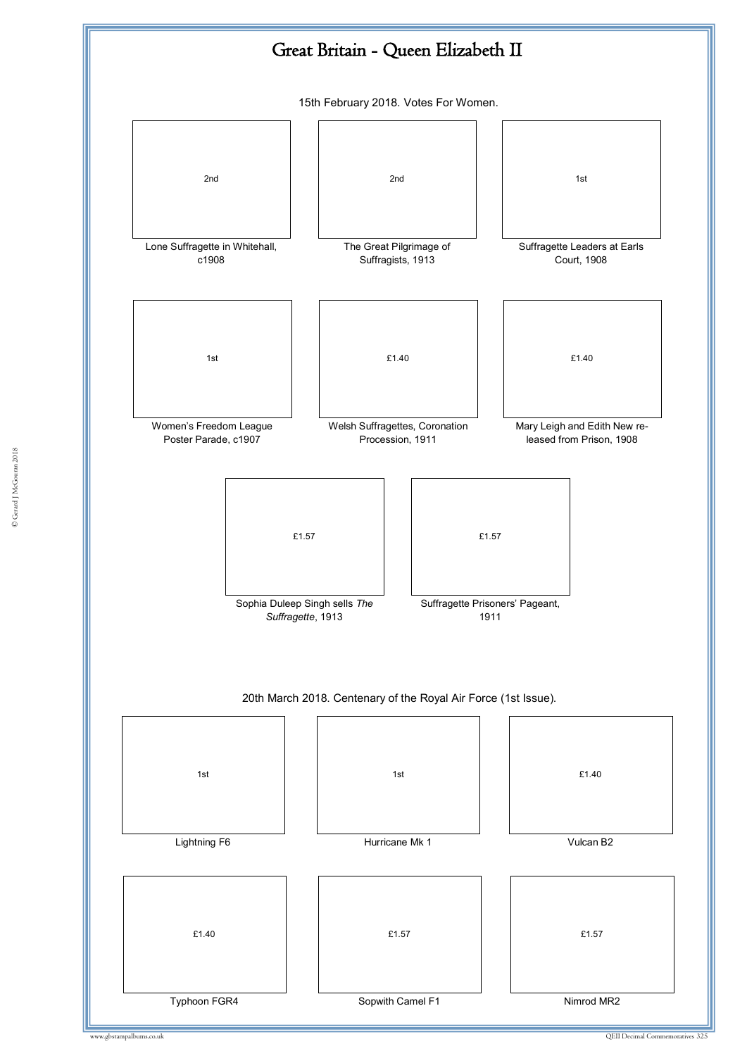# Great Britain - Queen Elizabeth II

15th February 2018. Votes For Women.

2nd

Lone Suffragette in Whitehall, c1908

2nd

The Great Pilgrimage of Suffragists, 1913

1st

Suffragette Leaders at Earls Court, 1908

1st

Women's Freedom League Poster Parade, c1907

£1.40

Welsh Suffragettes, Coronation Procession, 1911

£1.40

Mary Leigh and Edith New released from Prison, 1908

£1.57

Sophia Duleep Singh sells *The Suffragette*, 1913

£1.57

Suffragette Prisoners' Pageant, 1911

20th March 2018. Centenary of the Royal Air Force (1st Issue).

1st

Lightning F6

1st

Hurricane Mk 1

£1.40

Vulcan B2

£1.40

Typhoon FGR4

£1.57

Sopwith Camel F1

£1.57

Nimrod MR2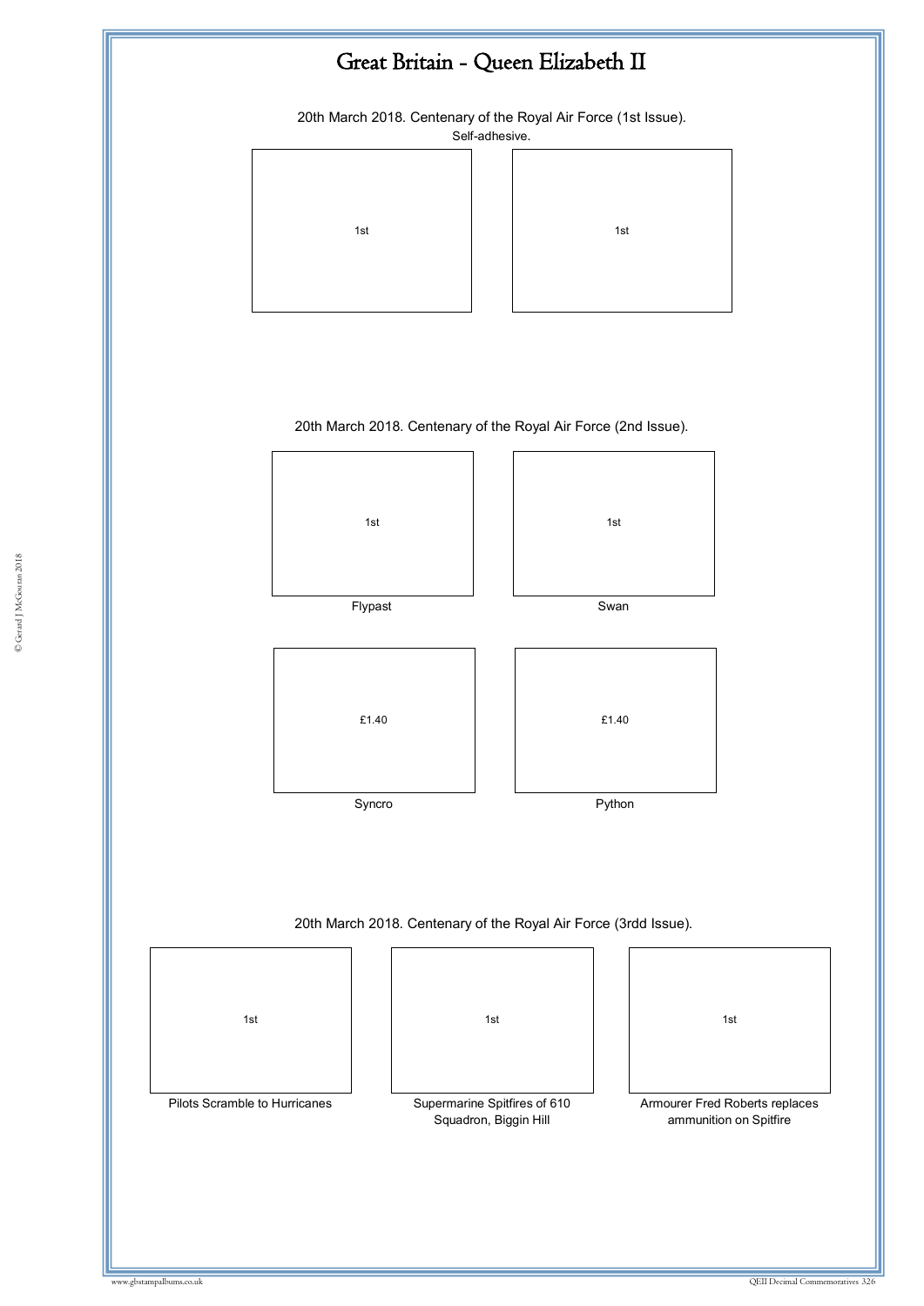# Great Britain - Queen Elizabeth II

20th March 2018. Centenary of the Royal Air Force (1st Issue).

Self-adhesive.

1st

1st

20th March 2018. Centenary of the Royal Air Force (2nd Issue).

1st

Flypast

1st

Swan

£1.40

Syncro

£1.40

Python

20th March 2018. Centenary of the Royal Air Force (3rdd Issue).

1st

Pilots Scramble to Hurricanes

1st

Supermarine Spitfires of 610 Squadron, Biggin Hill

1st

Armourer Fred Roberts replaces ammunition on Spitfire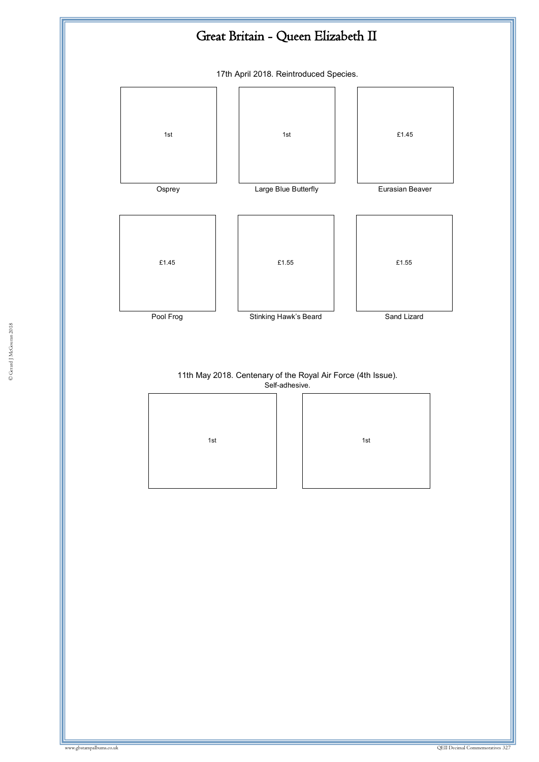# Great Britain - Queen Elizabeth II

17th April 2018. Reintroduced Species.

| 1st | 1st | £1.45 |
|---|---|---|
| Osprey | Large Blue Butterfly | Eurasian Beaver |
| £1.45 | £1.55 | £1.55 |
| Pool Frog | Stinking Hawk's Beard | Sand Lizard |

11th May 2018. Centenary of the Royal Air Force (4th Issue).
Self-adhesive.

| 1st | 1st |
|---|---|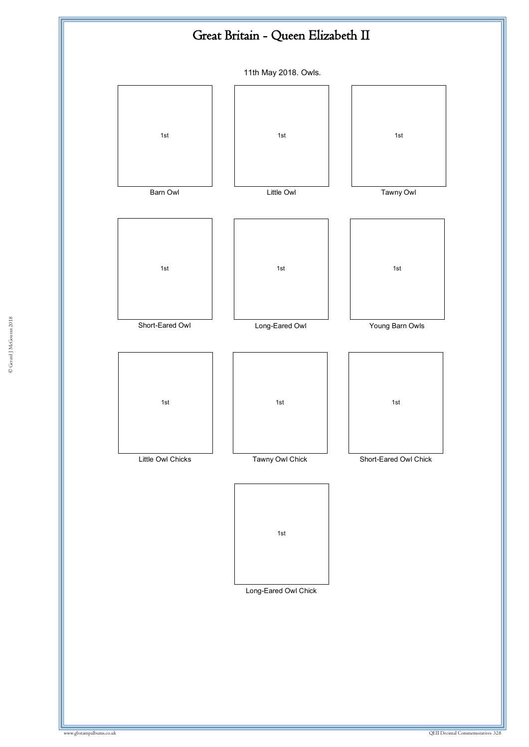# Great Britain - Queen Elizabeth II

11th May 2018. Owls.

1st

Barn Owl

1st

Little Owl

1st

Tawny Owl

1st

Short-Eared Owl

1st

Long-Eared Owl

1st

Young Barn Owls

1st

Little Owl Chicks

1st

Tawny Owl Chick

1st

Short-Eared Owl Chick

1st

Long-Eared Owl Chick

© Gerard J McGouran 2018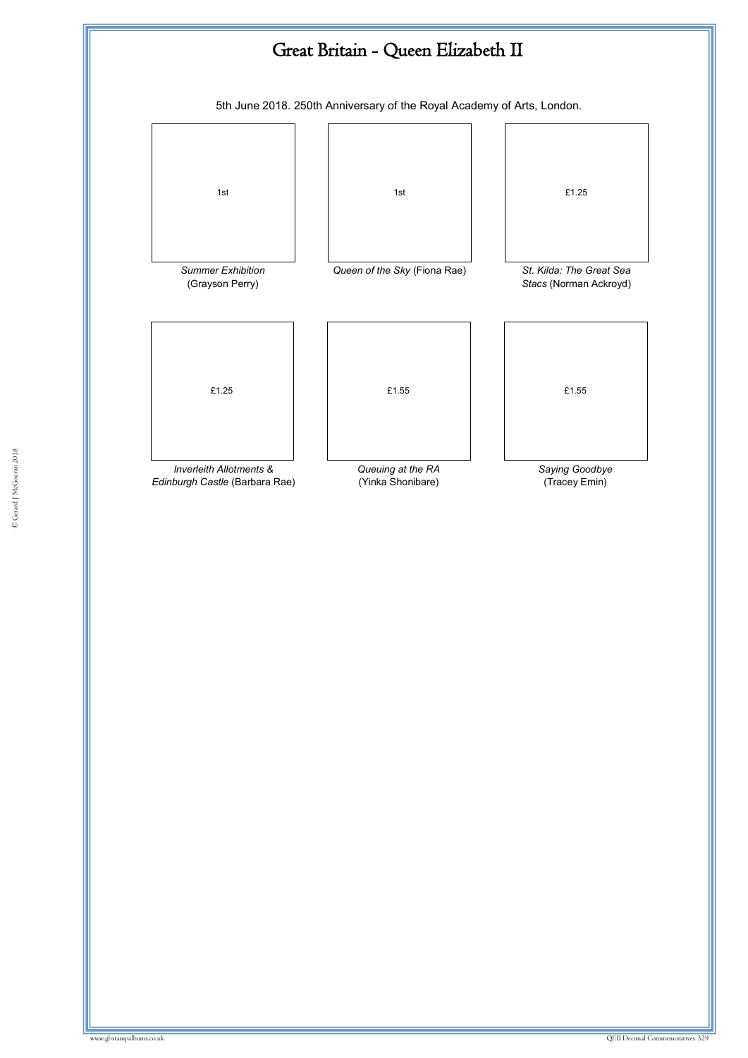# Great Britain - Queen Elizabeth II

5th June 2018. 250th Anniversary of the Royal Academy of Arts, London.

| 1st | 1st | £1.25 |
| --- | --- | --- |
| *Summer Exhibition* (Grayson Perry) | *Queen of the Sky* (Fiona Rae) | *St. Kilda: The Great Sea Stacs* (Norman Ackroyd) |

| £1.25 | £1.55 | £1.55 |
| --- | --- | --- |
| *Inverleith Allotments & Edinburgh Castle* (Barbara Rae) | *Queuing at the RA* (Yinka Shonibare) | *Saying Goodbye* (Tracey Emin) |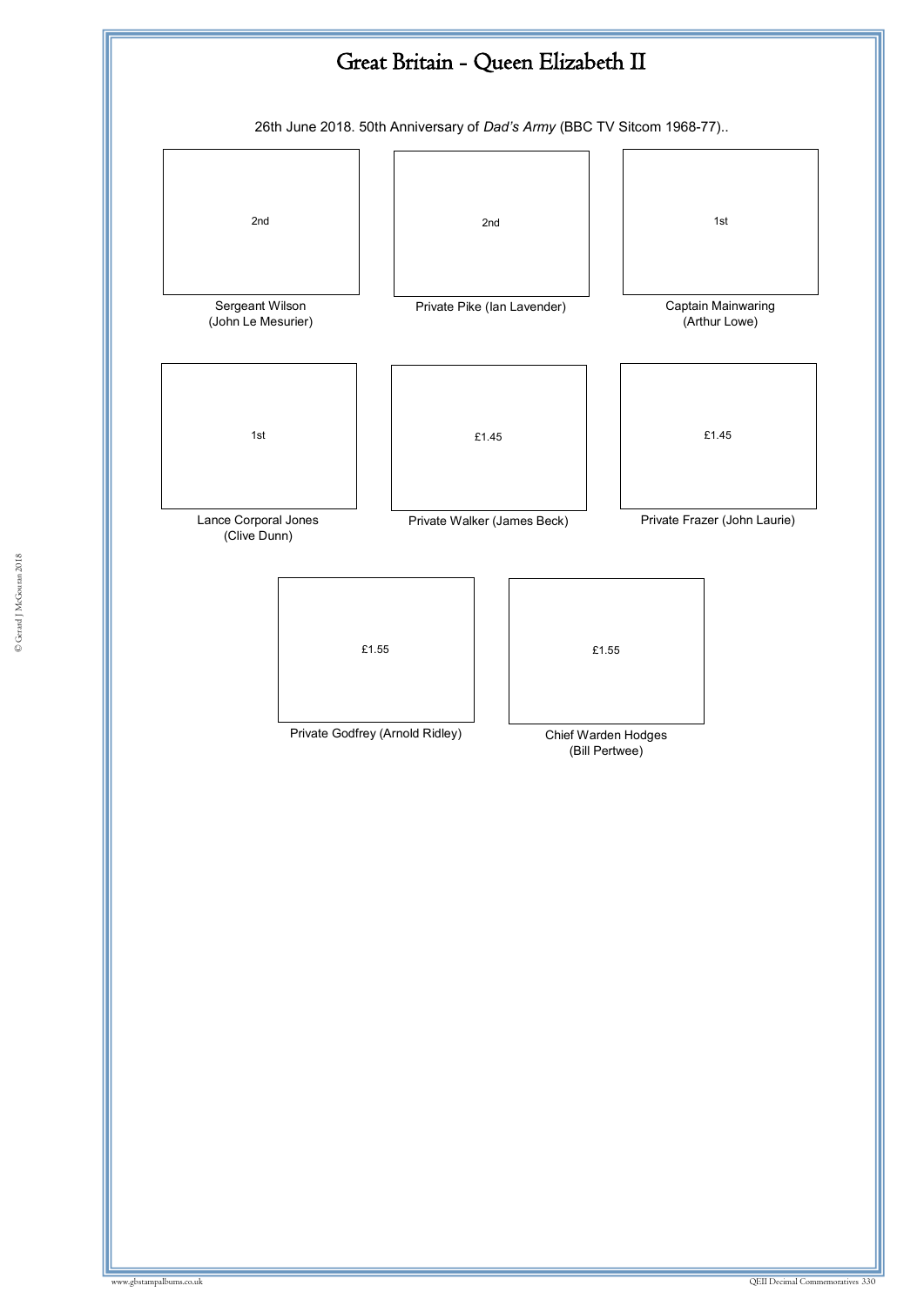# Great Britain - Queen Elizabeth II

26th June 2018. 50th Anniversary of *Dad's Army* (BBC TV Sitcom 1968-77)..

2nd

Sergeant Wilson
(John Le Mesurier)

2nd

Private Pike (Ian Lavender)

1st

Captain Mainwaring
(Arthur Lowe)

1st

Lance Corporal Jones
(Clive Dunn)

£1.45

Private Walker (James Beck)

£1.45

Private Frazer (John Laurie)

£1.55

Private Godfrey (Arnold Ridley)

£1.55

Chief Warden Hodges
(Bill Pertwee)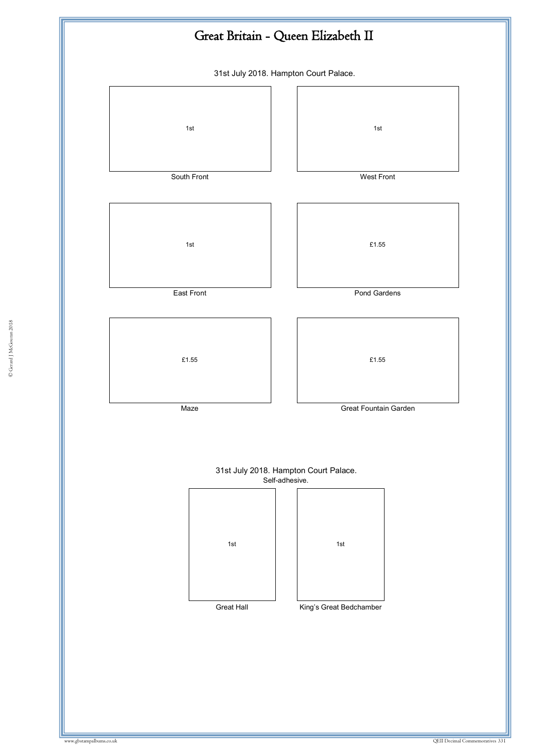# Great Britain - Queen Elizabeth II

31st July 2018. Hampton Court Palace.

| 1st | 1st |
|---|---|
| South Front | West Front |
| 1st | £1.55 |
| East Front | Pond Gardens |
| £1.55 | £1.55 |
| Maze | Great Fountain Garden |

31st July 2018. Hampton Court Palace.
Self-adhesive.

| 1st | 1st |
|---|---|
| Great Hall | King's Great Bedchamber |

© Gerard J McGouran 2018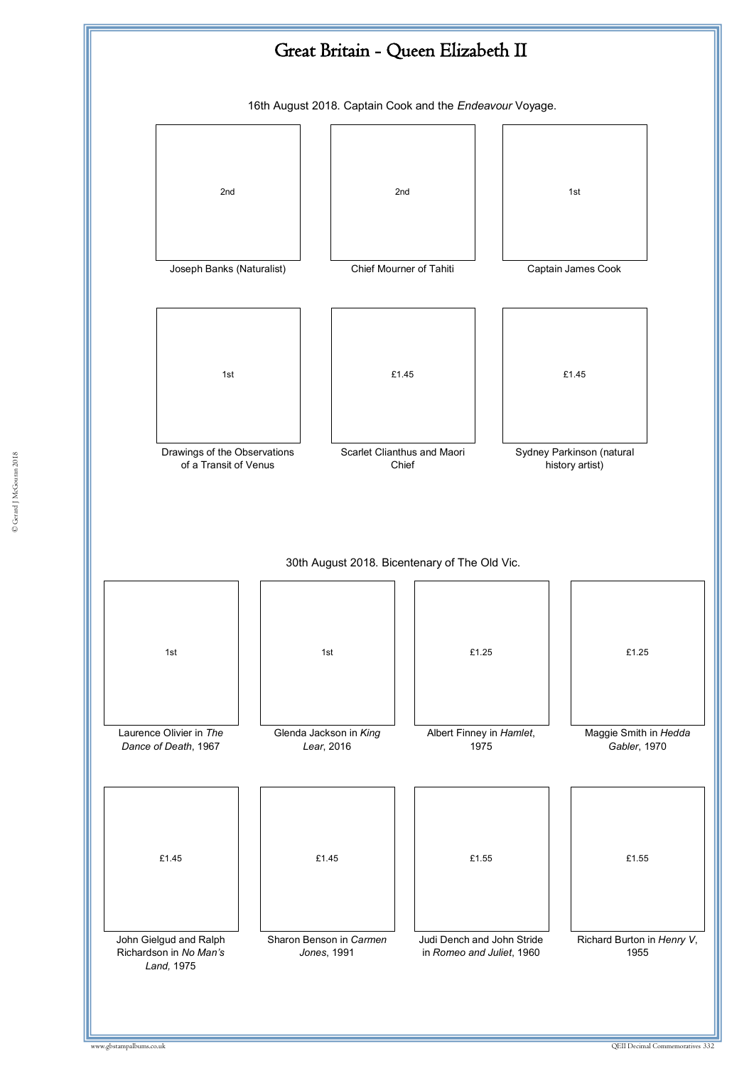# Great Britain - Queen Elizabeth II

16th August 2018. Captain Cook and the *Endeavour* Voyage.

| 2nd | 2nd | 1st |
|---|---|---|
| Joseph Banks (Naturalist) | Chief Mourner of Tahiti | Captain James Cook |

| 1st | £1.45 | £1.45 |
|---|---|---|
| Drawings of the Observations of a Transit of Venus | Scarlet Clianthus and Maori Chief | Sydney Parkinson (natural history artist) |

30th August 2018. Bicentenary of The Old Vic.

| 1st | 1st | £1.25 | £1.25 |
|---|---|---|---|
| Laurence Olivier in *The Dance of Death*, 1967 | Glenda Jackson in *King Lear*, 2016 | Albert Finney in *Hamlet*, 1975 | Maggie Smith in *Hedda Gabler*, 1970 |

| £1.45 | £1.45 | £1.55 | £1.55 |
|---|---|---|---|
| John Gielgud and Ralph Richardson in *No Man's Land,* 1975 | Sharon Benson in *Carmen Jones*, 1991 | Judi Dench and John Stride in *Romeo and Juliet*, 1960 | Richard Burton in *Henry V*, 1955 |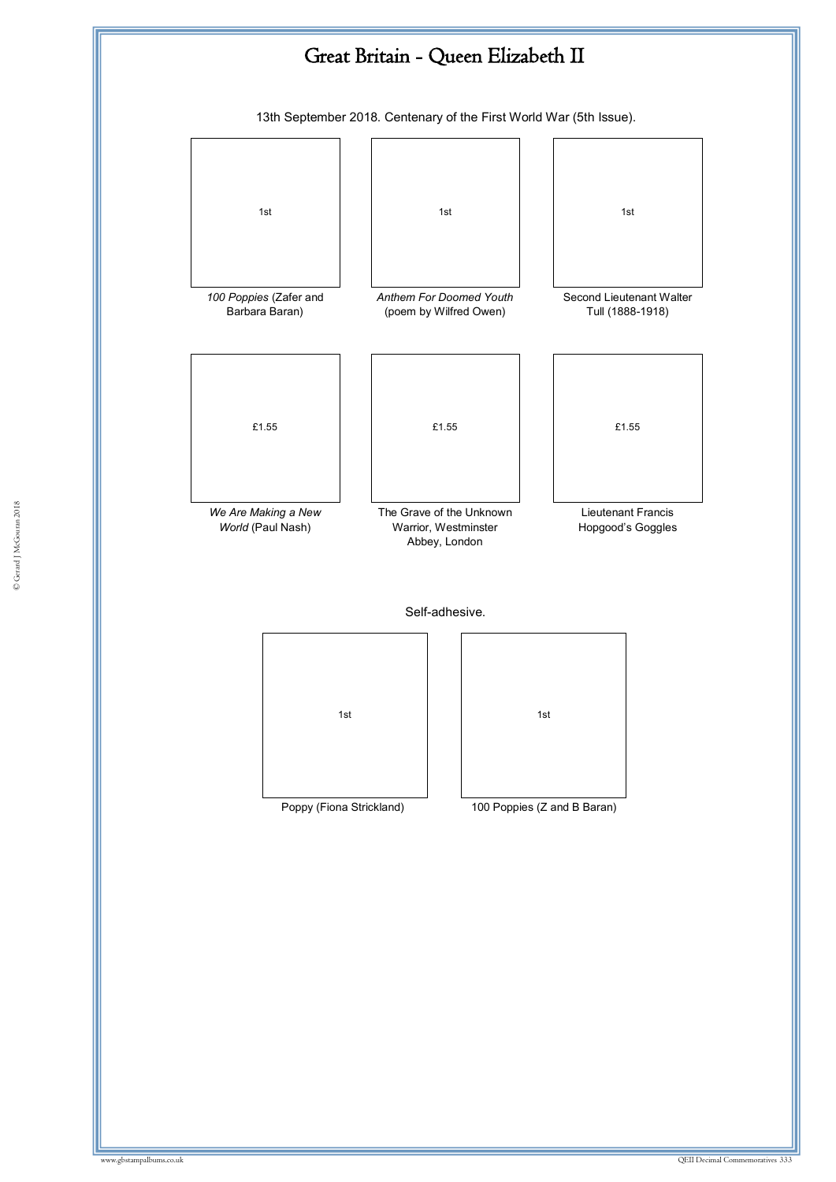# Great Britain - Queen Elizabeth II

13th September 2018. Centenary of the First World War (5th Issue).

1st

*100 Poppies* (Zafer and Barbara Baran)

1st

*Anthem For Doomed Youth* (poem by Wilfred Owen)

1st

Second Lieutenant Walter Tull (1888-1918)

£1.55

*We Are Making a New World* (Paul Nash)

£1.55

The Grave of the Unknown Warrior, Westminster Abbey, London

£1.55

Lieutenant Francis Hopgood's Goggles

Self-adhesive.

1st

Poppy (Fiona Strickland)

1st

100 Poppies (Z and B Baran)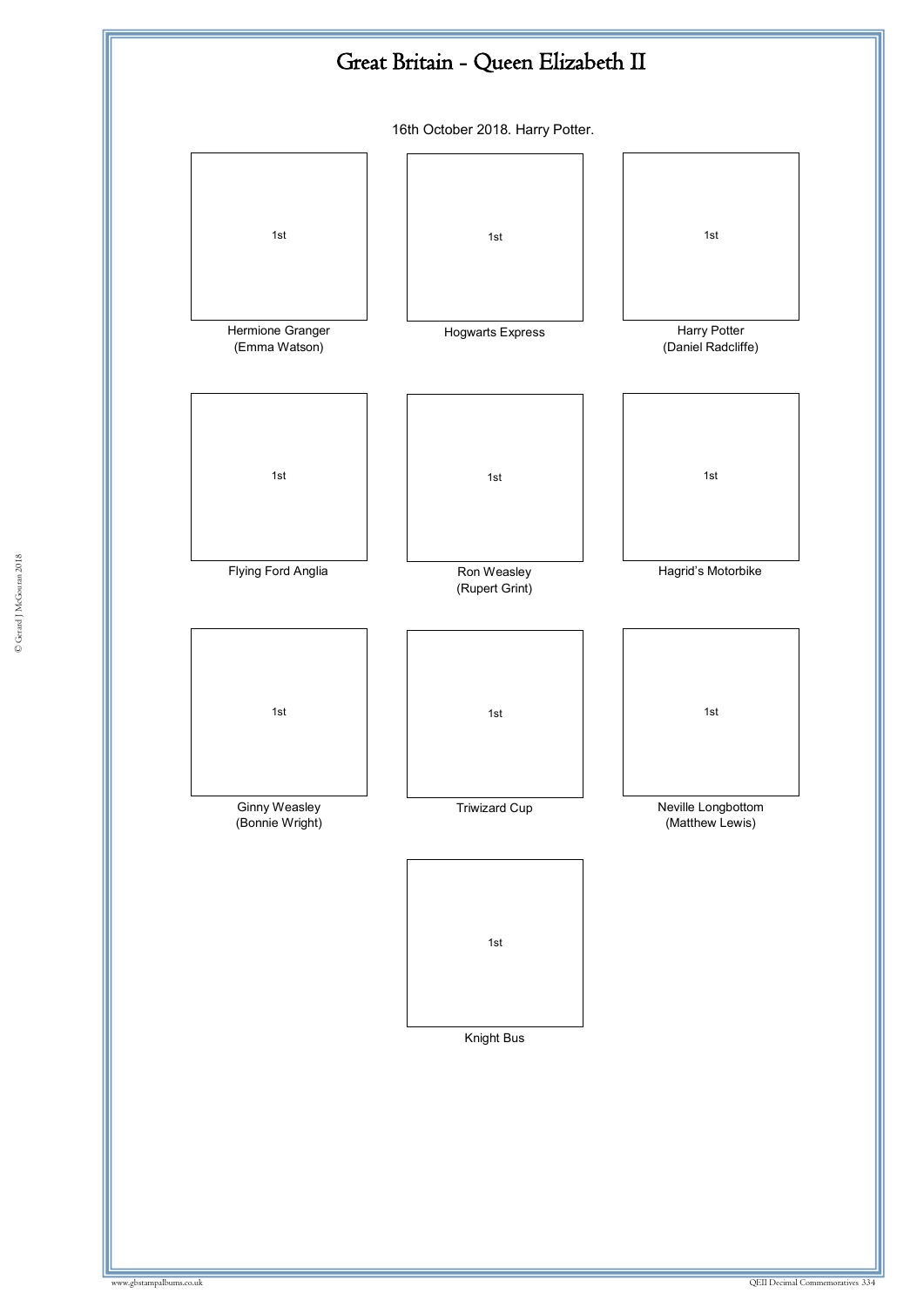# Great Britain - Queen Elizabeth II

16th October 2018. Harry Potter.

| 1st | 1st | 1st |
|---|---|---|
| Hermione Granger (Emma Watson) | Hogwarts Express | Harry Potter (Daniel Radcliffe) |
| 1st | 1st | 1st |
| Flying Ford Anglia | Ron Weasley (Rupert Grint) | Hagrid's Motorbike |
| 1st | 1st | 1st |
| Ginny Weasley (Bonnie Wright) | Triwizard Cup | Neville Longbottom (Matthew Lewis) |
| | 1st | |
| | Knight Bus | |

© Gerard J McGouran 2018

www.gbstampalbums.co.uk

QEII Decimal Commemoratives 334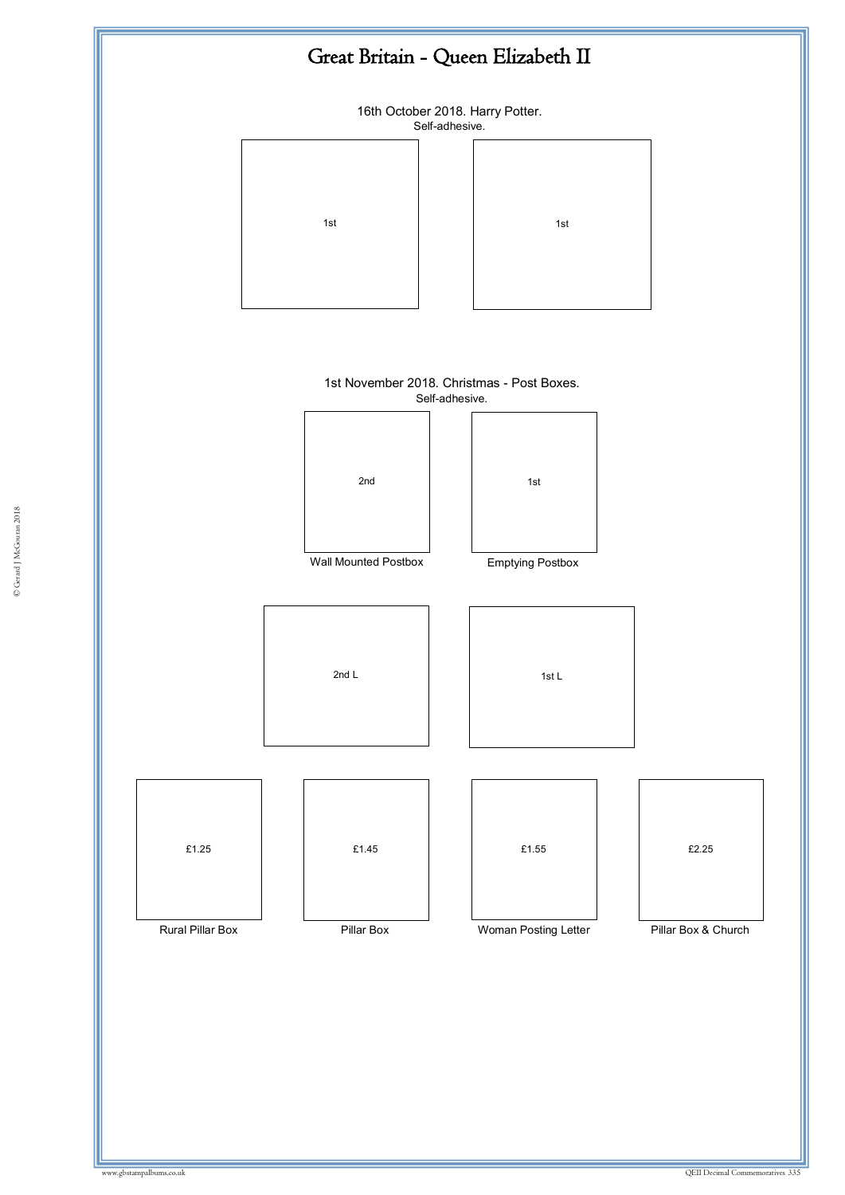# Great Britain - Queen Elizabeth II

16th October 2018. Harry Potter.
Self-adhesive.

1st

1st

1st November 2018. Christmas - Post Boxes.
Self-adhesive.

2nd
Wall Mounted Postbox

1st
Emptying Postbox

2nd L

1st L

£1.25
Rural Pillar Box

£1.45
Pillar Box

£1.55
Woman Posting Letter

£2.25
Pillar Box & Church

© Gerard J McGouran 2018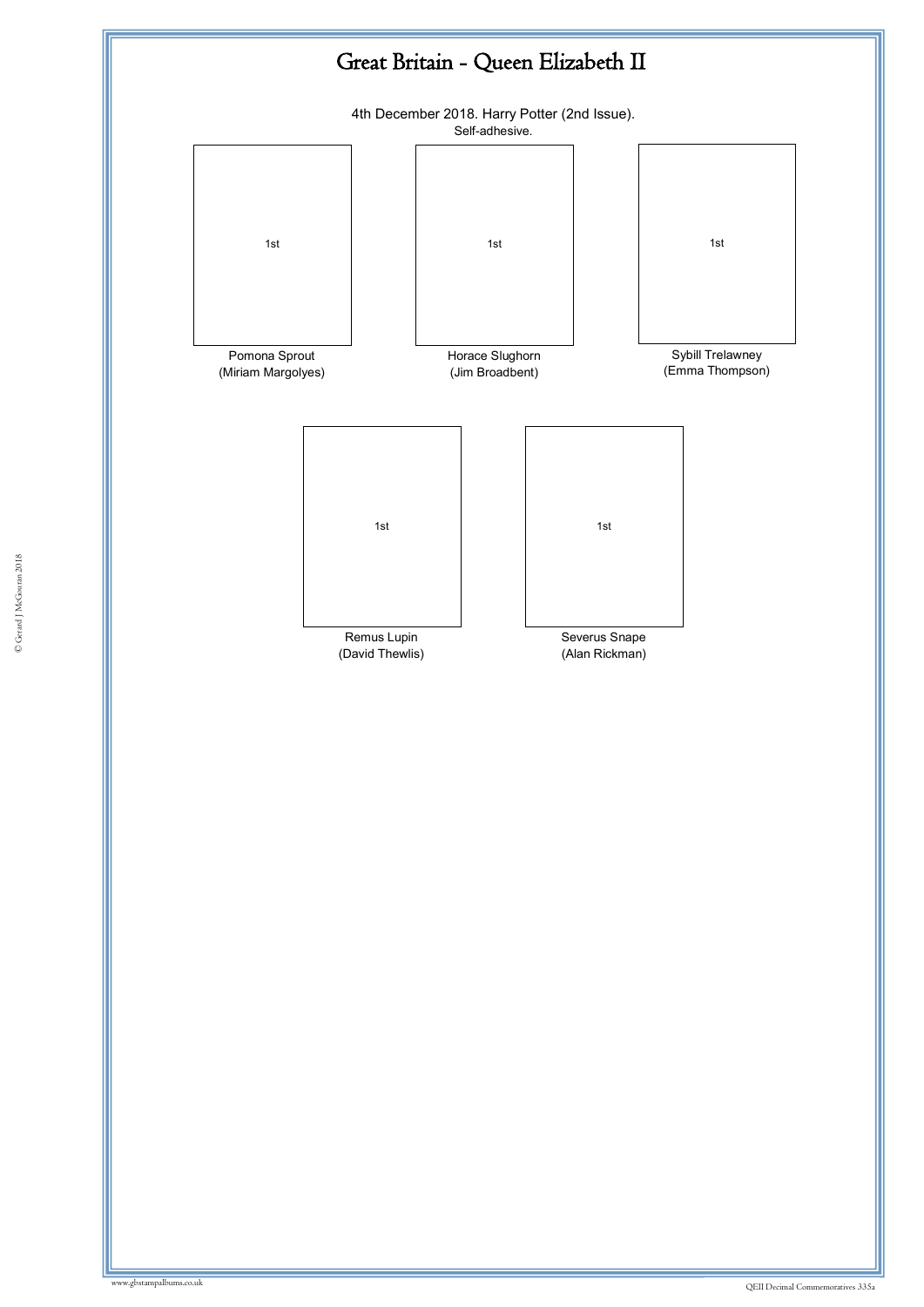# Great Britain - Queen Elizabeth II

4th December 2018. Harry Potter (2nd Issue).
Self-adhesive.

1st

Pomona Sprout
(Miriam Margolyes)

1st

Horace Slughorn
(Jim Broadbent)

1st

Sybill Trelawney
(Emma Thompson)

1st

Remus Lupin
(David Thewlis)

1st

Severus Snape
(Alan Rickman)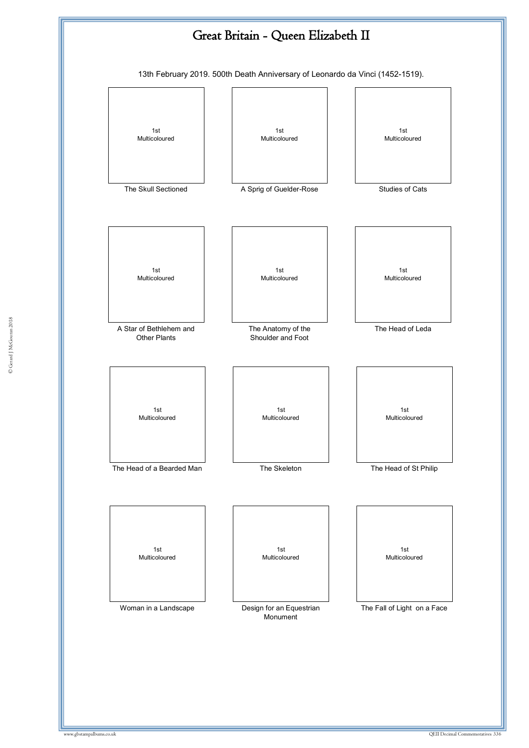# Great Britain - Queen Elizabeth II

13th February 2019. 500th Death Anniversary of Leonardo da Vinci (1452-1519).

| | | |
|---|---|---|
| 1st Multicoloured | 1st Multicoloured | 1st Multicoloured |
| The Skull Sectioned | A Sprig of Guelder-Rose | Studies of Cats |
| 1st Multicoloured | 1st Multicoloured | 1st Multicoloured |
| A Star of Bethlehem and Other Plants | The Anatomy of the Shoulder and Foot | The Head of Leda |
| 1st Multicoloured | 1st Multicoloured | 1st Multicoloured |
| The Head of a Bearded Man | The Skeleton | The Head of St Philip |
| 1st Multicoloured | 1st Multicoloured | 1st Multicoloured |
| Woman in a Landscape | Design for an Equestrian Monument | The Fall of Light on a Face |

© Gerard J McGouran 2018

www.gbstampalbums.co.uk

QEII Decimal Commemoratives 336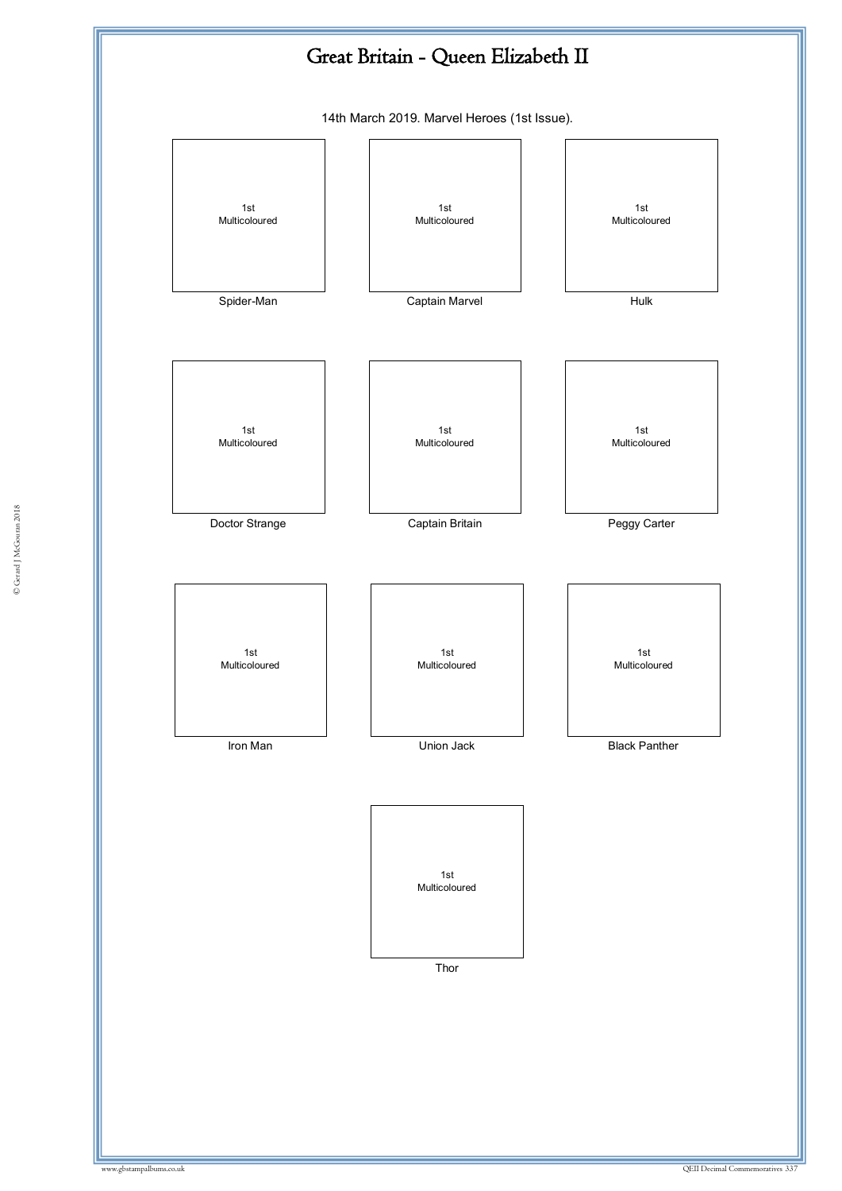# Great Britain - Queen Elizabeth II

14th March 2019. Marvel Heroes (1st Issue).

| 1st Multicoloured | 1st Multicoloured | 1st Multicoloured |
|---|---|---|
| Spider-Man | Captain Marvel | Hulk |

| 1st Multicoloured | 1st Multicoloured | 1st Multicoloured |
|---|---|---|
| Doctor Strange | Captain Britain | Peggy Carter |

| 1st Multicoloured | 1st Multicoloured | 1st Multicoloured |
|---|---|---|
| Iron Man | Union Jack | Black Panther |

| 1st Multicoloured |
|---|
| Thor |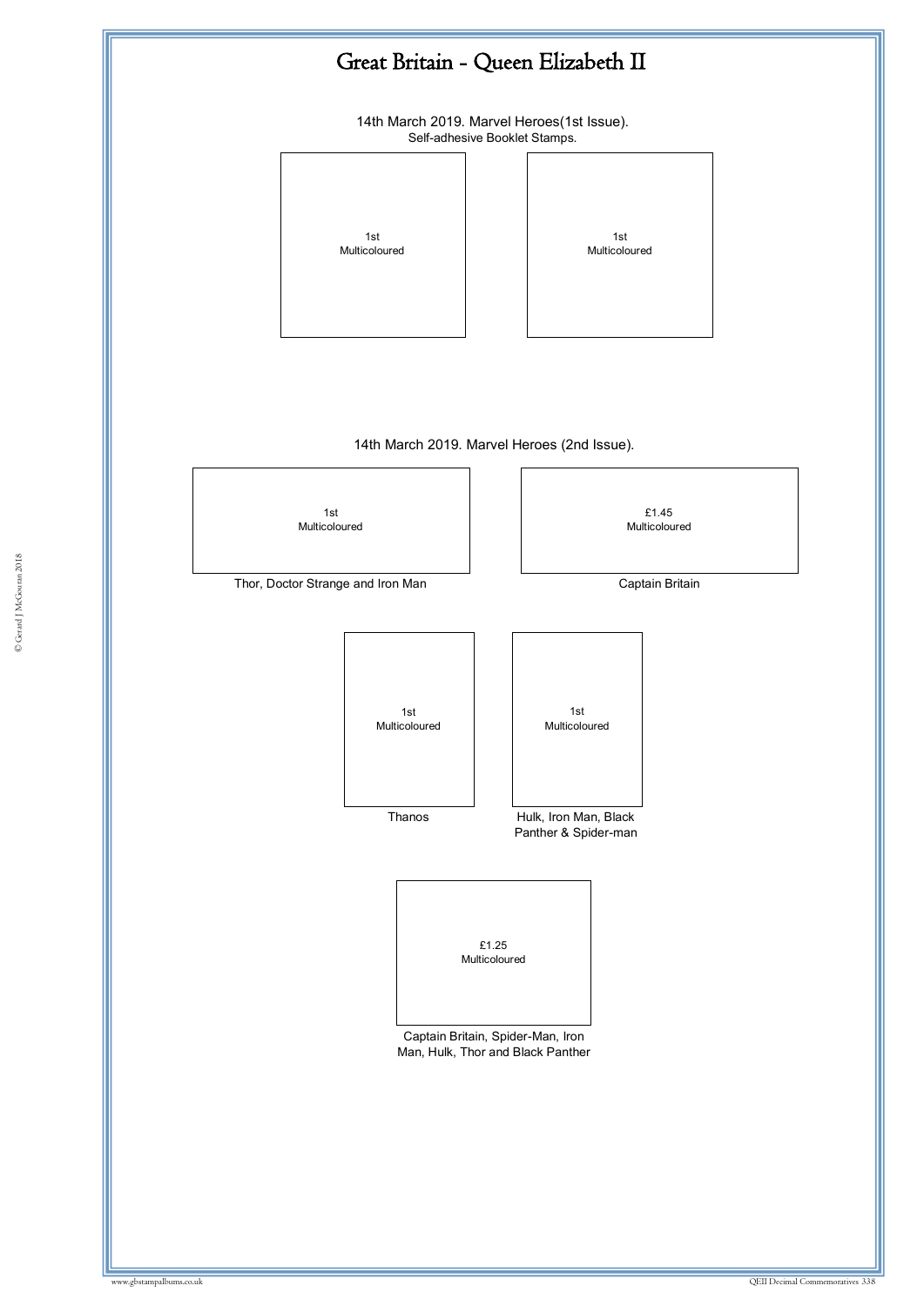# Great Britain - Queen Elizabeth II

14th March 2019. Marvel Heroes(1st Issue).
Self-adhesive Booklet Stamps.

1st
Multicoloured

1st
Multicoloured

14th March 2019. Marvel Heroes (2nd Issue).

1st
Multicoloured

Thor, Doctor Strange and Iron Man

£1.45
Multicoloured

Captain Britain

1st
Multicoloured

Thanos

1st
Multicoloured

Hulk, Iron Man, Black Panther & Spider-man

£1.25
Multicoloured

Captain Britain, Spider-Man, Iron Man, Hulk, Thor and Black Panther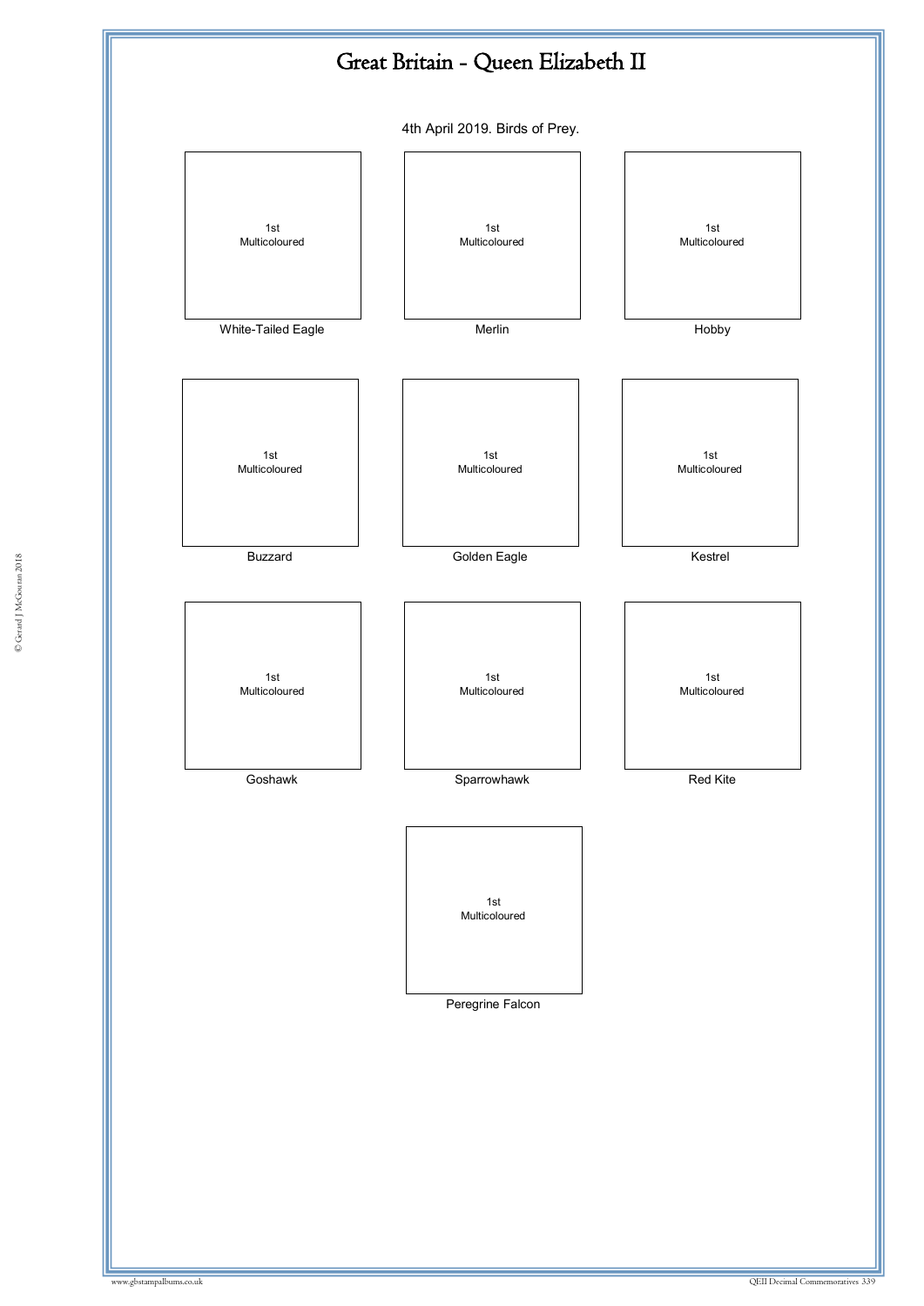# Great Britain - Queen Elizabeth II

4th April 2019. Birds of Prey.

1st
Multicoloured

White-Tailed Eagle

1st
Multicoloured

Merlin

1st
Multicoloured

Hobby

1st
Multicoloured

Buzzard

1st
Multicoloured

Golden Eagle

1st
Multicoloured

Kestrel

1st
Multicoloured

Goshawk

1st
Multicoloured

Sparrowhawk

1st
Multicoloured

Red Kite

1st
Multicoloured

Peregrine Falcon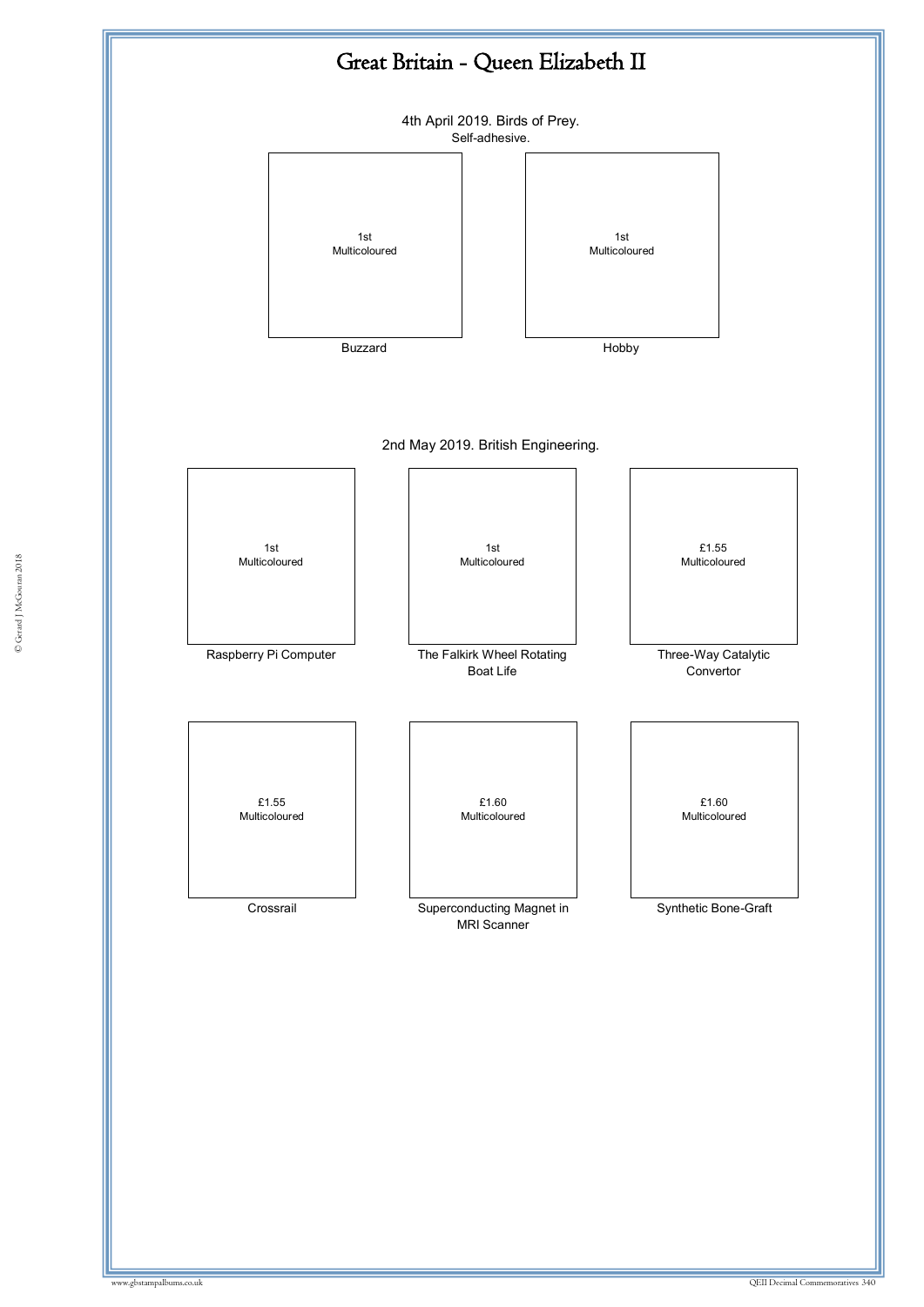# Great Britain - Queen Elizabeth II

## 4th April 2019. Birds of Prey.

Self-adhesive.

| 1st Multicoloured | 1st Multicoloured |
|---|---|
| Buzzard | Hobby |

## 2nd May 2019. British Engineering.

| 1st Multicoloured | 1st Multicoloured | £1.55 Multicoloured |
|---|---|---|
| Raspberry Pi Computer | The Falkirk Wheel Rotating Boat Life | Three-Way Catalytic Convertor |

| £1.55 Multicoloured | £1.60 Multicoloured | £1.60 Multicoloured |
|---|---|---|
| Crossrail | Superconducting Magnet in MRI Scanner | Synthetic Bone-Graft |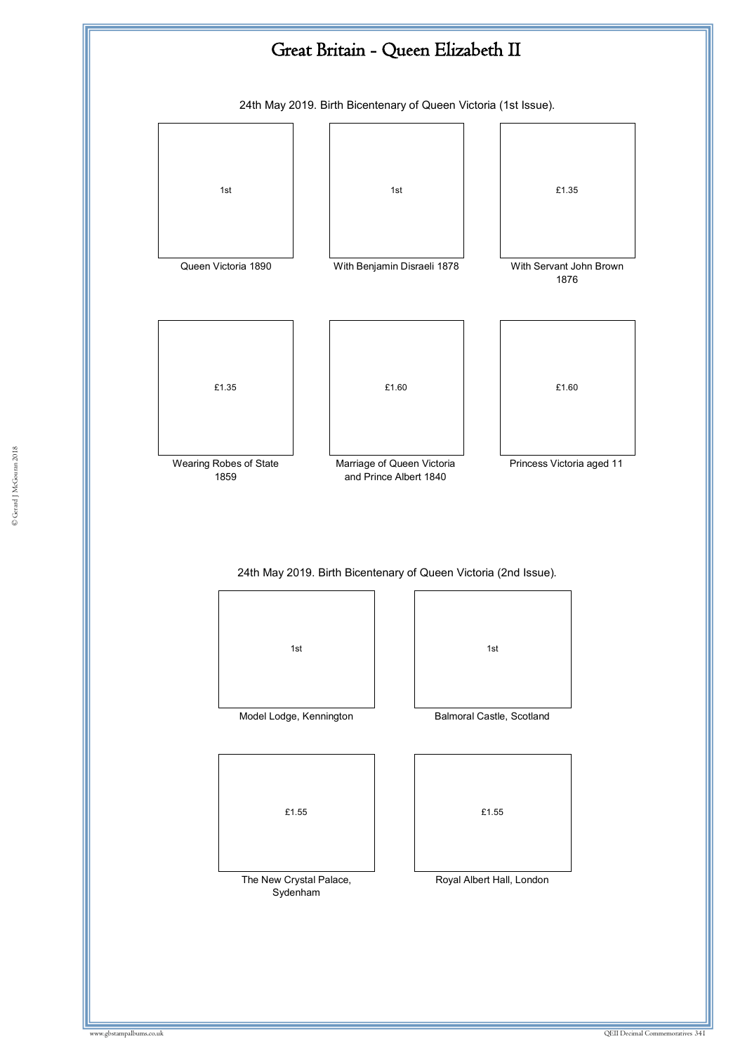# Great Britain - Queen Elizabeth II

24th May 2019. Birth Bicentenary of Queen Victoria (1st Issue).

| 1st | 1st | £1.35 |
|---|---|---|
| Queen Victoria 1890 | With Benjamin Disraeli 1878 | With Servant John Brown 1876 |

| £1.35 | £1.60 | £1.60 |
|---|---|---|
| Wearing Robes of State 1859 | Marriage of Queen Victoria and Prince Albert 1840 | Princess Victoria aged 11 |

24th May 2019. Birth Bicentenary of Queen Victoria (2nd Issue).

| 1st | 1st |
|---|---|
| Model Lodge, Kennington | Balmoral Castle, Scotland |

| £1.55 | £1.55 |
|---|---|
| The New Crystal Palace, Sydenham | Royal Albert Hall, London |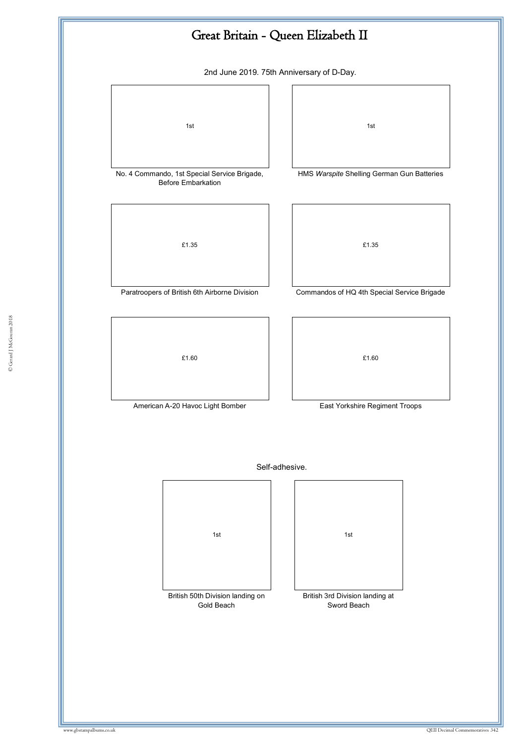# Great Britain - Queen Elizabeth II

2nd June 2019. 75th Anniversary of D-Day.

1st

No. 4 Commando, 1st Special Service Brigade, Before Embarkation

1st

HMS *Warspite* Shelling German Gun Batteries

£1.35

Paratroopers of British 6th Airborne Division

£1.35

Commandos of HQ 4th Special Service Brigade

£1.60

American A-20 Havoc Light Bomber

£1.60

East Yorkshire Regiment Troops

Self-adhesive.

1st

British 50th Division landing on Gold Beach

1st

British 3rd Division landing at Sword Beach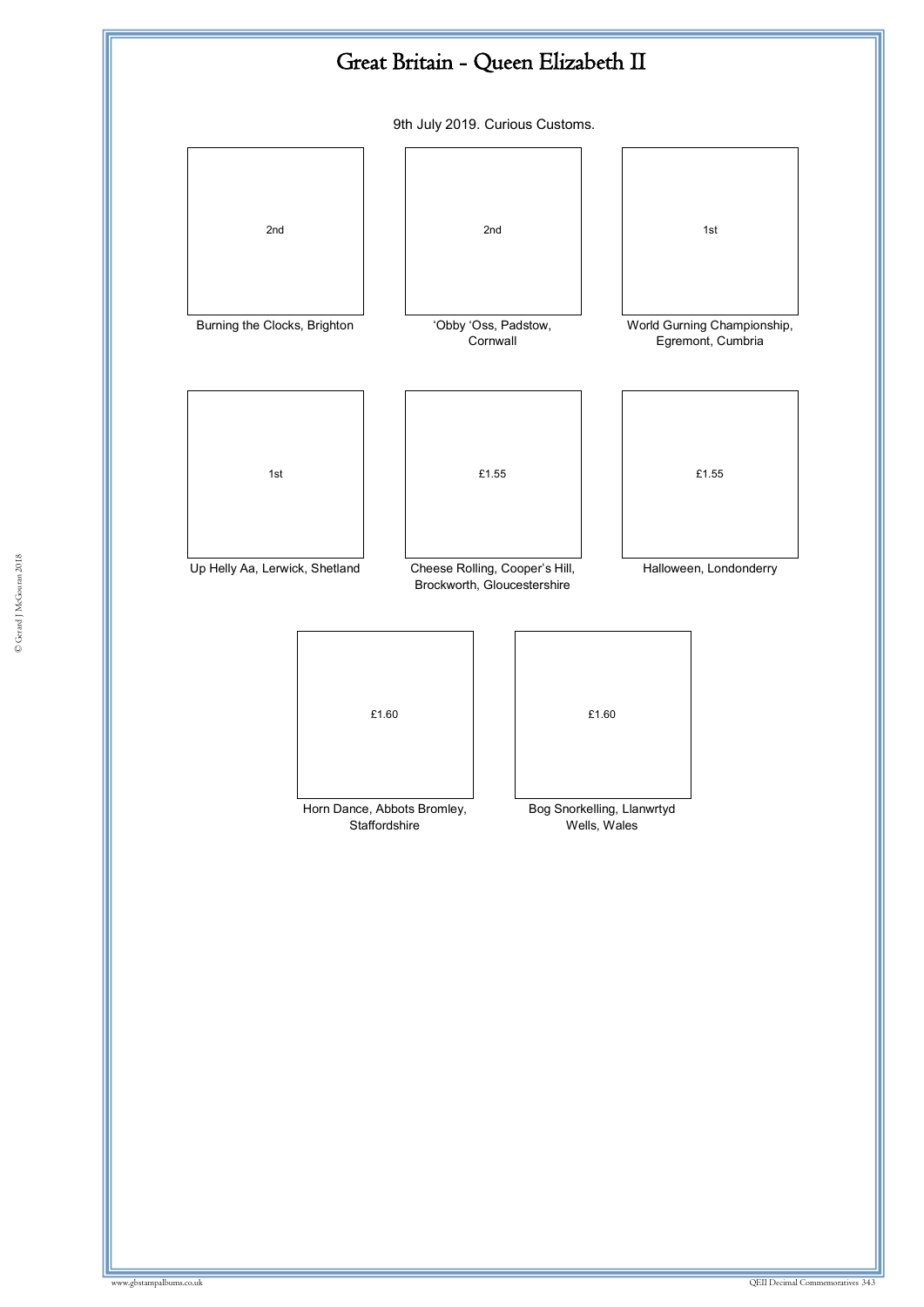# Great Britain - Queen Elizabeth II

9th July 2019. Curious Customs.

| 2nd | 2nd | 1st |
|---|---|---|
| Burning the Clocks, Brighton | 'Obby 'Oss, Padstow, Cornwall | World Gurning Championship, Egremont, Cumbria |

| 1st | £1.55 | £1.55 |
|---|---|---|
| Up Helly Aa, Lerwick, Shetland | Cheese Rolling, Cooper's Hill, Brockworth, Gloucestershire | Halloween, Londonderry |

| £1.60 | £1.60 |
|---|---|
| Horn Dance, Abbots Bromley, Staffordshire | Bog Snorkelling, Llanwrtyd Wells, Wales |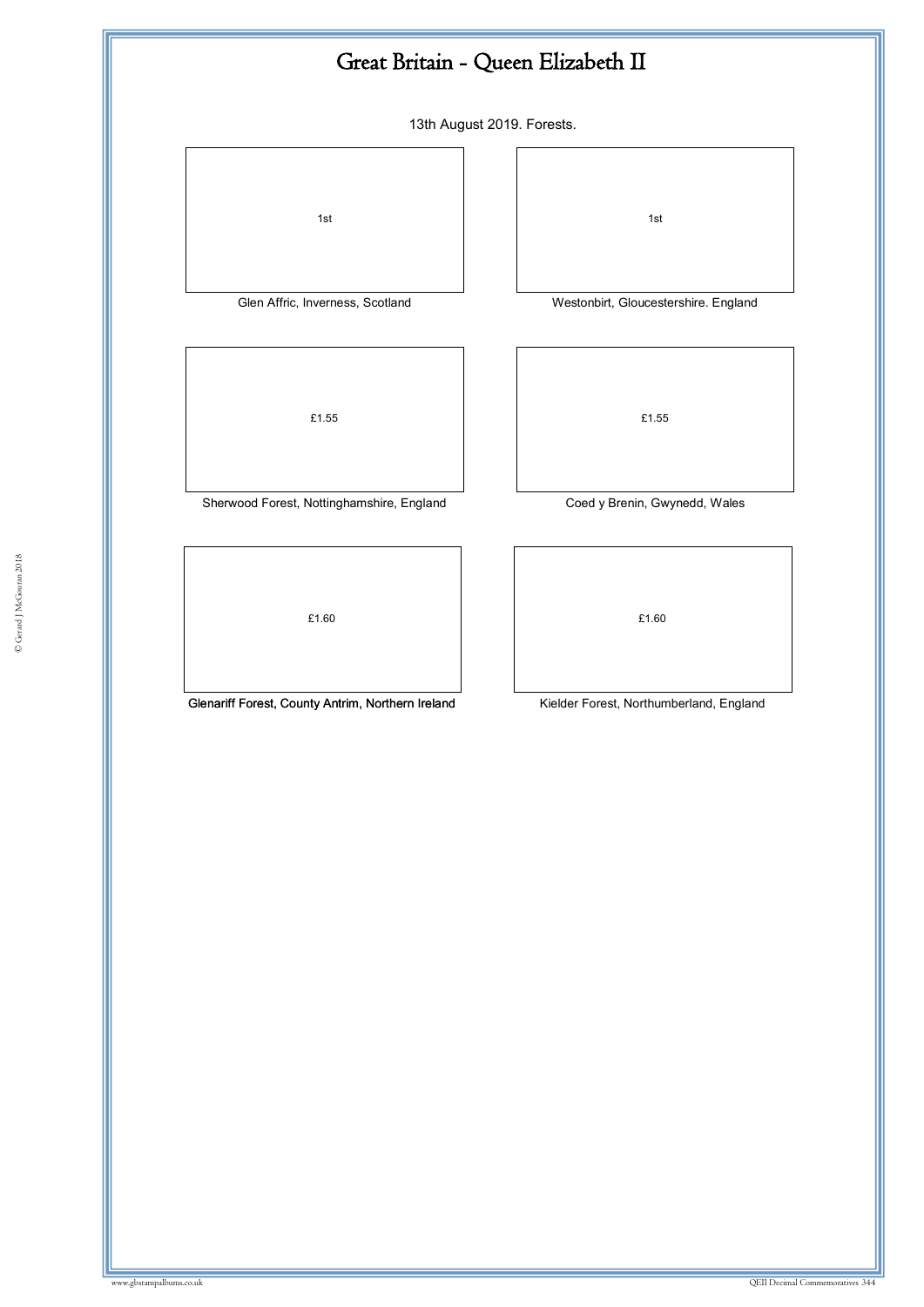# Great Britain - Queen Elizabeth II

13th August 2019. Forests.

1st

Glen Affric, Inverness, Scotland

1st

Westonbirt, Gloucestershire. England

£1.55

Sherwood Forest, Nottinghamshire, England

£1.55

Coed y Brenin, Gwynedd, Wales

£1.60

Glenariff Forest, County Antrim, Northern Ireland

£1.60

Kielder Forest, Northumberland, England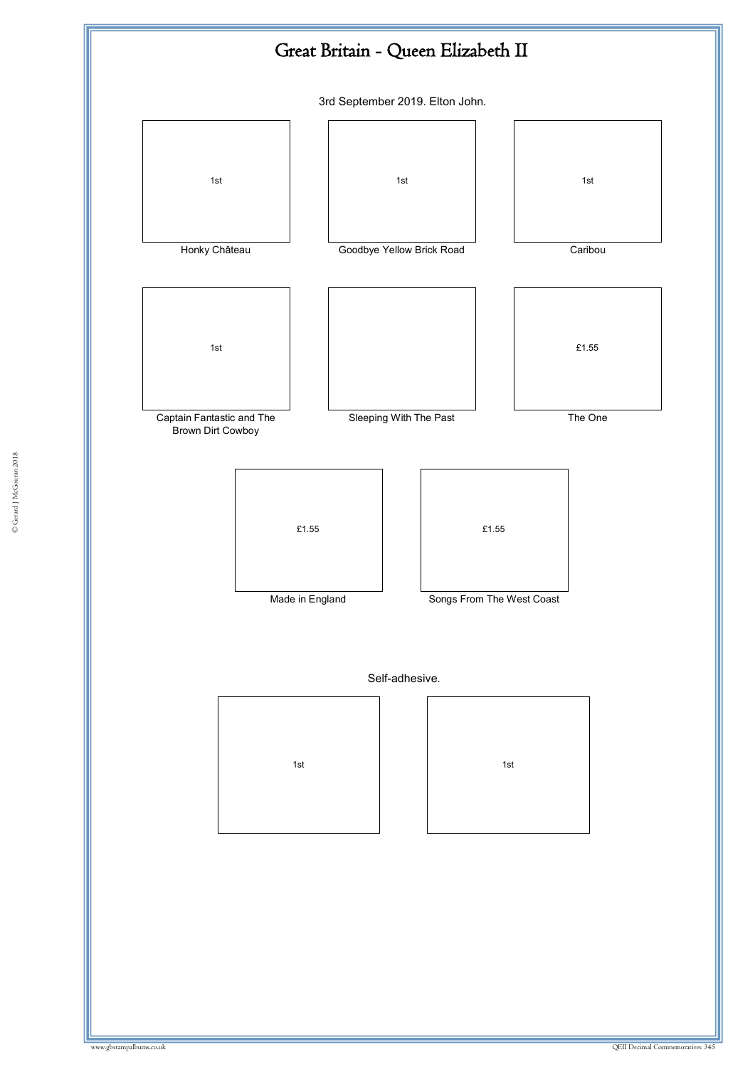# Great Britain - Queen Elizabeth II

3rd September 2019. Elton John.

| 1st | 1st | 1st |
|---|---|---|
| Honky Château | Goodbye Yellow Brick Road | Caribou |

| 1st | | £1.55 |
|---|---|---|
| Captain Fantastic and The Brown Dirt Cowboy | Sleeping With The Past | The One |

| £1.55 | £1.55 |
|---|---|
| Made in England | Songs From The West Coast |

Self-adhesive.

| 1st | 1st |
|---|---|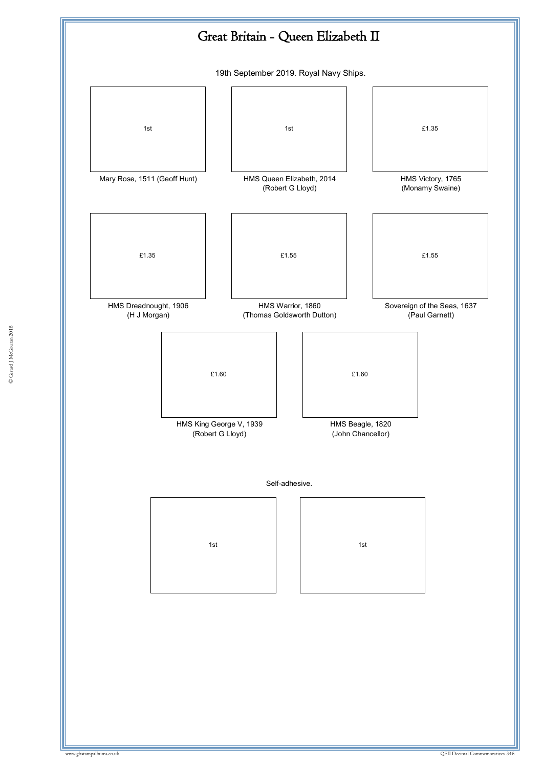# Great Britain - Queen Elizabeth II

19th September 2019. Royal Navy Ships.

1st

Mary Rose, 1511 (Geoff Hunt)

1st

HMS Queen Elizabeth, 2014
(Robert G Lloyd)

£1.35

HMS Victory, 1765
(Monamy Swaine)

£1.35

HMS Dreadnought, 1906
(H J Morgan)

£1.55

HMS Warrior, 1860
(Thomas Goldsworth Dutton)

£1.55

Sovereign of the Seas, 1637
(Paul Garnett)

£1.60

HMS King George V, 1939
(Robert G Lloyd)

£1.60

HMS Beagle, 1820
(John Chancellor)

Self-adhesive.

1st

1st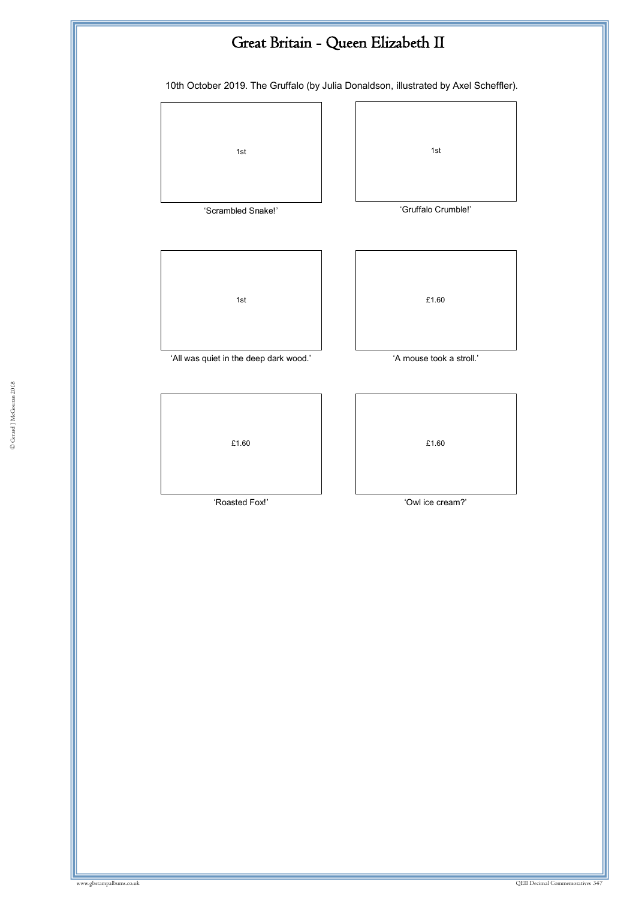# Great Britain - Queen Elizabeth II

10th October 2019. The Gruffalo (by Julia Donaldson, illustrated by Axel Scheffler).

1st

'Scrambled Snake!'

1st

'Gruffalo Crumble!'

1st

'All was quiet in the deep dark wood.'

£1.60

'A mouse took a stroll.'

£1.60

'Roasted Fox!'

£1.60

'Owl ice cream?'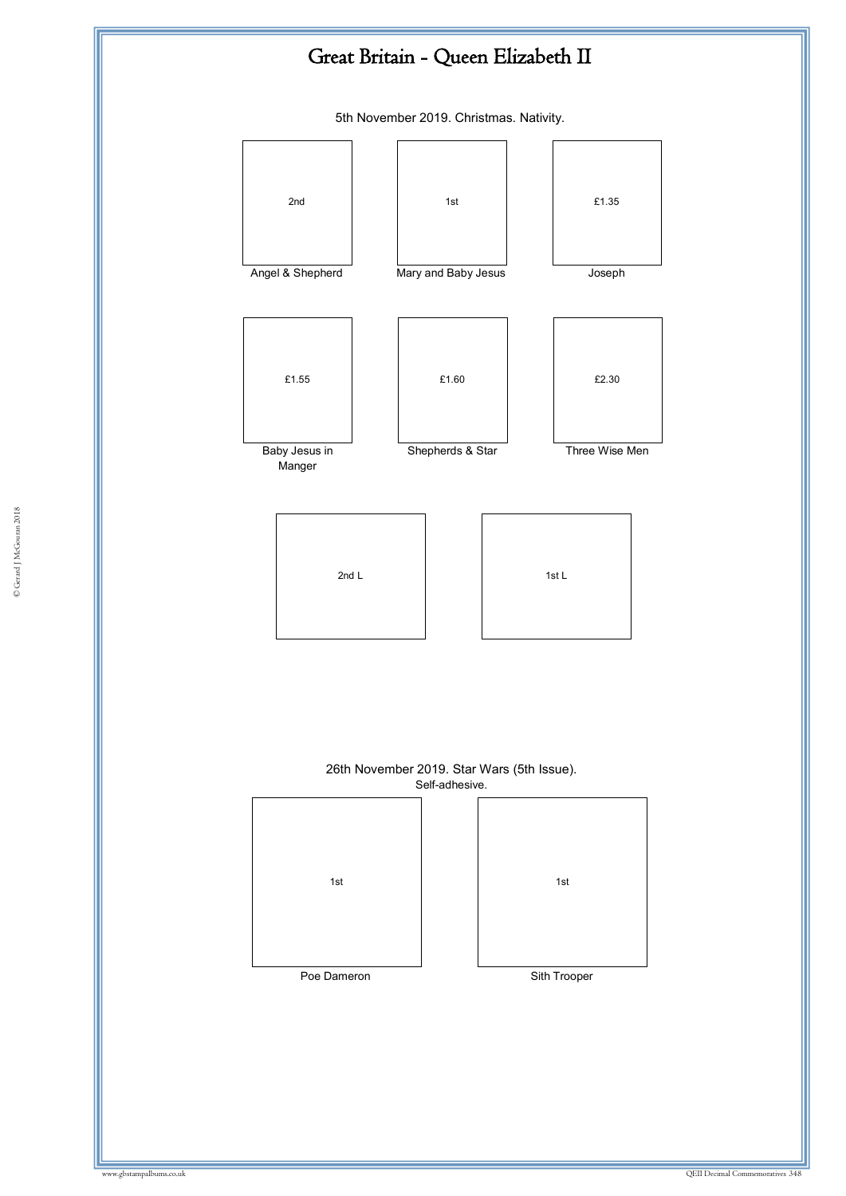# Great Britain - Queen Elizabeth II

5th November 2019. Christmas. Nativity.

| 2nd | 1st | £1.35 |
| --- | --- | --- |
| Angel & Shepherd | Mary and Baby Jesus | Joseph |

| £1.55 | £1.60 | £2.30 |
| --- | --- | --- |
| Baby Jesus in Manger | Shepherds & Star | Three Wise Men |

| 2nd L | 1st L |
| --- | --- |

26th November 2019. Star Wars (5th Issue).
Self-adhesive.

| 1st | 1st |
| --- | --- |
| Poe Dameron | Sith Trooper |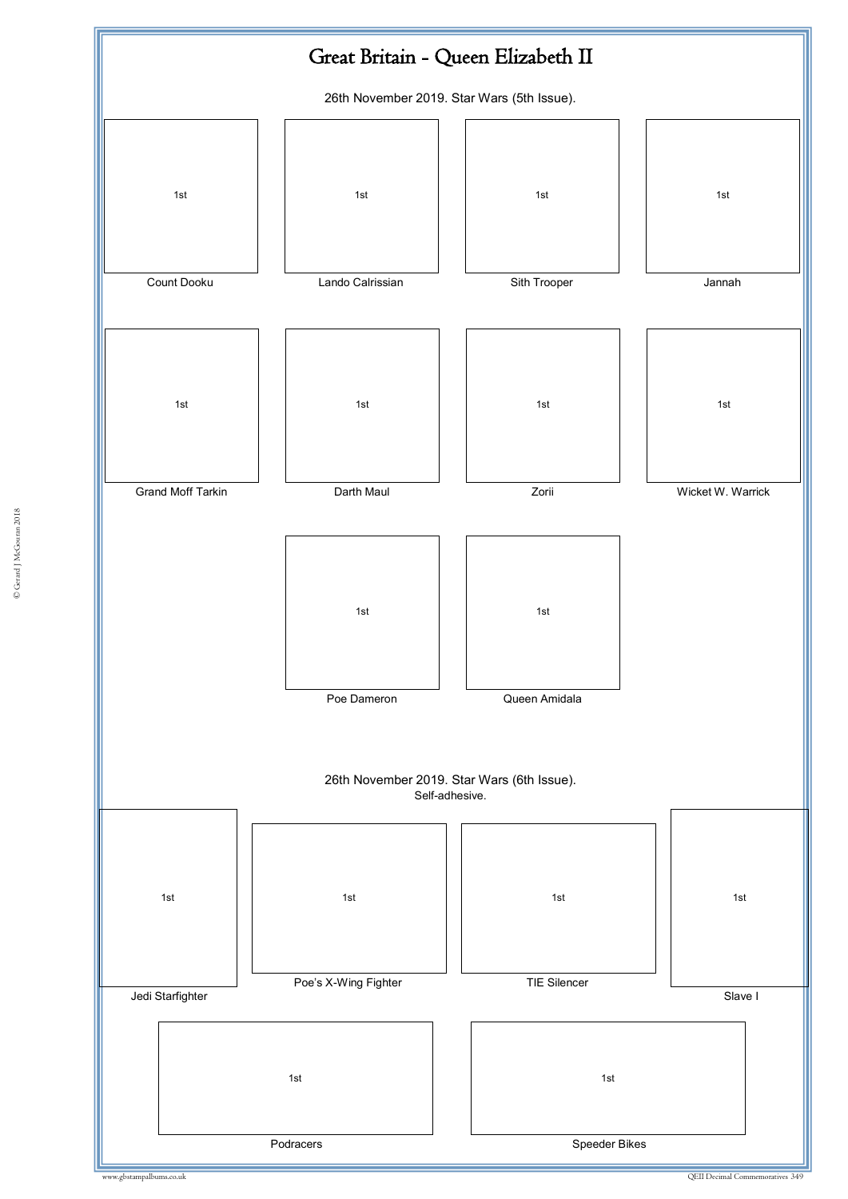# Great Britain - Queen Elizabeth II

26th November 2019. Star Wars (5th Issue).

| 1st | 1st | 1st | 1st |
|---|---|---|---|
| Count Dooku | Lando Calrissian | Sith Trooper | Jannah |
| 1st | 1st | 1st | 1st |
| Grand Moff Tarkin | Darth Maul | Zorii | Wicket W. Warrick |
| | 1st | 1st | |
| | Poe Dameron | Queen Amidala | |

26th November 2019. Star Wars (6th Issue).
Self-adhesive.

| 1st | 1st | 1st | 1st |
|---|---|---|---|
| Jedi Starfighter | Poe's X-Wing Fighter | TIE Silencer | Slave I |

| 1st | 1st |
|---|---|
| Podracers | Speeder Bikes |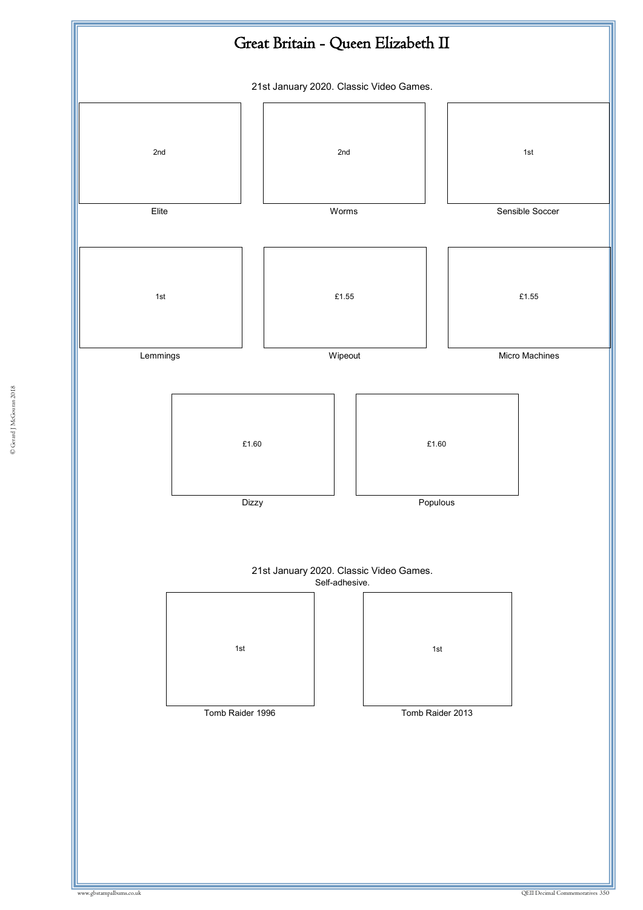# Great Britain - Queen Elizabeth II

21st January 2020. Classic Video Games.

| 2nd | 2nd | 1st |
|---|---|---|
| Elite | Worms | Sensible Soccer |

| 1st | £1.55 | £1.55 |
|---|---|---|
| Lemmings | Wipeout | Micro Machines |

| £1.60 | £1.60 |
|---|---|
| Dizzy | Populous |

21st January 2020. Classic Video Games.
Self-adhesive.

| 1st | 1st |
|---|---|
| Tomb Raider 1996 | Tomb Raider 2013 |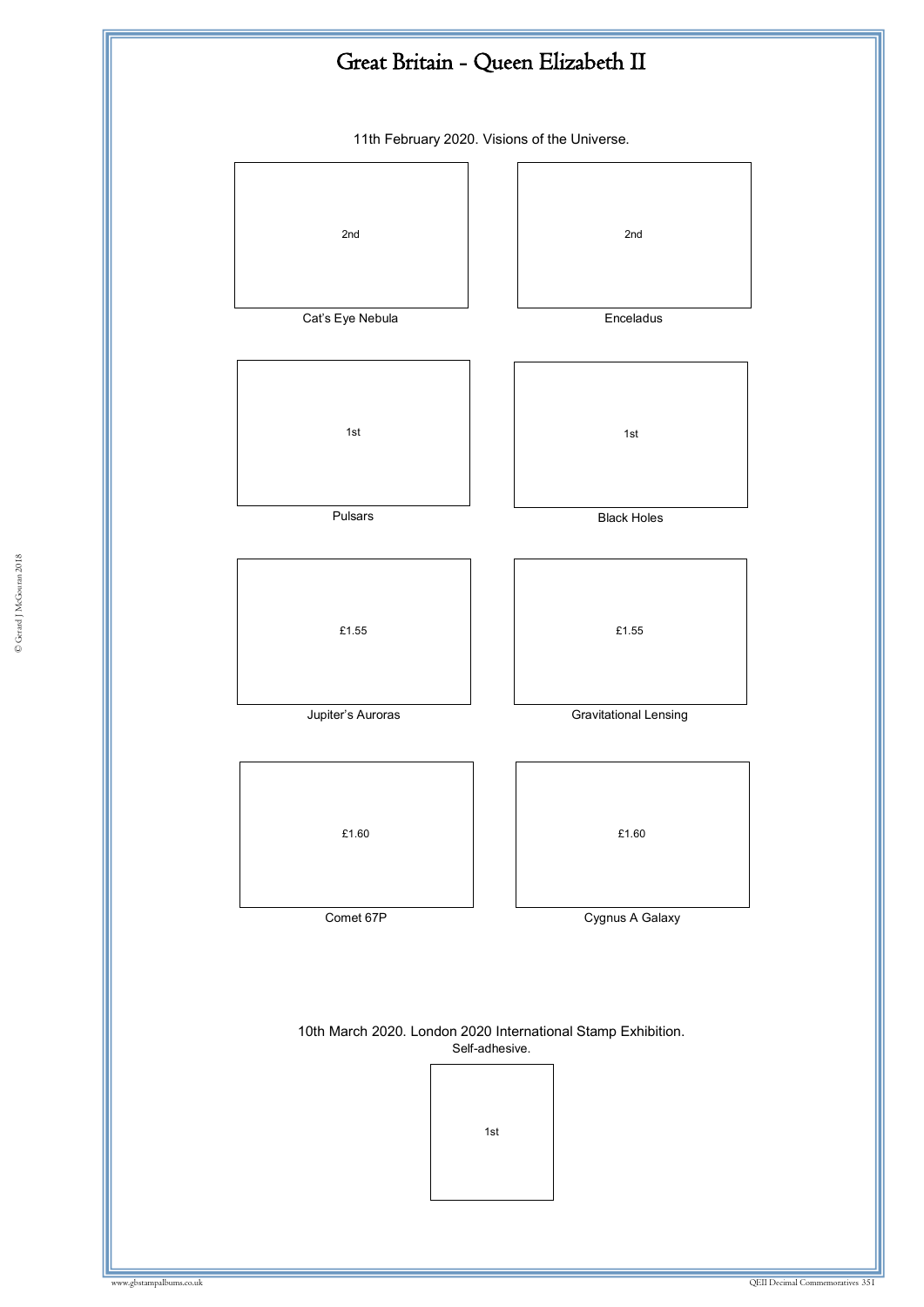# Great Britain - Queen Elizabeth II

11th February 2020. Visions of the Universe.

2nd

Cat's Eye Nebula

2nd

Enceladus

1st

Pulsars

1st

Black Holes

£1.55

Jupiter's Auroras

£1.55

Gravitational Lensing

£1.60

Comet 67P

£1.60

Cygnus A Galaxy

10th March 2020. London 2020 International Stamp Exhibition.
Self-adhesive.

1st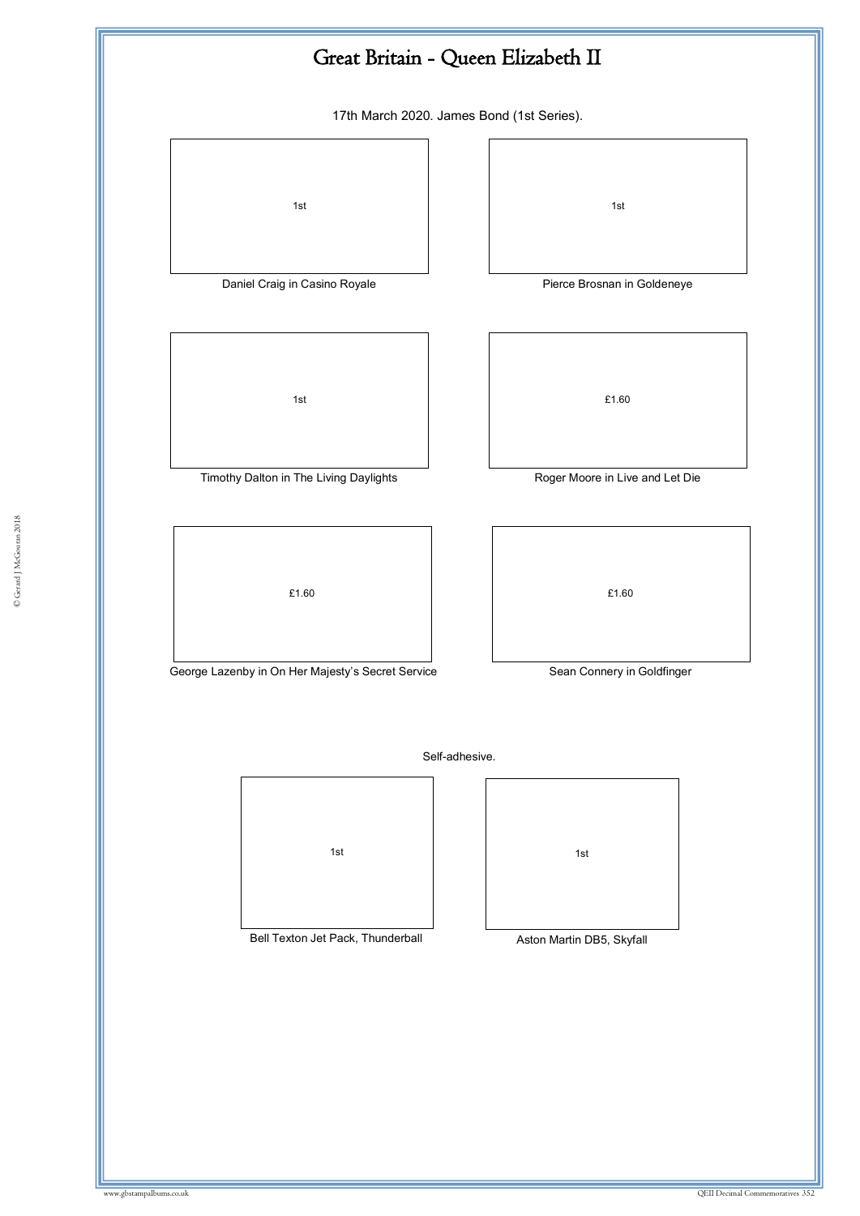# Great Britain - Queen Elizabeth II

17th March 2020. James Bond (1st Series).

| 1st | 1st |
|---|---|
| Daniel Craig in Casino Royale | Pierce Brosnan in Goldeneye |

| 1st | £1.60 |
|---|---|
| Timothy Dalton in The Living Daylights | Roger Moore in Live and Let Die |

| £1.60 | £1.60 |
|---|---|
| George Lazenby in On Her Majesty's Secret Service | Sean Connery in Goldfinger |

Self-adhesive.

| 1st | 1st |
|---|---|
| Bell Texton Jet Pack, Thunderball | Aston Martin DB5, Skyfall |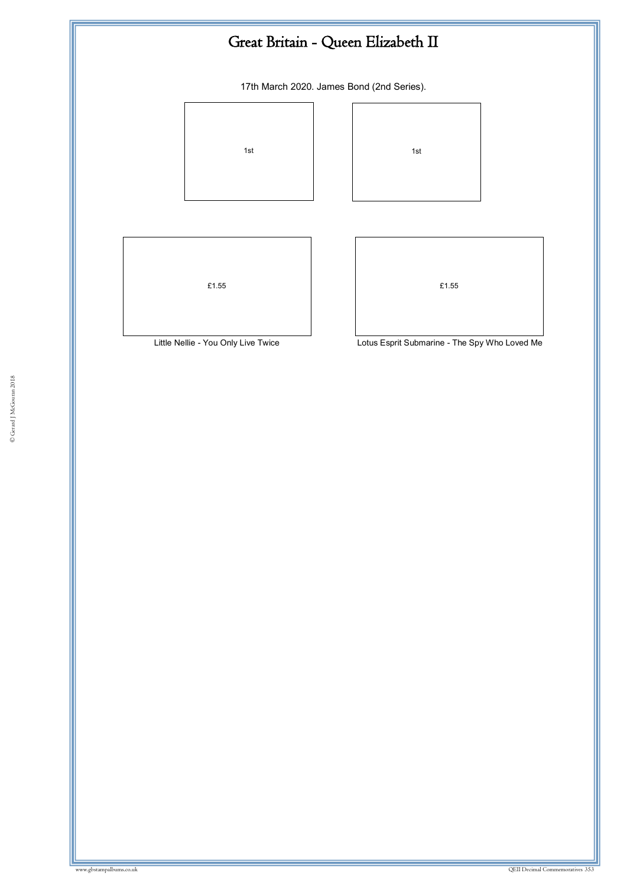# Great Britain - Queen Elizabeth II

17th March 2020. James Bond (2nd Series).

1st

1st

£1.55

Little Nellie - You Only Live Twice

£1.55

Lotus Esprit Submarine - The Spy Who Loved Me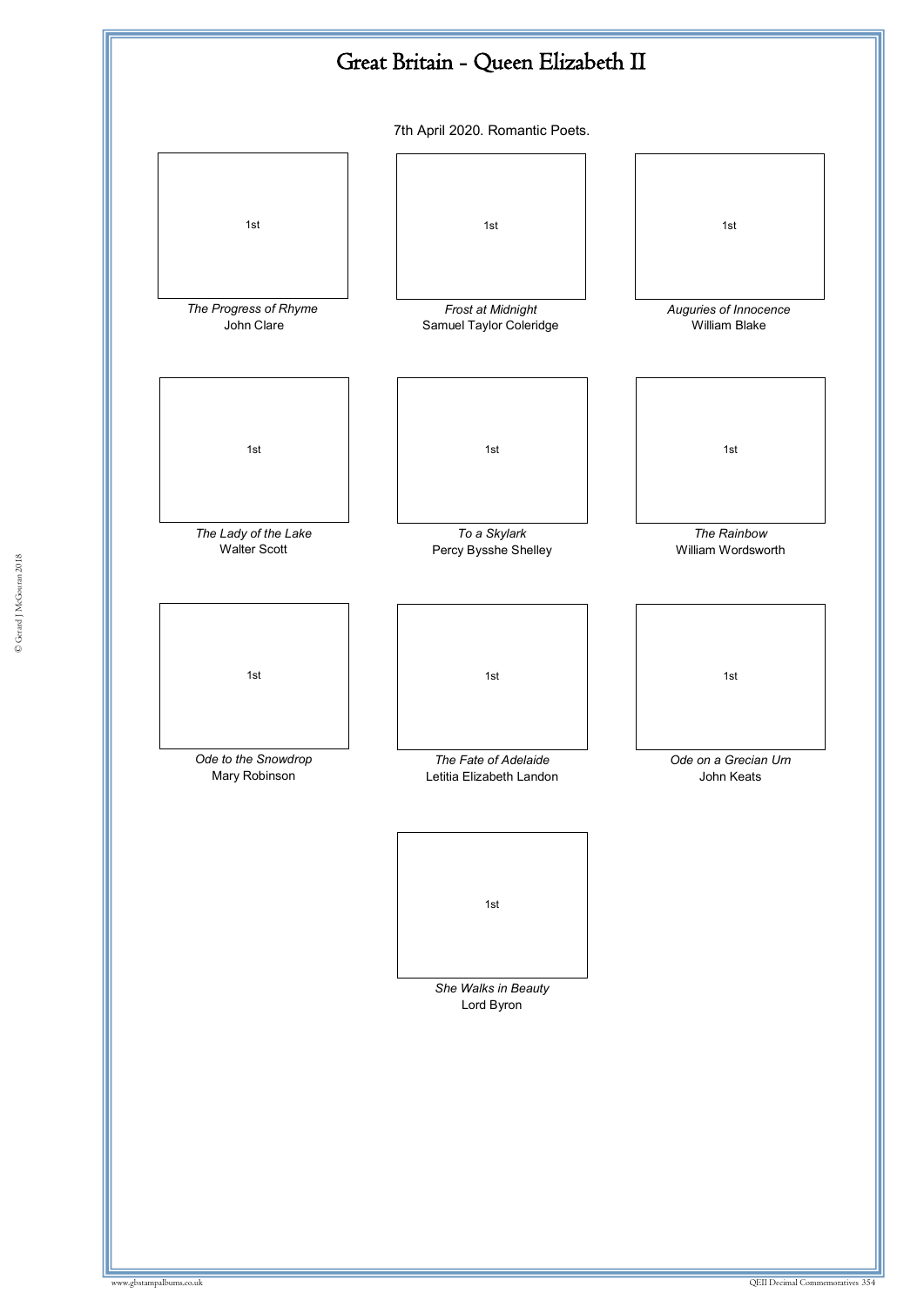# Great Britain - Queen Elizabeth II

7th April 2020. Romantic Poets.

1st

*The Progress of Rhyme*
John Clare

1st

*Frost at Midnight*
Samuel Taylor Coleridge

1st

*Auguries of Innocence*
William Blake

1st

*The Lady of the Lake*
Walter Scott

1st

*To a Skylark*
Percy Bysshe Shelley

1st

*The Rainbow*
William Wordsworth

1st

*Ode to the Snowdrop*
Mary Robinson

1st

*The Fate of Adelaide*
Letitia Elizabeth Landon

1st

*Ode on a Grecian Urn*
John Keats

1st

*She Walks in Beauty*
Lord Byron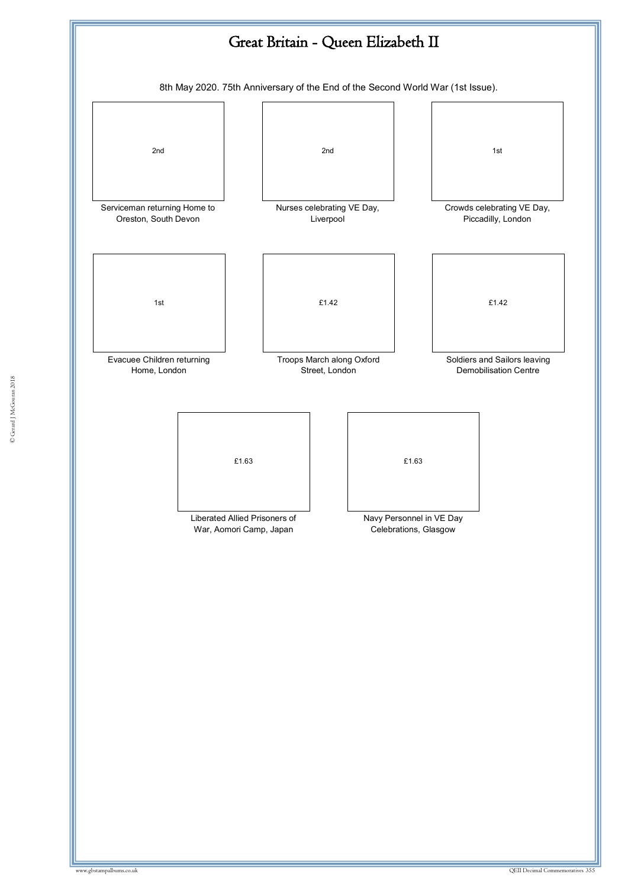# Great Britain - Queen Elizabeth II

8th May 2020. 75th Anniversary of the End of the Second World War (1st Issue).

2nd

Serviceman returning Home to Oreston, South Devon

2nd

Nurses celebrating VE Day, Liverpool

1st

Crowds celebrating VE Day, Piccadilly, London

1st

Evacuee Children returning Home, London

£1.42

Troops March along Oxford Street, London

£1.42

Soldiers and Sailors leaving Demobilisation Centre

£1.63

Liberated Allied Prisoners of War, Aomori Camp, Japan

£1.63

Navy Personnel in VE Day Celebrations, Glasgow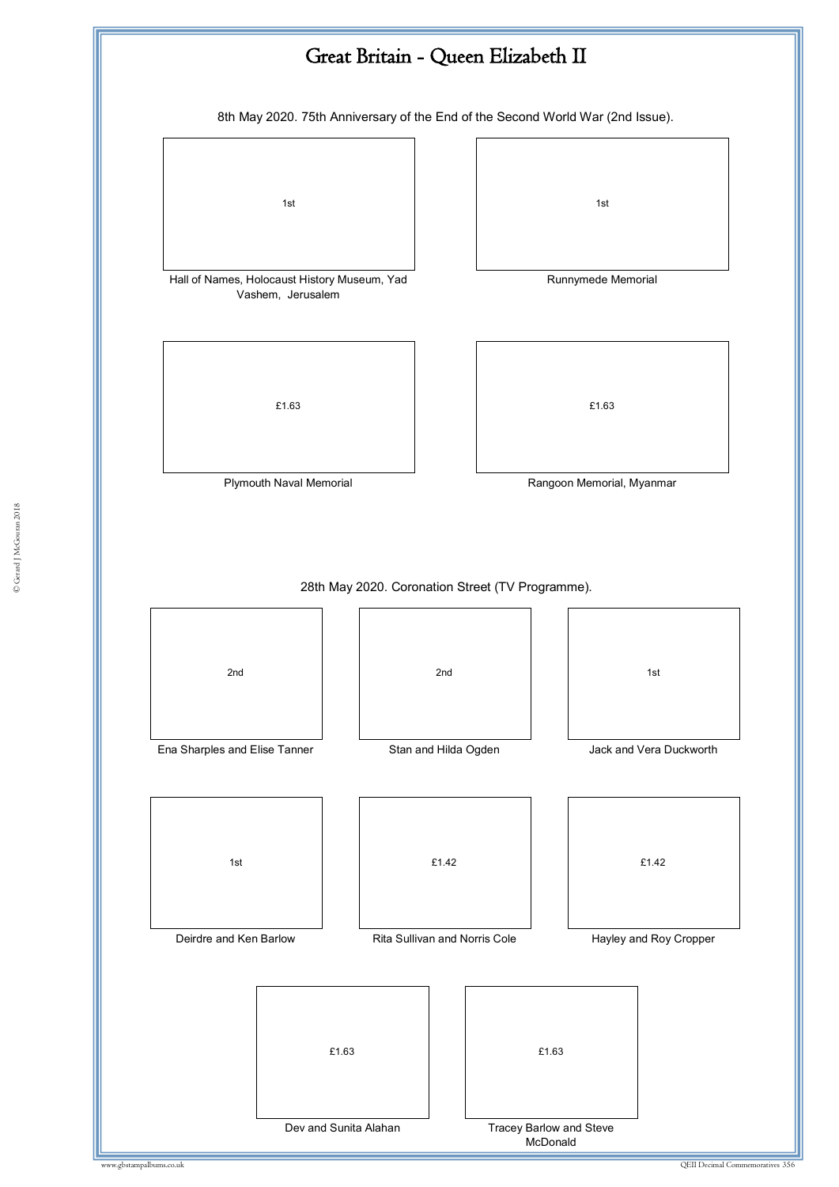# Great Britain - Queen Elizabeth II

8th May 2020. 75th Anniversary of the End of the Second World War (2nd Issue).

1st

Hall of Names, Holocaust History Museum, Yad Vashem, Jerusalem

1st

Runnymede Memorial

£1.63

Plymouth Naval Memorial

£1.63

Rangoon Memorial, Myanmar

28th May 2020. Coronation Street (TV Programme).

2nd

Ena Sharples and Elise Tanner

2nd

Stan and Hilda Ogden

1st

Jack and Vera Duckworth

1st

Deirdre and Ken Barlow

£1.42

Rita Sullivan and Norris Cole

£1.42

Hayley and Roy Cropper

£1.63

Dev and Sunita Alahan

£1.63

Tracey Barlow and Steve McDonald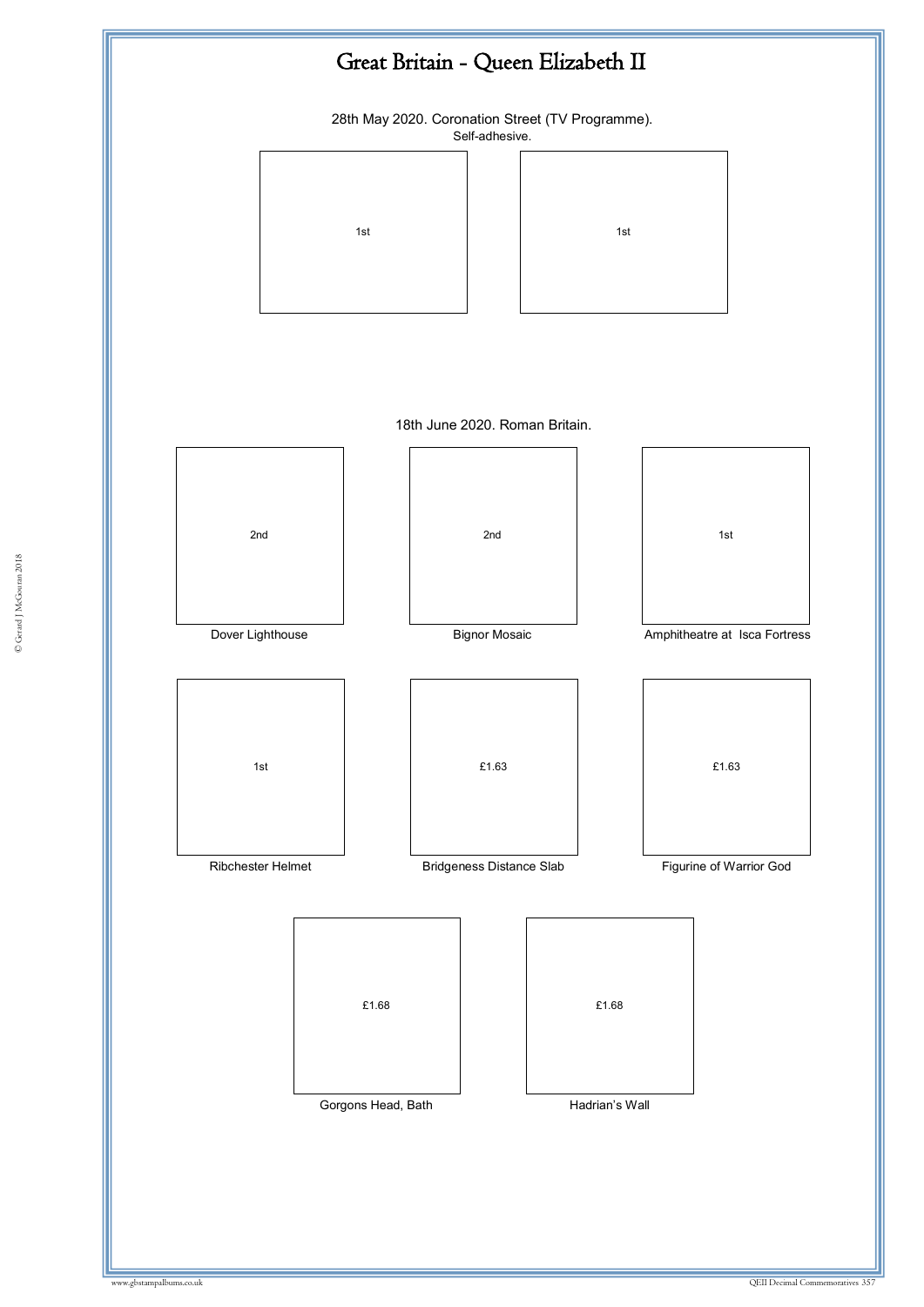# Great Britain - Queen Elizabeth II

28th May 2020. Coronation Street (TV Programme).

Self-adhesive.

1st

1st

18th June 2020. Roman Britain.

2nd

Dover Lighthouse

2nd

Bignor Mosaic

1st

Amphitheatre at Isca Fortress

1st

Ribchester Helmet

£1.63

Bridgeness Distance Slab

£1.63

Figurine of Warrior God

£1.68

Gorgons Head, Bath

£1.68

Hadrian's Wall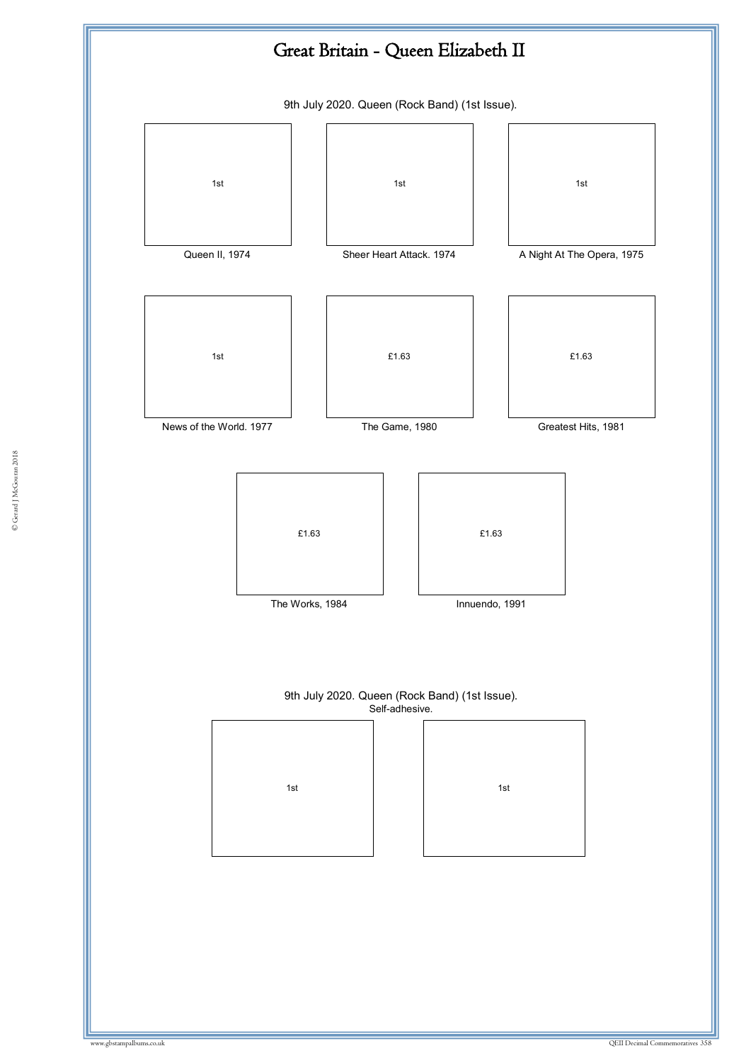# Great Britain - Queen Elizabeth II

9th July 2020. Queen (Rock Band) (1st Issue).

| 1st | 1st | 1st |
|---|---|---|
| Queen II, 1974 | Sheer Heart Attack. 1974 | A Night At The Opera, 1975 |
| 1st | £1.63 | £1.63 |
| News of the World. 1977 | The Game, 1980 | Greatest Hits, 1981 |

| £1.63 | £1.63 |
|---|---|
| The Works, 1984 | Innuendo, 1991 |

9th July 2020. Queen (Rock Band) (1st Issue).
Self-adhesive.

| 1st | 1st |
|---|---|

© Gerard J McGouran 2018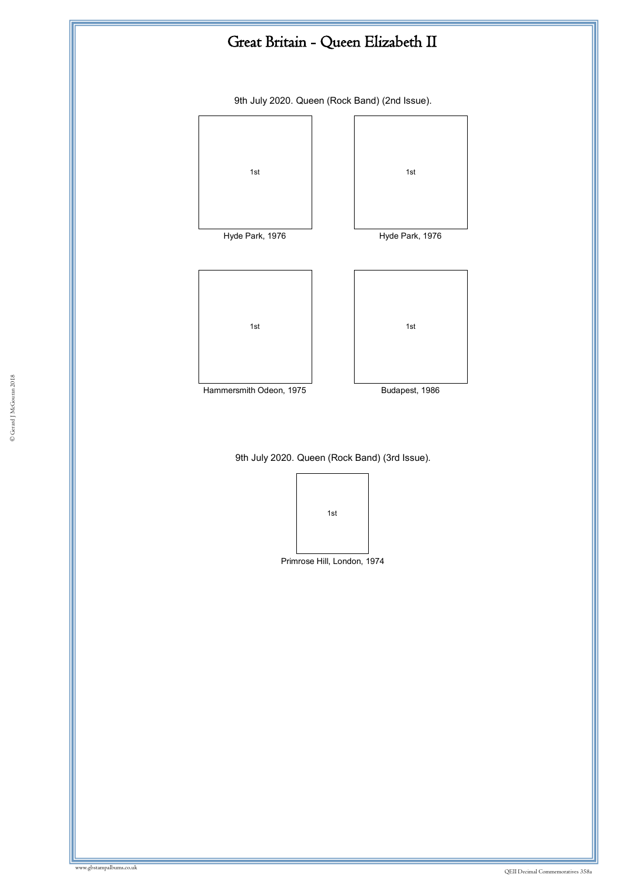# Great Britain - Queen Elizabeth II

9th July 2020. Queen (Rock Band) (2nd Issue).

1st

Hyde Park, 1976

1st

Hyde Park, 1976

1st

Hammersmith Odeon, 1975

1st

Budapest, 1986

9th July 2020. Queen (Rock Band) (3rd Issue).

1st

Primrose Hill, London, 1974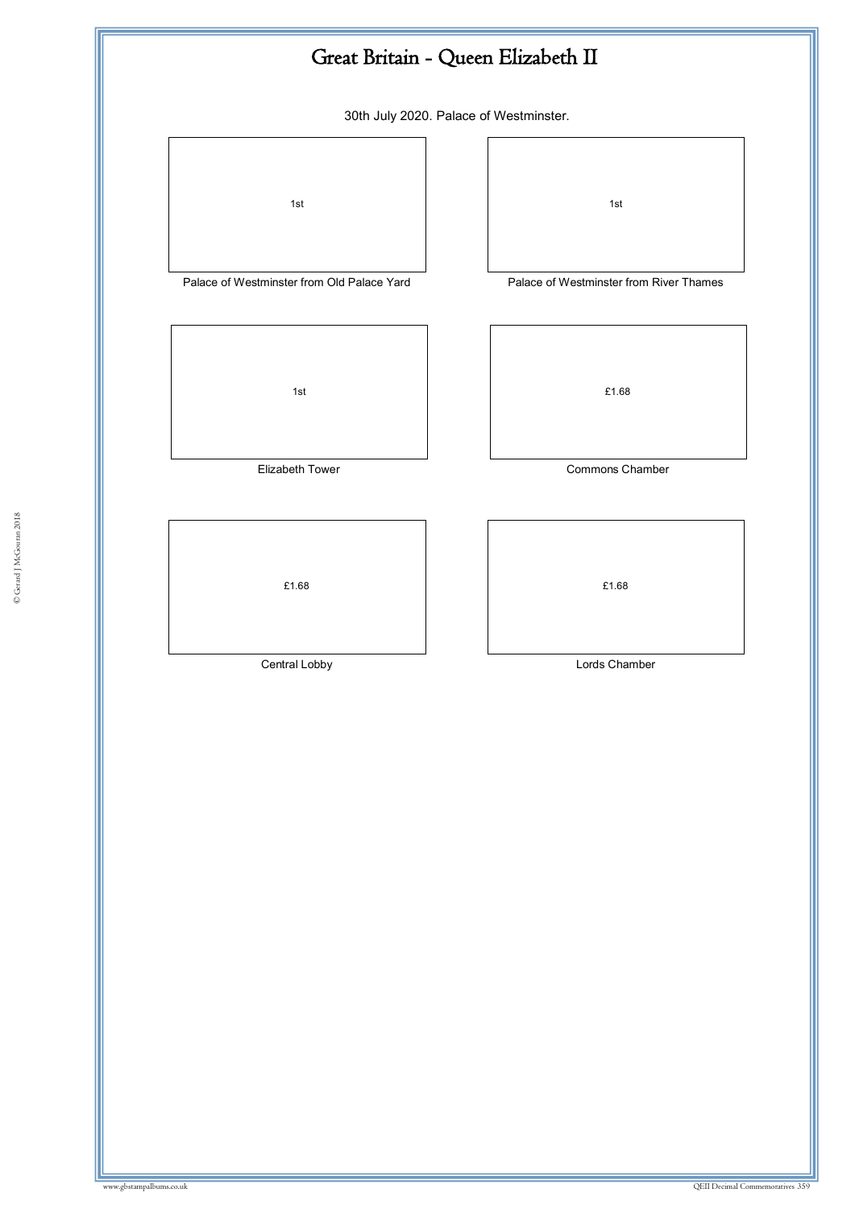# Great Britain - Queen Elizabeth II

30th July 2020. Palace of Westminster.

1st

Palace of Westminster from Old Palace Yard

1st

Palace of Westminster from River Thames

1st

Elizabeth Tower

£1.68

Commons Chamber

£1.68

Central Lobby

£1.68

Lords Chamber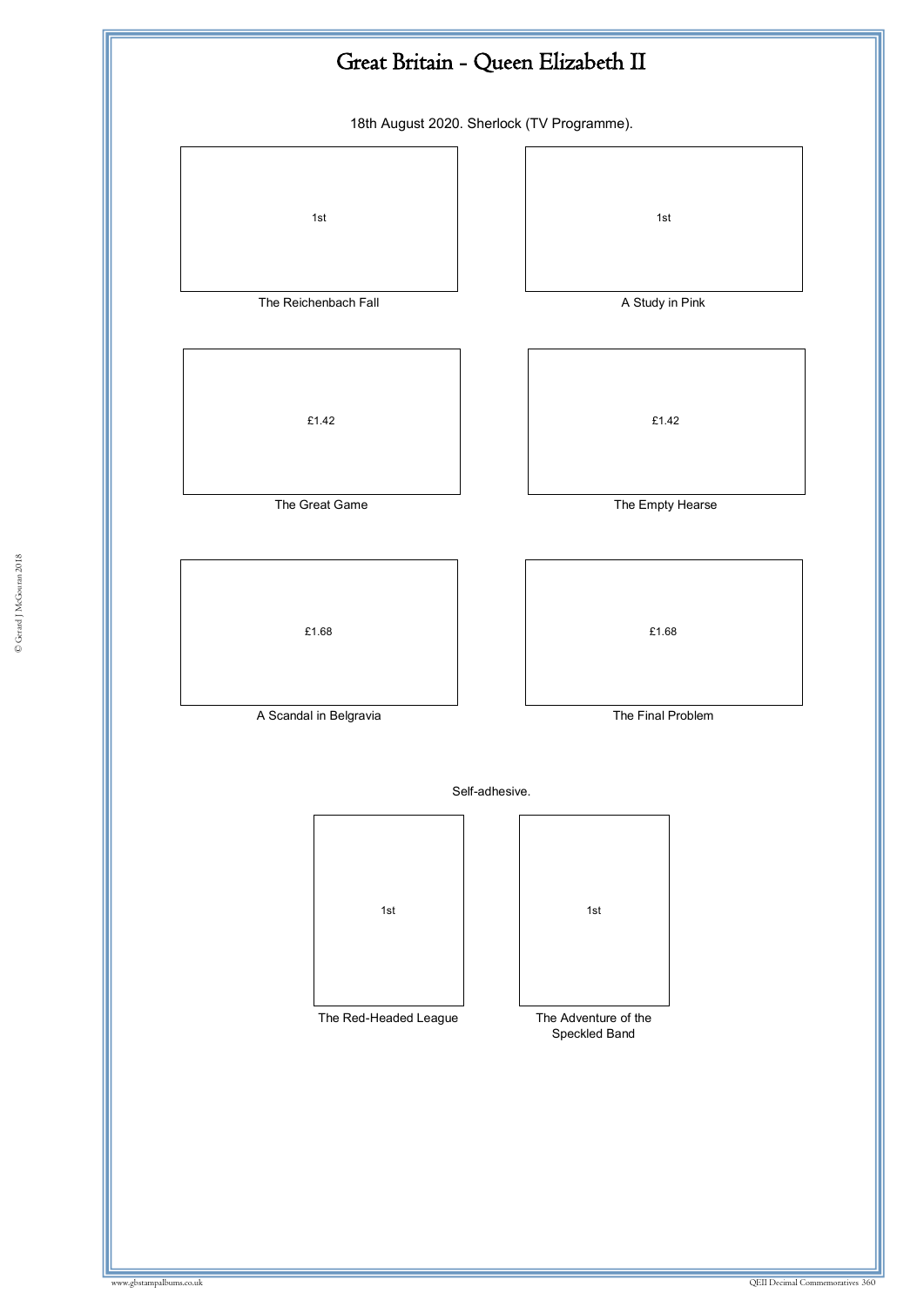# Great Britain - Queen Elizabeth II

18th August 2020. Sherlock (TV Programme).

| 1st | 1st |
|---|---|
| The Reichenbach Fall | A Study in Pink |
| £1.42 | £1.42 |
| The Great Game | The Empty Hearse |
| £1.68 | £1.68 |
| A Scandal in Belgravia | The Final Problem |

Self-adhesive.

| 1st | 1st |
|---|---|
| The Red-Headed League | The Adventure of the Speckled Band |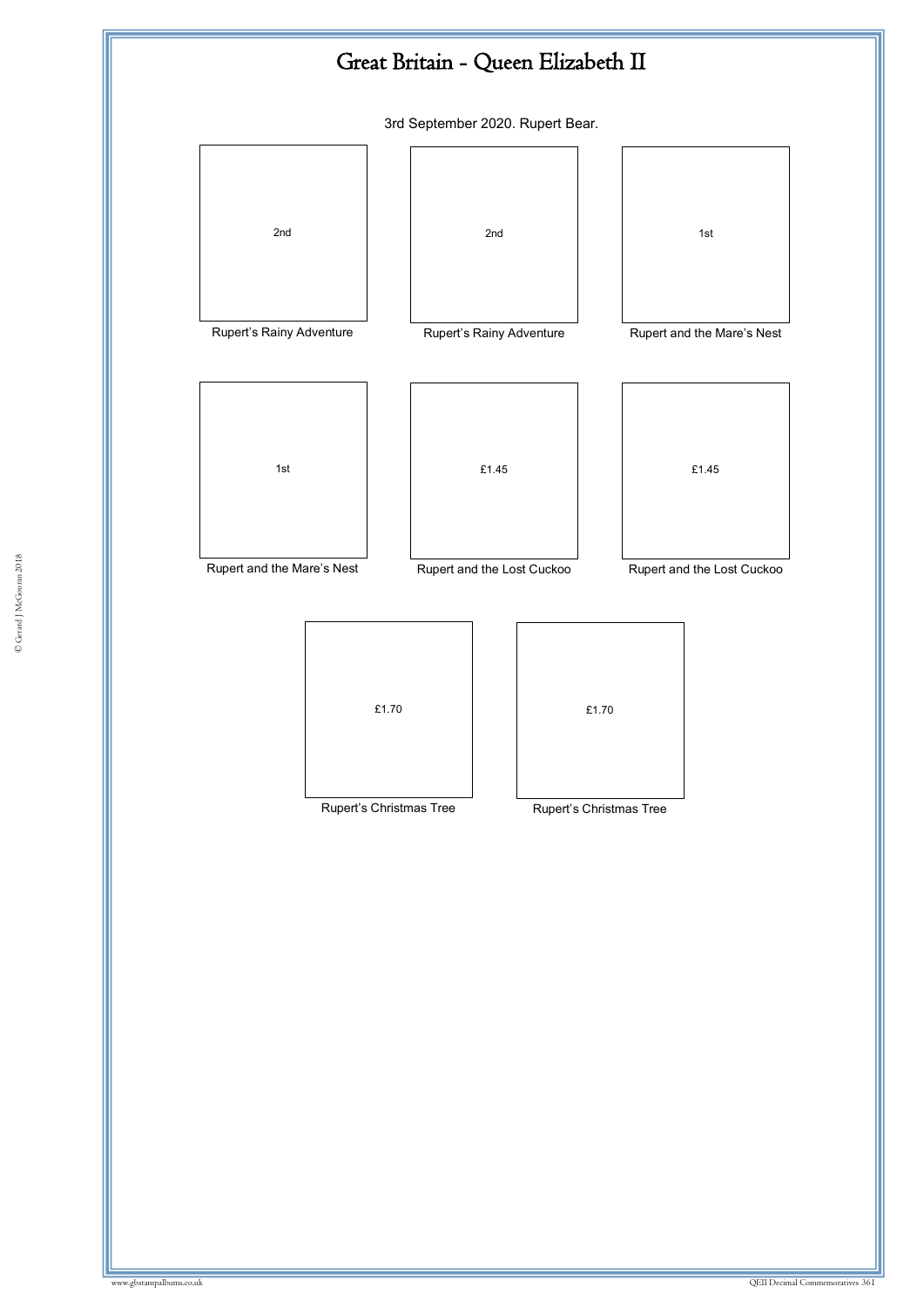# Great Britain - Queen Elizabeth II

3rd September 2020. Rupert Bear.

| 2nd | 2nd | 1st |
|---|---|---|
| Rupert's Rainy Adventure | Rupert's Rainy Adventure | Rupert and the Mare's Nest |

| 1st | £1.45 | £1.45 |
|---|---|---|
| Rupert and the Mare's Nest | Rupert and the Lost Cuckoo | Rupert and the Lost Cuckoo |

| £1.70 | £1.70 |
|---|---|
| Rupert's Christmas Tree | Rupert's Christmas Tree |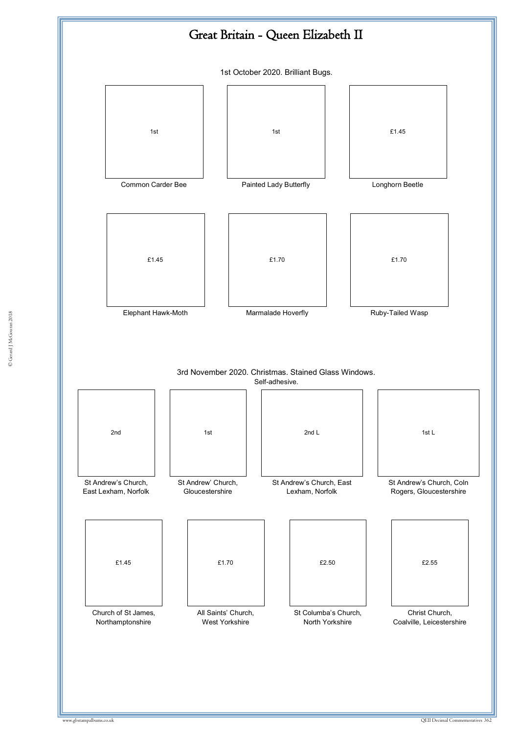# Great Britain - Queen Elizabeth II

1st October 2020. Brilliant Bugs.

| 1st | 1st | £1.45 |
|---|---|---|
| Common Carder Bee | Painted Lady Butterfly | Longhorn Beetle |

| £1.45 | £1.70 | £1.70 |
|---|---|---|
| Elephant Hawk-Moth | Marmalade Hoverfly | Ruby-Tailed Wasp |

3rd November 2020. Christmas. Stained Glass Windows.
Self-adhesive.

| 2nd | 1st | 2nd L | 1st L |
|---|---|---|---|
| St Andrew's Church, East Lexham, Norfolk | St Andrew' Church, Gloucestershire | St Andrew's Church, East Lexham, Norfolk | St Andrew's Church, Coln Rogers, Gloucestershire |

| £1.45 | £1.70 | £2.50 | £2.55 |
|---|---|---|---|
| Church of St James, Northamptonshire | All Saints' Church, West Yorkshire | St Columba's Church, North Yorkshire | Christ Church, Coalville, Leicestershire |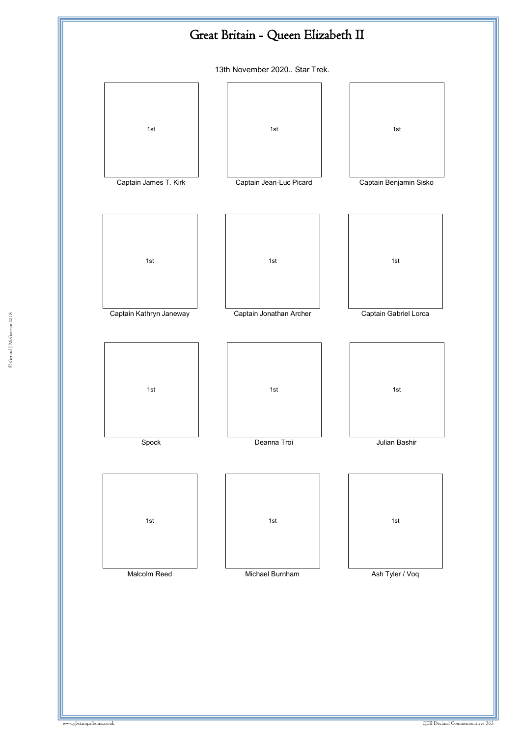# Great Britain - Queen Elizabeth II

13th November 2020.. Star Trek.

| 1st | 1st | 1st |
|---|---|---|
| Captain James T. Kirk | Captain Jean-Luc Picard | Captain Benjamin Sisko |
| 1st | 1st | 1st |
| Captain Kathryn Janeway | Captain Jonathan Archer | Captain Gabriel Lorca |
| 1st | 1st | 1st |
| Spock | Deanna Troi | Julian Bashir |
| 1st | 1st | 1st |
| Malcolm Reed | Michael Burnham | Ash Tyler / Voq |

© Gerard J McGouran 2018

www.gbstampalbums.co.uk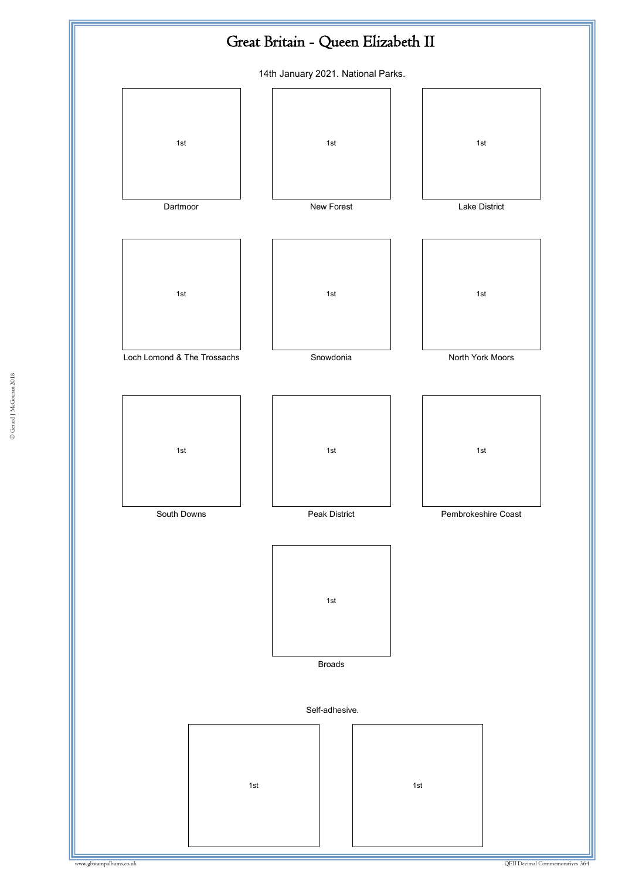# Great Britain - Queen Elizabeth II

14th January 2021. National Parks.

| 1st | 1st | 1st |
|---|---|---|
| Dartmoor | New Forest | Lake District |
| 1st | 1st | 1st |
| Loch Lomond & The Trossachs | Snowdonia | North York Moors |
| 1st | 1st | 1st |
| South Downs | Peak District | Pembrokeshire Coast |
| | 1st | |
| | Broads | |

Self-adhesive.

| 1st | 1st |
|---|---|

© Gerard J McGouran 2018

www.gbstampalbums.co.uk

QEII Decimal Commemoratives 364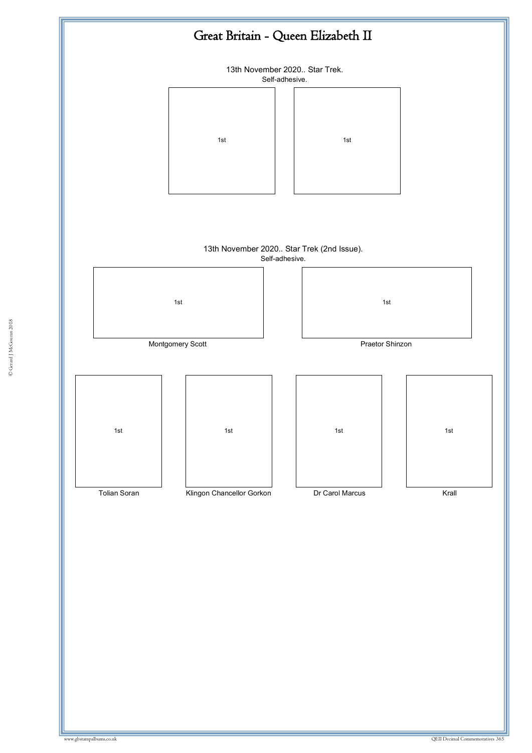# Great Britain - Queen Elizabeth II

13th November 2020.. Star Trek.
Self-adhesive.

1st

1st

13th November 2020.. Star Trek (2nd Issue).
Self-adhesive.

1st
Montgomery Scott

1st
Praetor Shinzon

1st
Tolian Soran

1st
Klingon Chancellor Gorkon

1st
Dr Carol Marcus

1st
Krall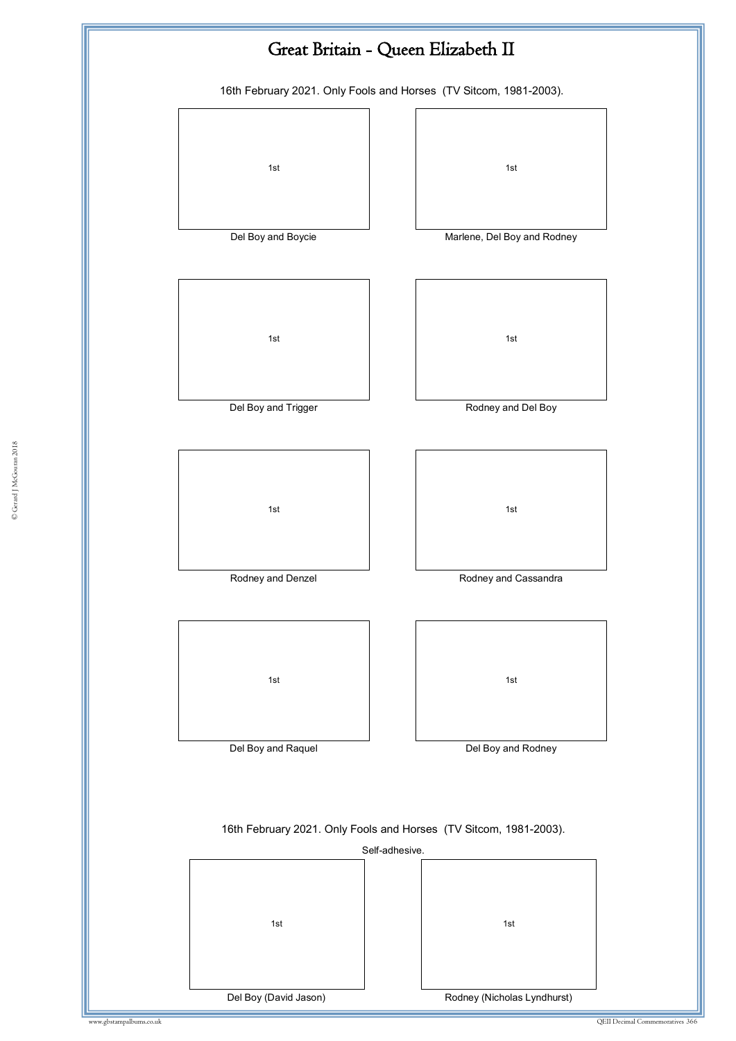# Great Britain - Queen Elizabeth II

16th February 2021. Only Fools and Horses (TV Sitcom, 1981-2003).

| 1st | 1st |
|---|---|
| Del Boy and Boycie | Marlene, Del Boy and Rodney |
| 1st | 1st |
| Del Boy and Trigger | Rodney and Del Boy |
| 1st | 1st |
| Rodney and Denzel | Rodney and Cassandra |
| 1st | 1st |
| Del Boy and Raquel | Del Boy and Rodney |

16th February 2021. Only Fools and Horses (TV Sitcom, 1981-2003).

Self-adhesive.

| 1st | 1st |
|---|---|
| Del Boy (David Jason) | Rodney (Nicholas Lyndhurst) |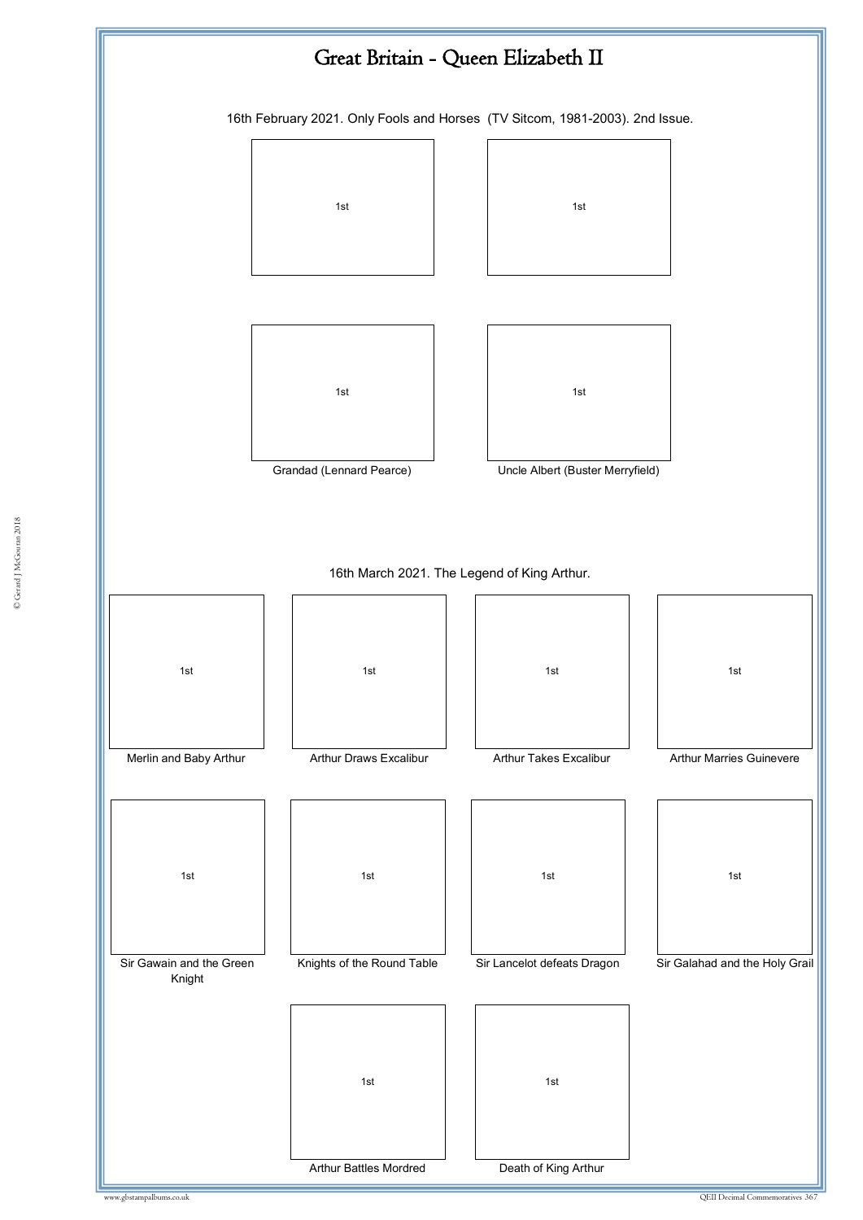# Great Britain - Queen Elizabeth II

16th February 2021. Only Fools and Horses (TV Sitcom, 1981-2003). 2nd Issue.

1st

1st

1st

Grandad (Lennard Pearce)

1st

Uncle Albert (Buster Merryfield)

16th March 2021. The Legend of King Arthur.

1st

Merlin and Baby Arthur

1st

Arthur Draws Excalibur

1st

Arthur Takes Excalibur

1st

Arthur Marries Guinevere

1st

Sir Gawain and the Green Knight

1st

Knights of the Round Table

1st

Sir Lancelot defeats Dragon

1st

Sir Galahad and the Holy Grail

1st

Arthur Battles Mordred

1st

Death of King Arthur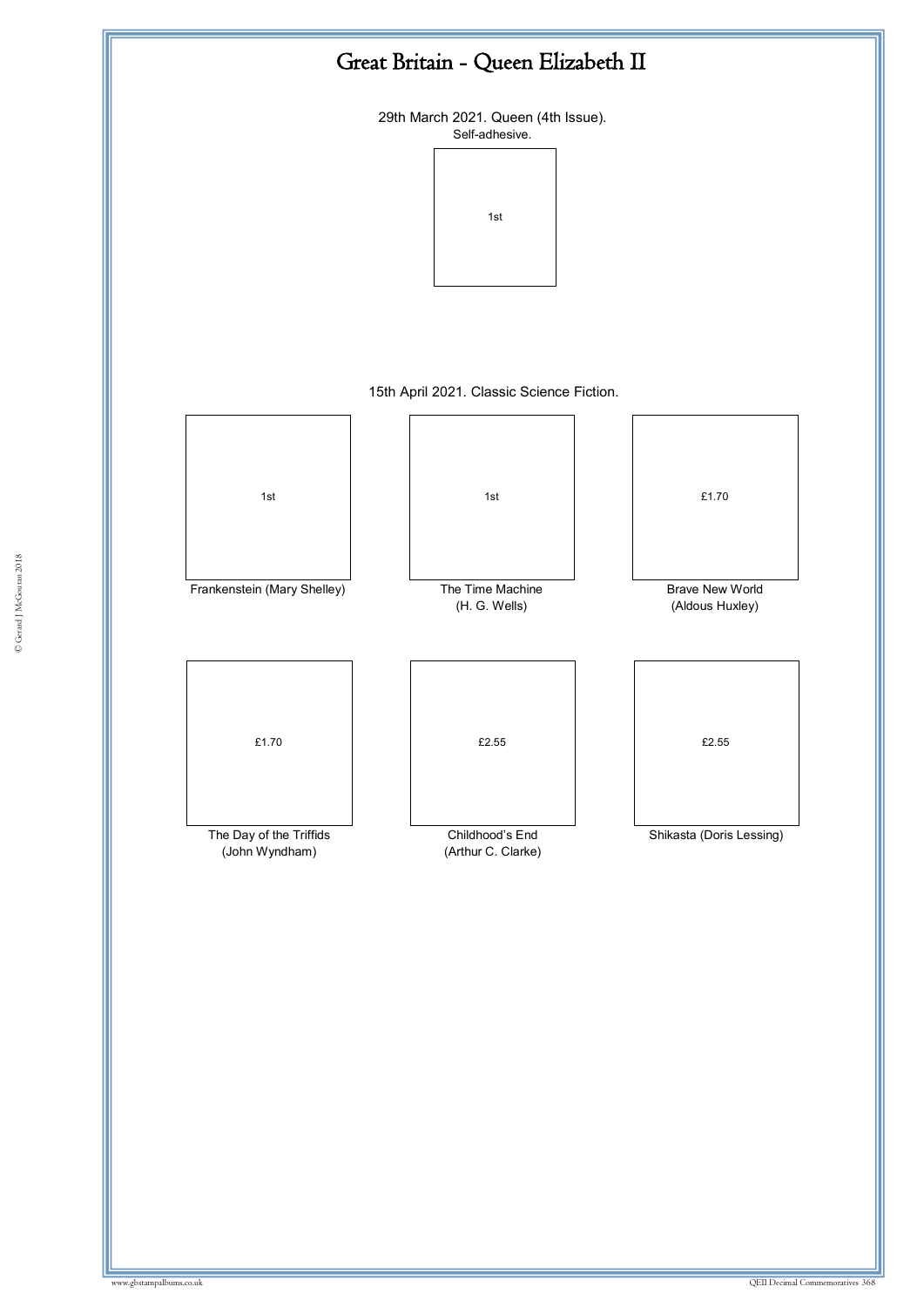# Great Britain - Queen Elizabeth II

29th March 2021. Queen (4th Issue).

Self-adhesive.

1st

15th April 2021. Classic Science Fiction.

| 1st | 1st | £1.70 |
|---|---|---|
| Frankenstein (Mary Shelley) | The Time Machine (H. G. Wells) | Brave New World (Aldous Huxley) |
| £1.70 | £2.55 | £2.55 |
| The Day of the Triffids (John Wyndham) | Childhood's End (Arthur C. Clarke) | Shikasta (Doris Lessing) |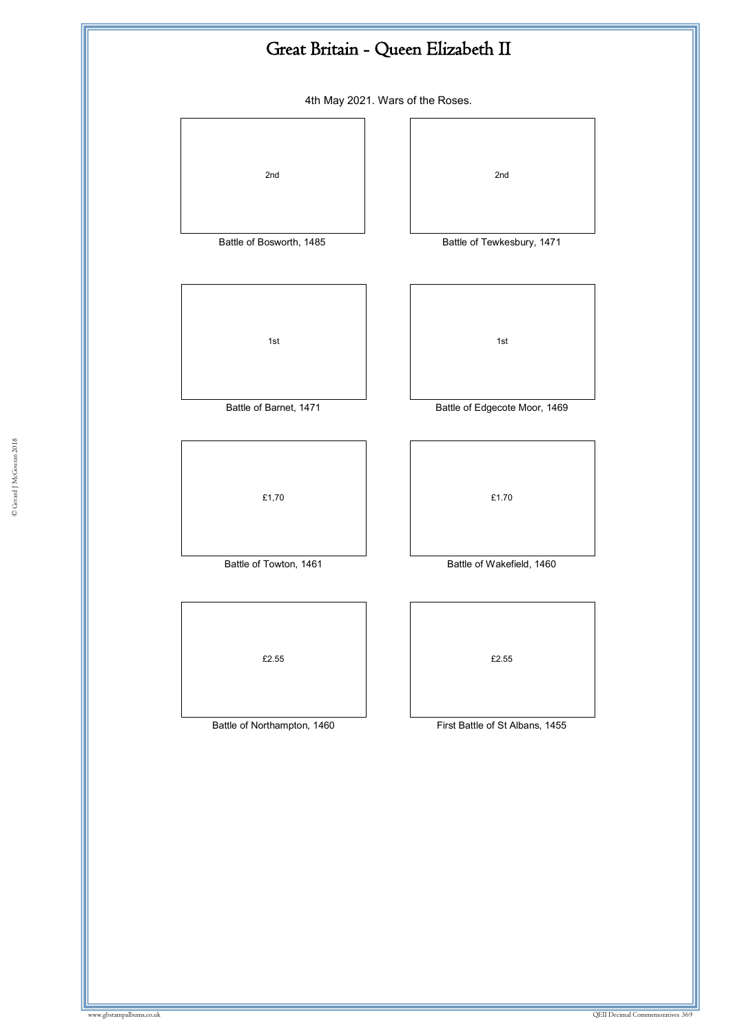# Great Britain - Queen Elizabeth II

4th May 2021. Wars of the Roses.

2nd

Battle of Bosworth, 1485

2nd

Battle of Tewkesbury, 1471

1st

Battle of Barnet, 1471

1st

Battle of Edgecote Moor, 1469

£1,70

Battle of Towton, 1461

£1.70

Battle of Wakefield, 1460

£2.55

Battle of Northampton, 1460

£2.55

First Battle of St Albans, 1455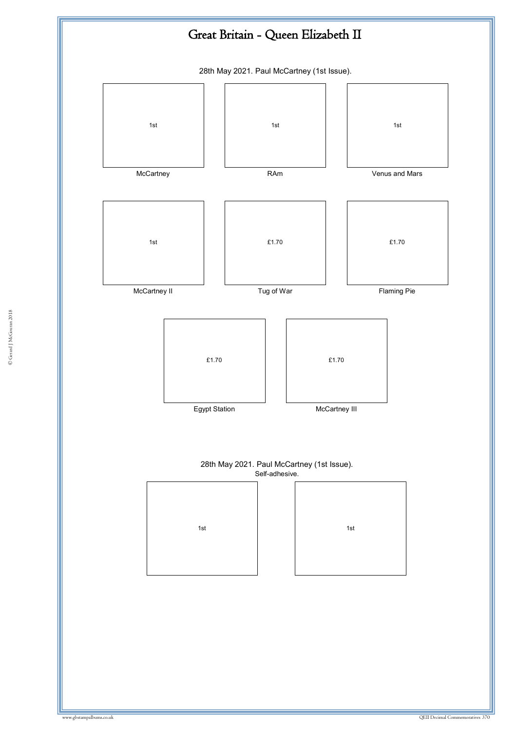# Great Britain - Queen Elizabeth II

28th May 2021. Paul McCartney (1st Issue).

| 1st | 1st | 1st |
|---|---|---|
| McCartney | RAm | Venus and Mars |

| 1st | £1.70 | £1.70 |
|---|---|---|
| McCartney II | Tug of War | Flaming Pie |

| £1.70 | £1.70 |
|---|---|
| Egypt Station | McCartney III |

28th May 2021. Paul McCartney (1st Issue).
Self-adhesive.

| 1st | 1st |
|---|---|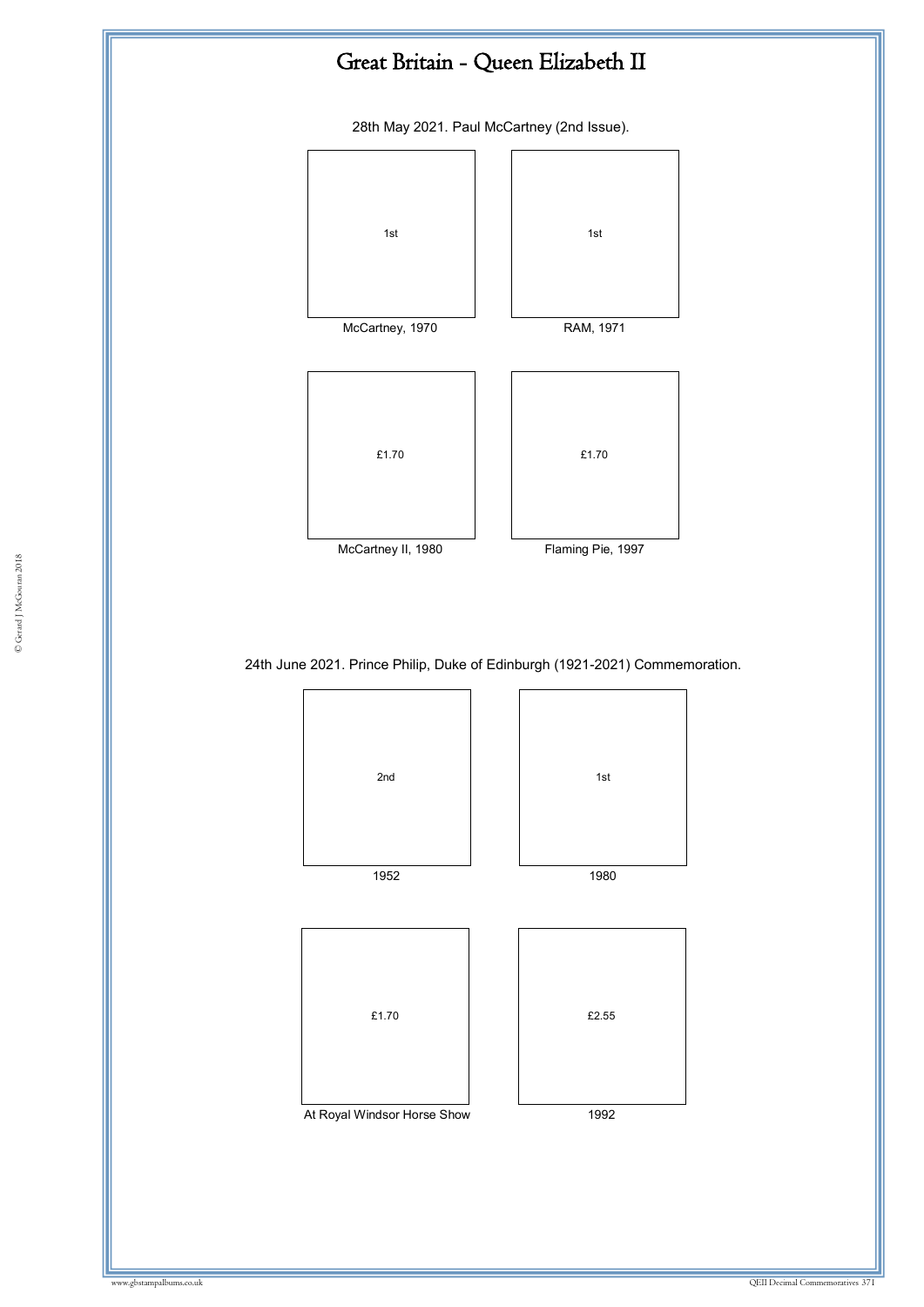# Great Britain - Queen Elizabeth II

28th May 2021. Paul McCartney (2nd Issue).

| 1st | 1st |
|---|---|
| McCartney, 1970 | RAM, 1971 |
| £1.70 | £1.70 |
| McCartney II, 1980 | Flaming Pie, 1997 |

24th June 2021. Prince Philip, Duke of Edinburgh (1921-2021) Commemoration.

| 2nd | 1st |
|---|---|
| 1952 | 1980 |
| £1.70 | £2.55 |
| At Royal Windsor Horse Show | 1992 |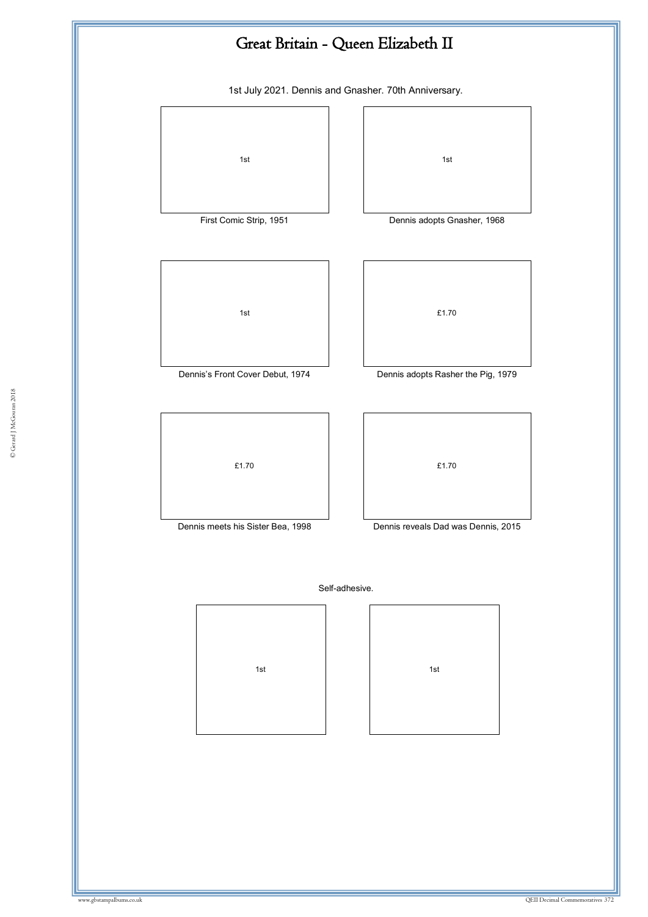# Great Britain - Queen Elizabeth II

1st July 2021. Dennis and Gnasher. 70th Anniversary.

1st

First Comic Strip, 1951

1st

Dennis adopts Gnasher, 1968

1st

Dennis's Front Cover Debut, 1974

£1.70

Dennis adopts Rasher the Pig, 1979

£1.70

Dennis meets his Sister Bea, 1998

£1.70

Dennis reveals Dad was Dennis, 2015

Self-adhesive.

1st

1st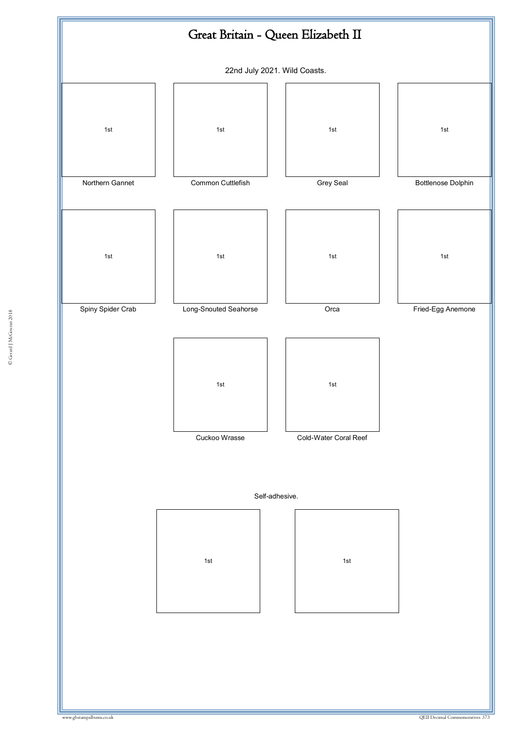# Great Britain - Queen Elizabeth II

22nd July 2021. Wild Coasts.

| 1st | 1st | 1st | 1st |
|---|---|---|---|
| Northern Gannet | Common Cuttlefish | Grey Seal | Bottlenose Dolphin |

| 1st | 1st | 1st | 1st |
|---|---|---|---|
| Spiny Spider Crab | Long-Snouted Seahorse | Orca | Fried-Egg Anemone |

| 1st | 1st |
|---|---|
| Cuckoo Wrasse | Cold-Water Coral Reef |

Self-adhesive.

| 1st | 1st |
|---|---|

© Gerard J McGouran 2018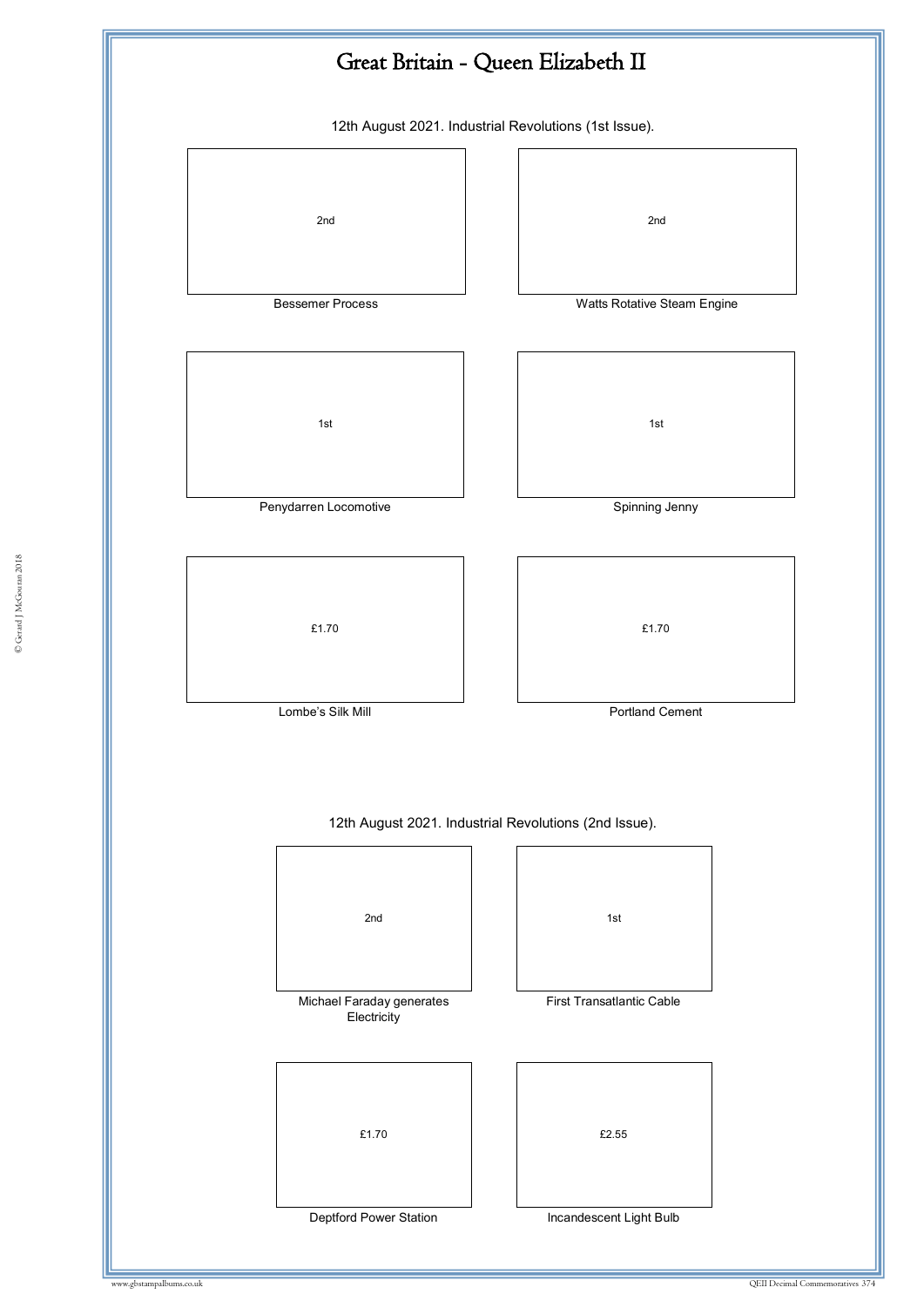# Great Britain - Queen Elizabeth II

12th August 2021. Industrial Revolutions (1st Issue).

| 2nd | 2nd |
|---|---|
| Bessemer Process | Watts Rotative Steam Engine |
| 1st | 1st |
| Penydarren Locomotive | Spinning Jenny |
| £1.70 | £1.70 |
| Lombe's Silk Mill | Portland Cement |

12th August 2021. Industrial Revolutions (2nd Issue).

| 2nd | 1st |
|---|---|
| Michael Faraday generates Electricity | First Transatlantic Cable |
| £1.70 | £2.55 |
| Deptford Power Station | Incandescent Light Bulb |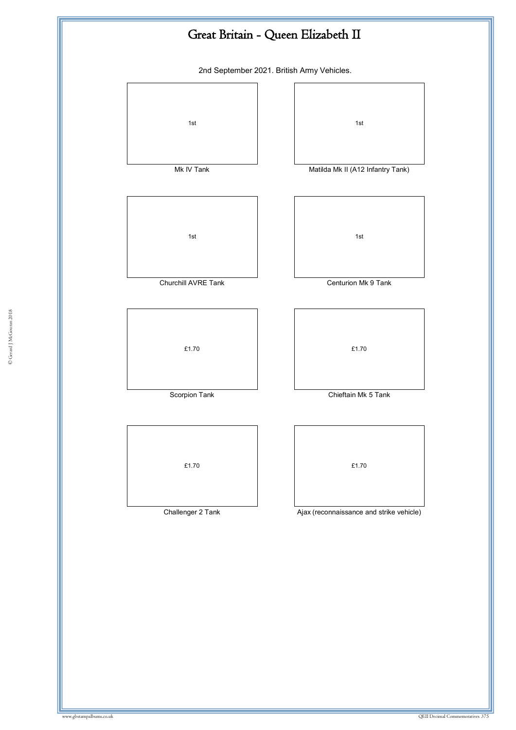# Great Britain - Queen Elizabeth II

2nd September 2021. British Army Vehicles.

| 1st | 1st |
|---|---|
| Mk IV Tank | Matilda Mk II (A12 Infantry Tank) |
| 1st | 1st |
| Churchill AVRE Tank | Centurion Mk 9 Tank |
| £1.70 | £1.70 |
| Scorpion Tank | Chieftain Mk 5 Tank |
| £1.70 | £1.70 |
| Challenger 2 Tank | Ajax (reconnaissance and strike vehicle) |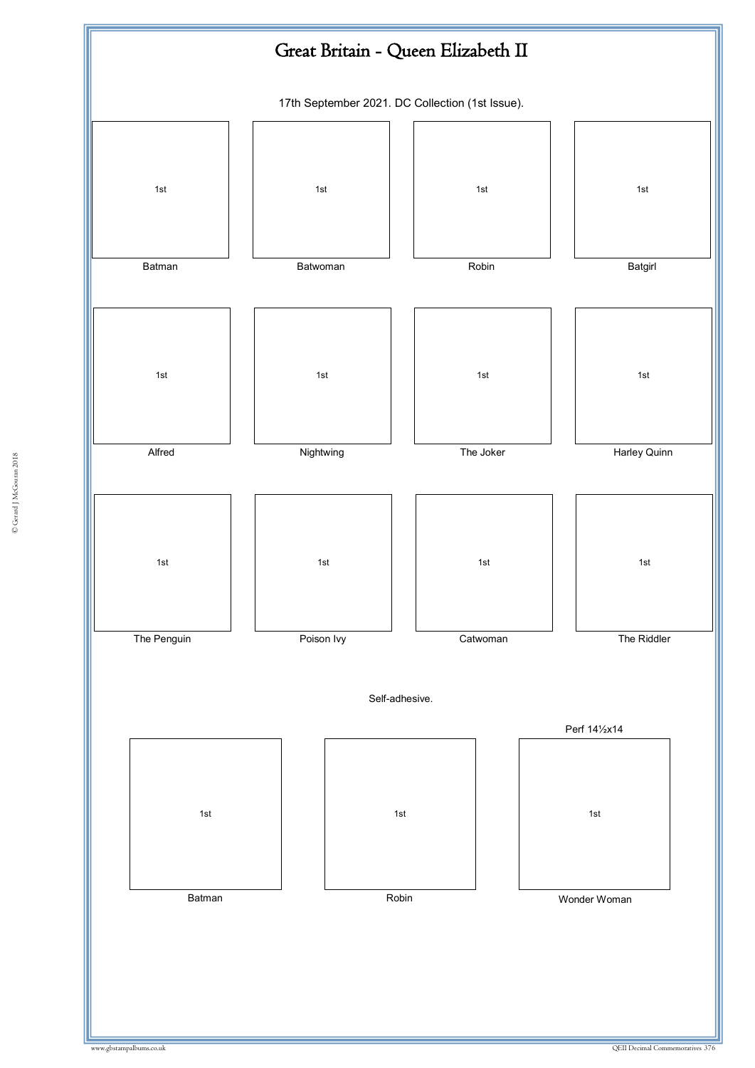# Great Britain - Queen Elizabeth II

17th September 2021. DC Collection (1st Issue).

| 1st | 1st | 1st | 1st |
|---|---|---|---|
| Batman | Batwoman | Robin | Batgirl |
| 1st | 1st | 1st | 1st |
| Alfred | Nightwing | The Joker | Harley Quinn |
| 1st | 1st | 1st | 1st |
| The Penguin | Poison Ivy | Catwoman | The Riddler |

Self-adhesive.

| 1st | 1st | Perf 14½x14<br>1st |
|---|---|---|
| Batman | Robin | Wonder Woman |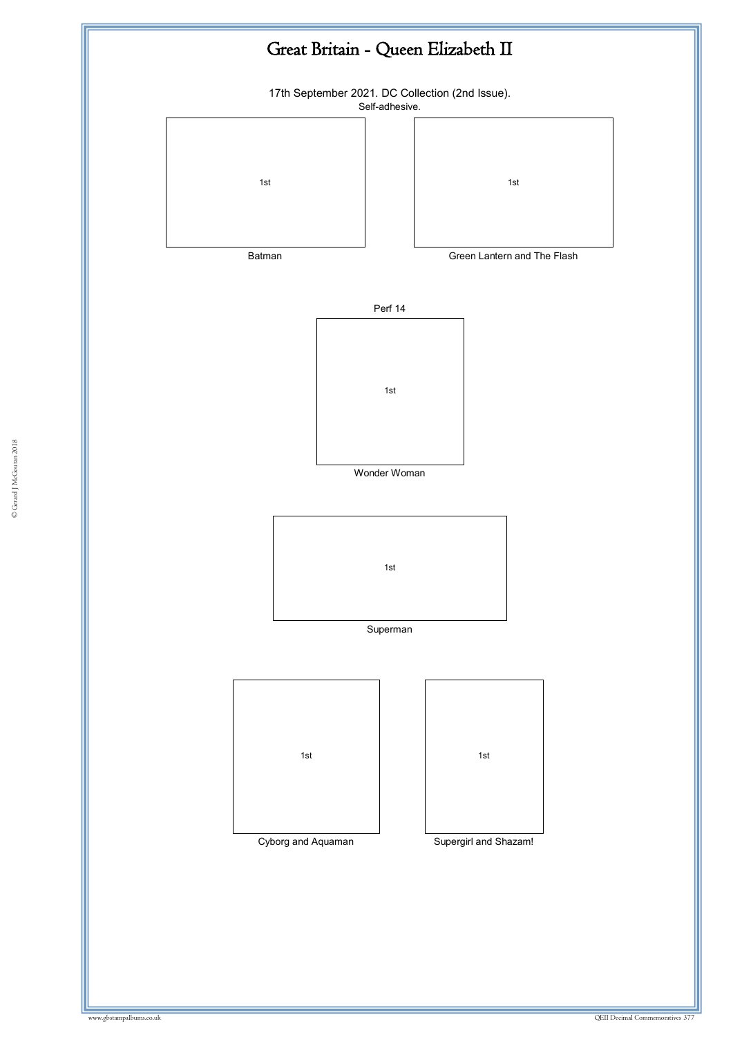# Great Britain - Queen Elizabeth II

17th September 2021. DC Collection (2nd Issue).

Self-adhesive.

1st

Batman

1st

Green Lantern and The Flash

Perf 14

1st

Wonder Woman

1st

Superman

1st

Cyborg and Aquaman

1st

Supergirl and Shazam!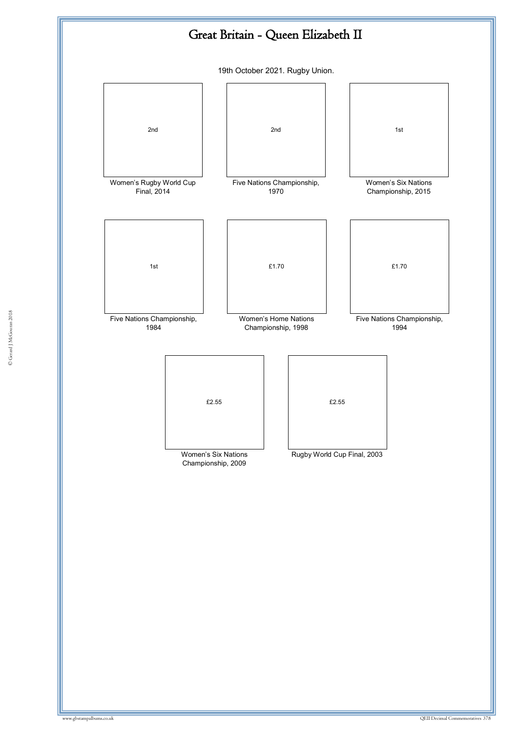# Great Britain - Queen Elizabeth II

19th October 2021. Rugby Union.

| 2nd | 2nd | 1st |
|---|---|---|
| Women's Rugby World Cup Final, 2014 | Five Nations Championship, 1970 | Women's Six Nations Championship, 2015 |

| 1st | £1.70 | £1.70 |
|---|---|---|
| Five Nations Championship, 1984 | Women's Home Nations Championship, 1998 | Five Nations Championship, 1994 |

| £2.55 | £2.55 |
|---|---|
| Women's Six Nations Championship, 2009 | Rugby World Cup Final, 2003 |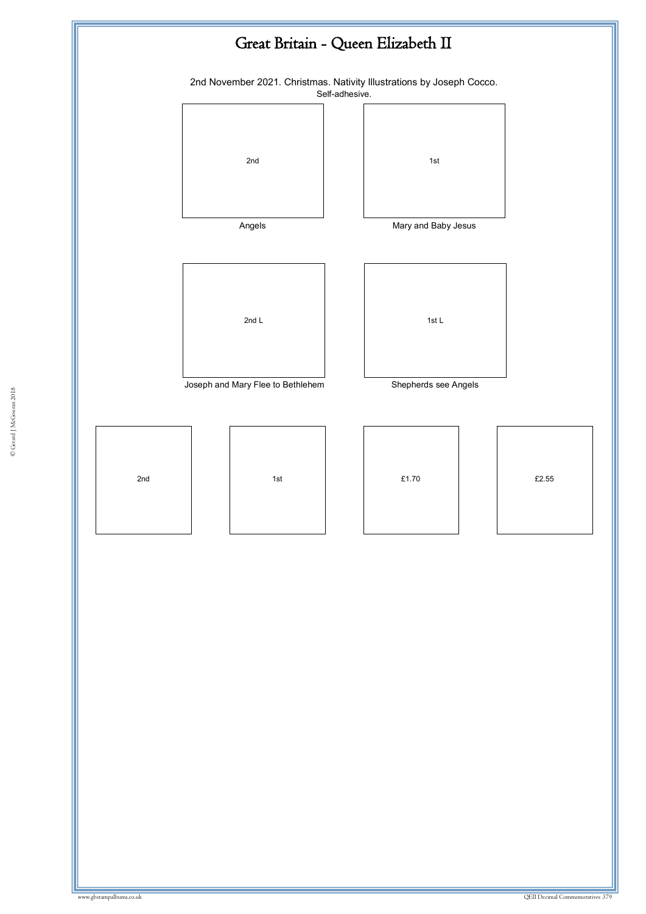# Great Britain - Queen Elizabeth II

2nd November 2021. Christmas. Nativity Illustrations by Joseph Cocco.

Self-adhesive.

| 2nd | 1st |
|---|---|
| Angels | Mary and Baby Jesus |

| 2nd L | 1st L |
|---|---|
| Joseph and Mary Flee to Bethlehem | Shepherds see Angels |

| 2nd | 1st | £1.70 | £2.55 |
|---|---|---|---|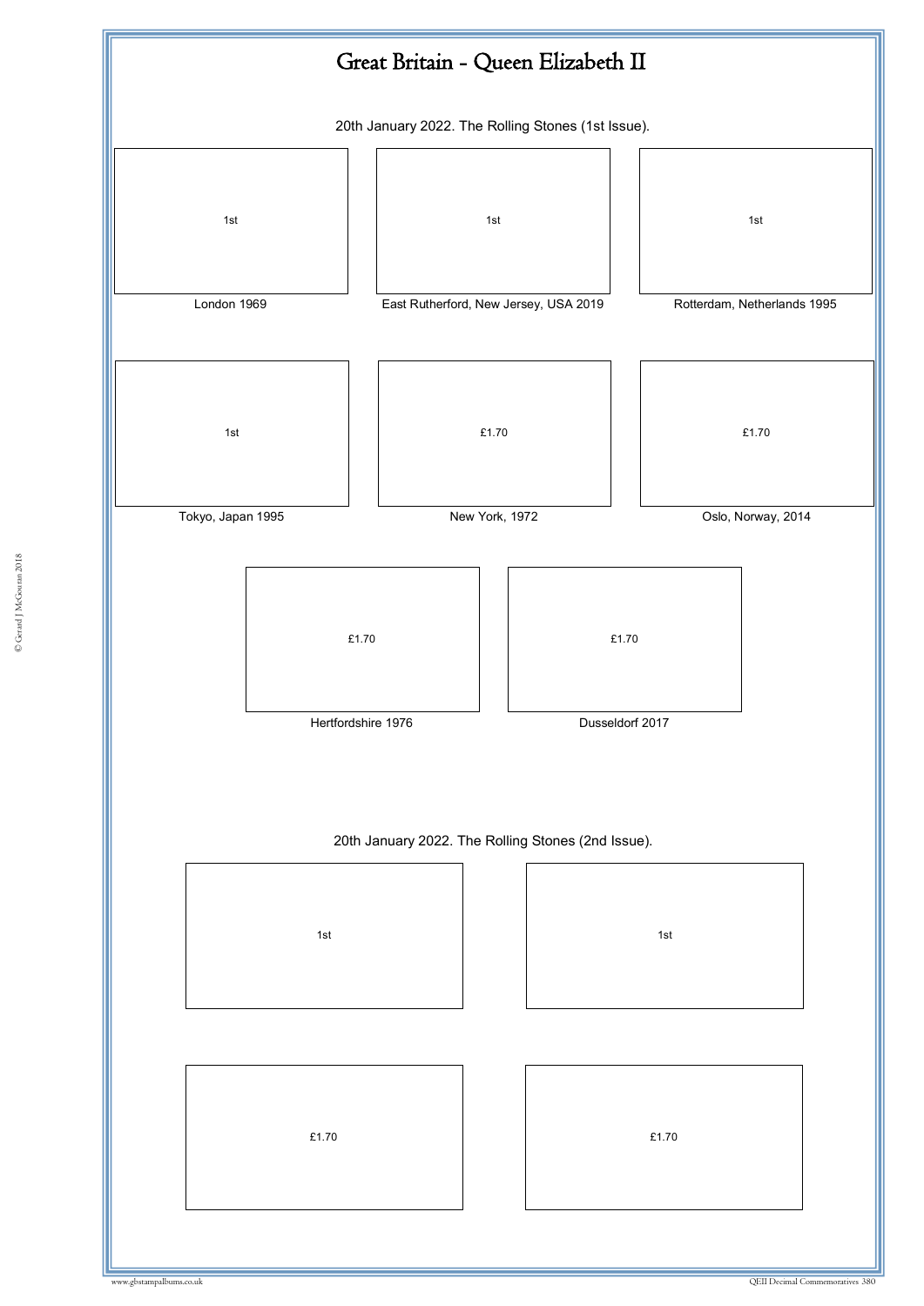# Great Britain - Queen Elizabeth II

20th January 2022. The Rolling Stones (1st Issue).

| 1st | 1st | 1st |
|---|---|---|
| London 1969 | East Rutherford, New Jersey, USA 2019 | Rotterdam, Netherlands 1995 |

| 1st | £1.70 | £1.70 |
|---|---|---|
| Tokyo, Japan 1995 | New York, 1972 | Oslo, Norway, 2014 |

| £1.70 | £1.70 |
|---|---|
| Hertfordshire 1976 | Dusseldorf 2017 |

20th January 2022. The Rolling Stones (2nd Issue).

| 1st | 1st |
|---|---|
| £1.70 | £1.70 |

© Gerard J McGouran 2018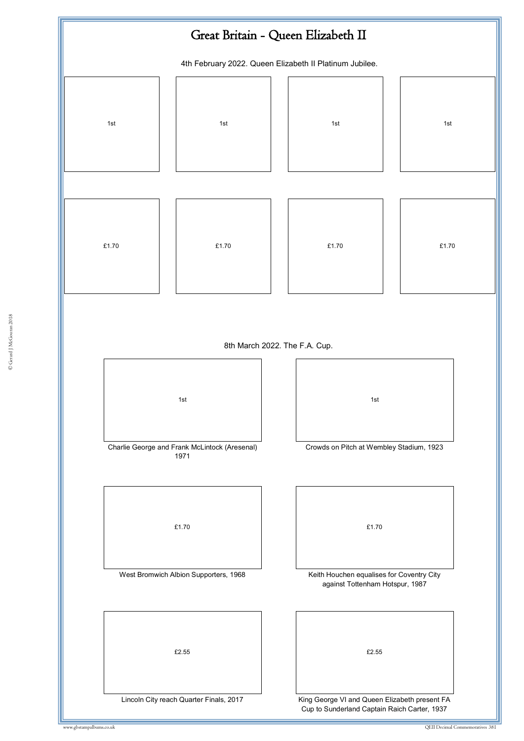# Great Britain - Queen Elizabeth II

4th February 2022. Queen Elizabeth II Platinum Jubilee.

1st

1st

1st

1st

£1.70

£1.70

£1.70

£1.70

8th March 2022. The F.A. Cup.

1st

Charlie George and Frank McLintock (Aresenal) 1971

1st

Crowds on Pitch at Wembley Stadium, 1923

£1.70

West Bromwich Albion Supporters, 1968

£1.70

Keith Houchen equalises for Coventry City against Tottenham Hotspur, 1987

£2.55

Lincoln City reach Quarter Finals, 2017

£2.55

King George VI and Queen Elizabeth present FA Cup to Sunderland Captain Raich Carter, 1937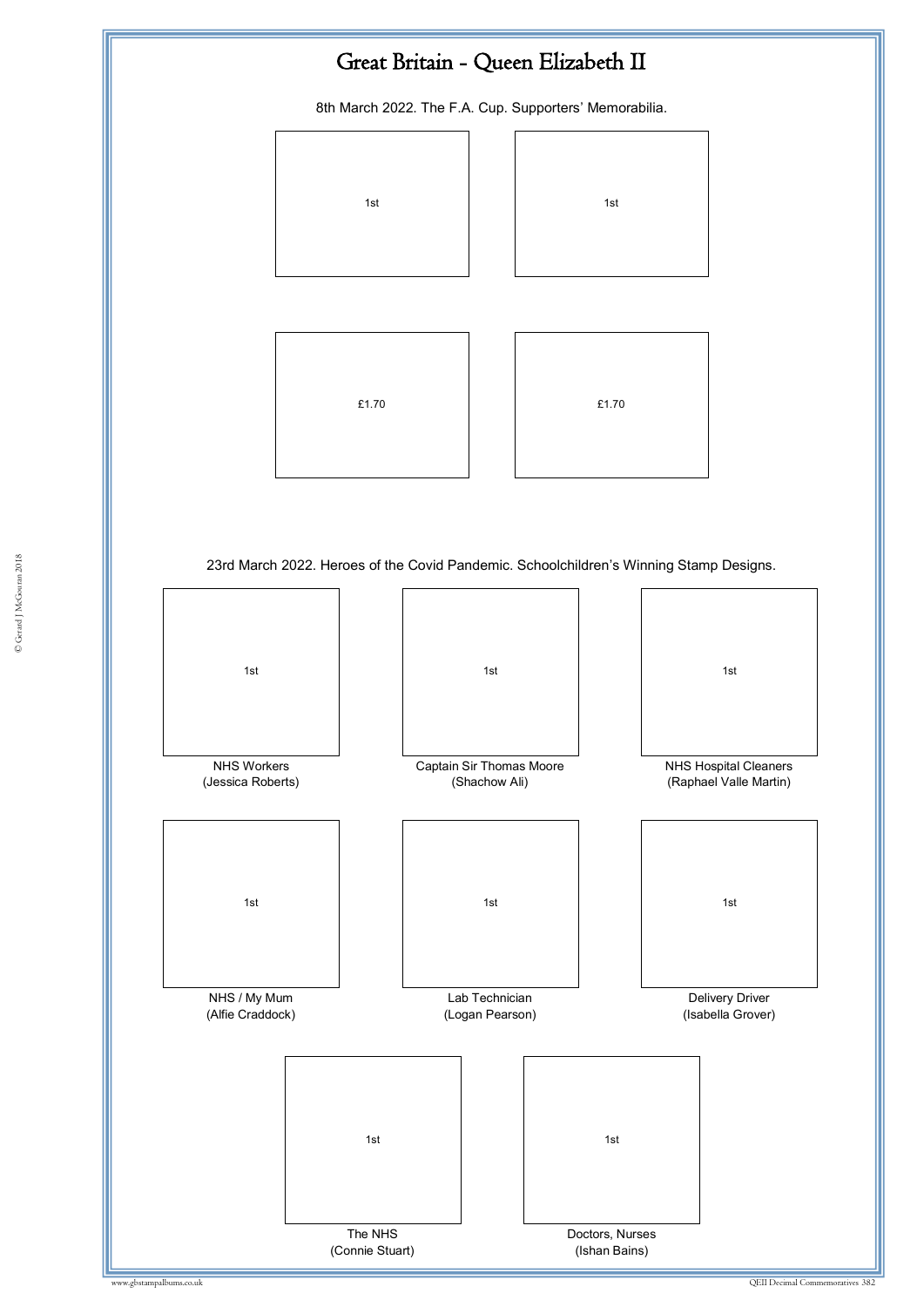# Great Britain - Queen Elizabeth II

8th March 2022. The F.A. Cup. Supporters' Memorabilia.

1st

1st

£1.70

£1.70

23rd March 2022. Heroes of the Covid Pandemic. Schoolchildren's Winning Stamp Designs.

1st

NHS Workers
(Jessica Roberts)

1st

Captain Sir Thomas Moore
(Shachow Ali)

1st

NHS Hospital Cleaners
(Raphael Valle Martin)

1st

NHS / My Mum
(Alfie Craddock)

1st

Lab Technician
(Logan Pearson)

1st

Delivery Driver
(Isabella Grover)

1st

The NHS
(Connie Stuart)

1st

Doctors, Nurses
(Ishan Bains)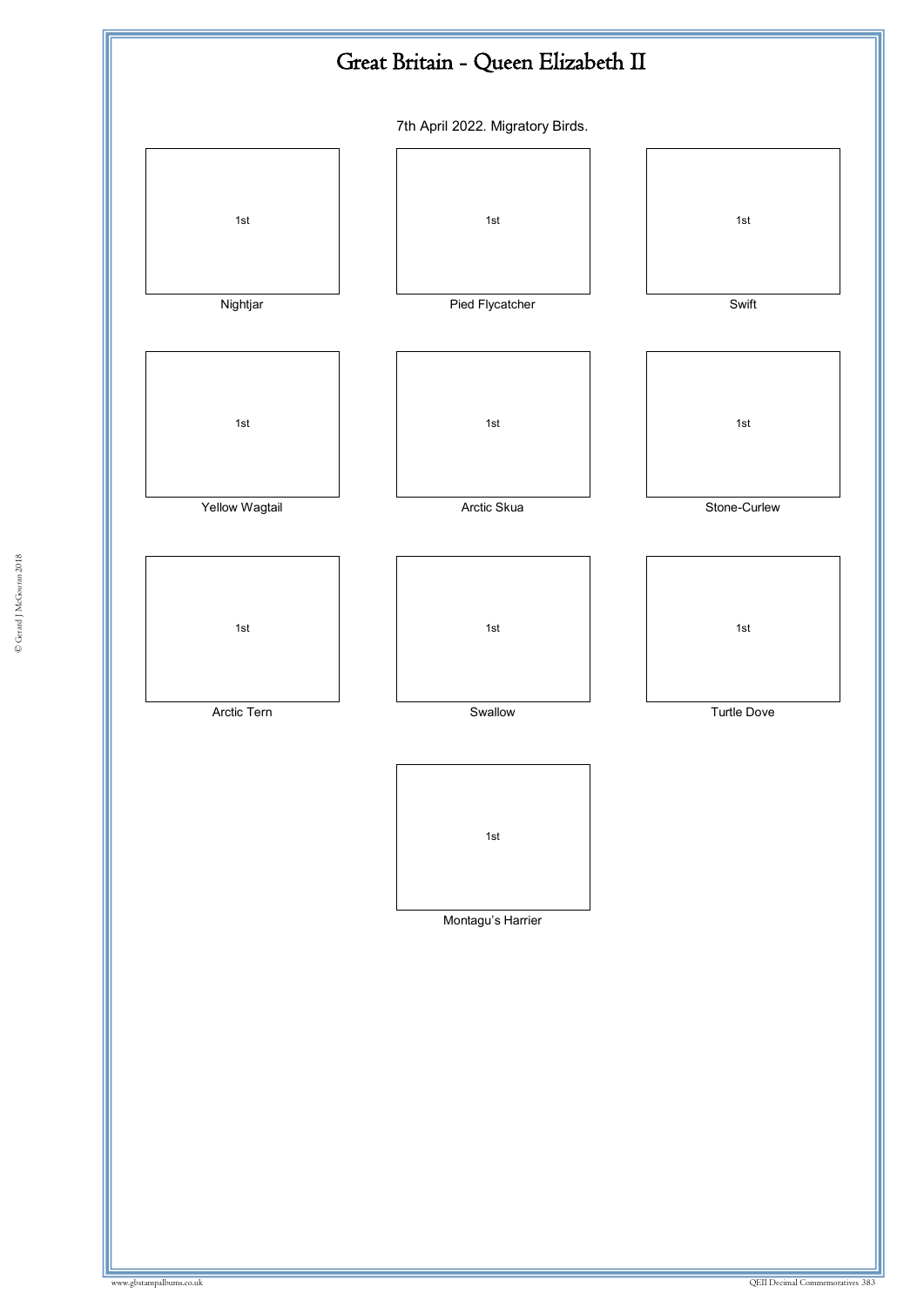# Great Britain - Queen Elizabeth II

7th April 2022. Migratory Birds.

| 1st | 1st | 1st |
|---|---|---|
| Nightjar | Pied Flycatcher | Swift |
| 1st | 1st | 1st |
| Yellow Wagtail | Arctic Skua | Stone-Curlew |
| 1st | 1st | 1st |
| Arctic Tern | Swallow | Turtle Dove |
| | 1st | |
| | Montagu's Harrier | |

© Gerard J McGouran 2018

www.gbstampalbums.co.uk

QEII Decimal Commemoratives 383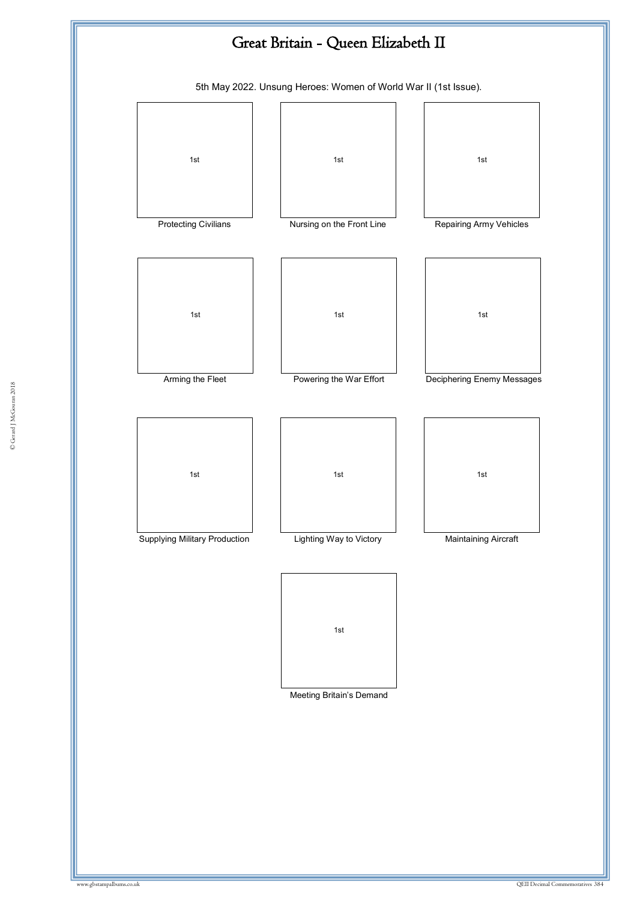# Great Britain - Queen Elizabeth II

5th May 2022. Unsung Heroes: Women of World War II (1st Issue).

| 1st | 1st | 1st |
| --- | --- | --- |
| Protecting Civilians | Nursing on the Front Line | Repairing Army Vehicles |
| 1st | 1st | 1st |
| Arming the Fleet | Powering the War Effort | Deciphering Enemy Messages |
| 1st | 1st | 1st |
| Supplying Military Production | Lighting Way to Victory | Maintaining Aircraft |
| | 1st | |
| | Meeting Britain's Demand | |

© Gerard J McGouran 2018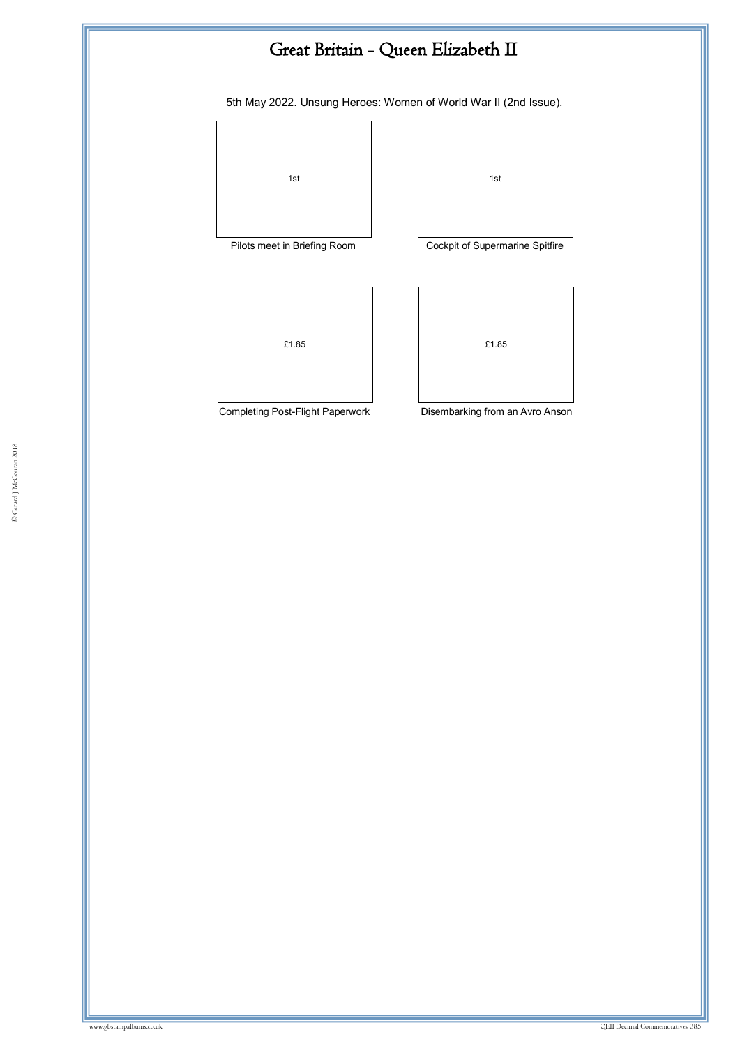# Great Britain - Queen Elizabeth II

5th May 2022. Unsung Heroes: Women of World War II (2nd Issue).

1st

Pilots meet in Briefing Room

1st

Cockpit of Supermarine Spitfire

£1.85

Completing Post-Flight Paperwork

£1.85

Disembarking from an Avro Anson